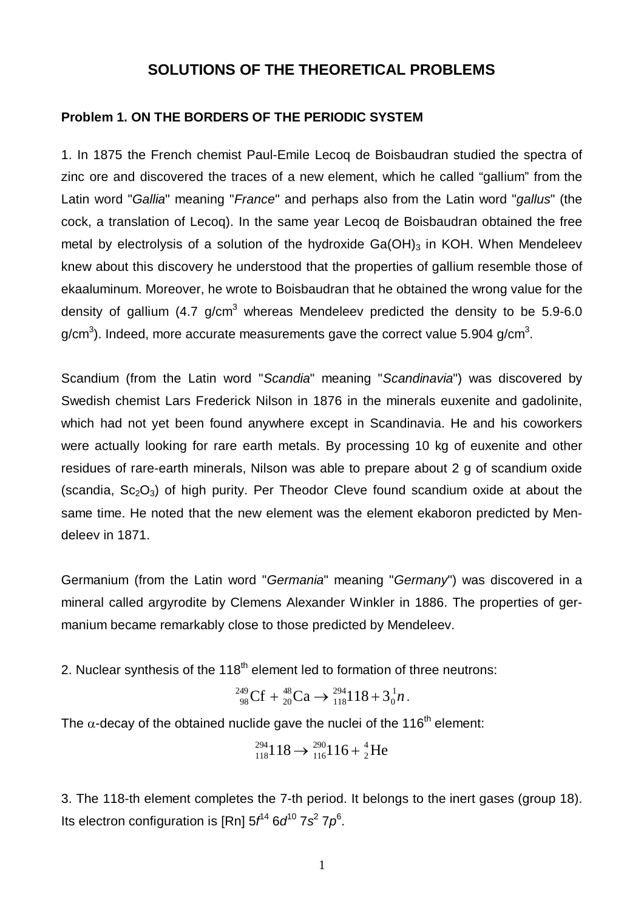# SOLUTIONS OF THE THEORETICAL PROBLEMS

## Problem 1. ON THE BORDERS OF THE PERIODIC SYSTEM

1. In 1875 the French chemist Paul-Emile Lecoq de Boisbaudran studied the spectra of zinc ore and discovered the traces of a new element, which he called "gallium" from the Latin word "*Gallia*" meaning "*France*" and perhaps also from the Latin word "*gallus*" (the cock, a translation of Lecoq). In the same year Lecoq de Boisbaudran obtained the free metal by electrolysis of a solution of the hydroxide $Ga(OH)_3$ in KOH. When Mendeleev knew about this discovery he understood that the properties of gallium resemble those of ekaaluminum. Moreover, he wrote to Boisbaudran that he obtained the wrong value for the density of gallium (4.7 g/cm$^3$ whereas Mendeleev predicted the density to be 5.9-6.0 g/cm$^3$). Indeed, more accurate measurements gave the correct value 5.904 g/cm$^3$.

Scandium (from the Latin word "*Scandia*" meaning "*Scandinavia*") was discovered by Swedish chemist Lars Frederick Nilson in 1876 in the minerals euxenite and gadolinite, which had not yet been found anywhere except in Scandinavia. He and his coworkers were actually looking for rare earth metals. By processing 10 kg of euxenite and other residues of rare-earth minerals, Nilson was able to prepare about 2 g of scandium oxide (scandia, $Sc_2O_3$) of high purity. Per Theodor Cleve found scandium oxide at about the same time. He noted that the new element was the element ekaboron predicted by Mendeleev in 1871.

Germanium (from the Latin word "*Germania*" meaning "*Germany*") was discovered in a mineral called argyrodite by Clemens Alexander Winkler in 1886. The properties of germanium became remarkably close to those predicted by Mendeleev.

2. Nuclear synthesis of the 118$^{th}$ element led to formation of three neutrons:

$$^{249}_{98}\text{Cf} + ^{48}_{20}\text{Ca} \rightarrow ^{294}_{118}118 + 3^{1}_{0}n.$$

The $\alpha$-decay of the obtained nuclide gave the nuclei of the 116$^{th}$ element:

$$^{294}_{118}118 \rightarrow ^{290}_{116}116 + ^{4}_{2}\text{He}$$

3. The 118-th element completes the 7-th period. It belongs to the inert gases (group 18). Its electron configuration is [Rn] $5f^{14}\ 6d^{10}\ 7s^2\ 7p^6$.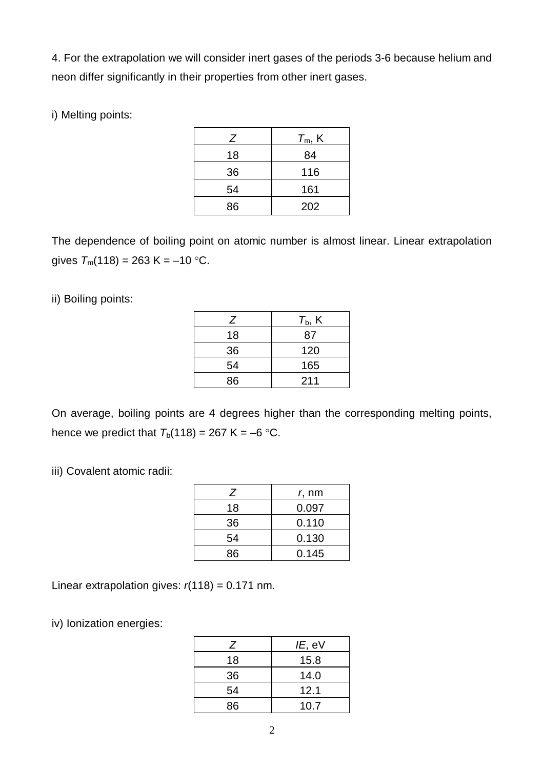4. For the extrapolation we will consider inert gases of the periods 3-6 because helium and neon differ significantly in their properties from other inert gases.

i) Melting points:

| $Z$ | $T_m$, K |
|---|---|
| 18 | 84 |
| 36 | 116 |
| 54 | 161 |
| 86 | 202 |

The dependence of boiling point on atomic number is almost linear. Linear extrapolation gives $T_m(118) = 263$ K = –10 °C.

ii) Boiling points:

| $Z$ | $T_b$, K |
|---|---|
| 18 | 87 |
| 36 | 120 |
| 54 | 165 |
| 86 | 211 |

On average, boiling points are 4 degrees higher than the corresponding melting points, hence we predict that $T_b(118) = 267$ K = –6 °C.

iii) Covalent atomic radii:

| $Z$ | $r$, nm |
|---|---|
| 18 | 0.097 |
| 36 | 0.110 |
| 54 | 0.130 |
| 86 | 0.145 |

Linear extrapolation gives: $r(118) = 0.171$ nm.

iv) Ionization energies:

| $Z$ | $IE$, eV |
|---|---|
| 18 | 15.8 |
| 36 | 14.0 |
| 54 | 12.1 |
| 86 | 10.7 |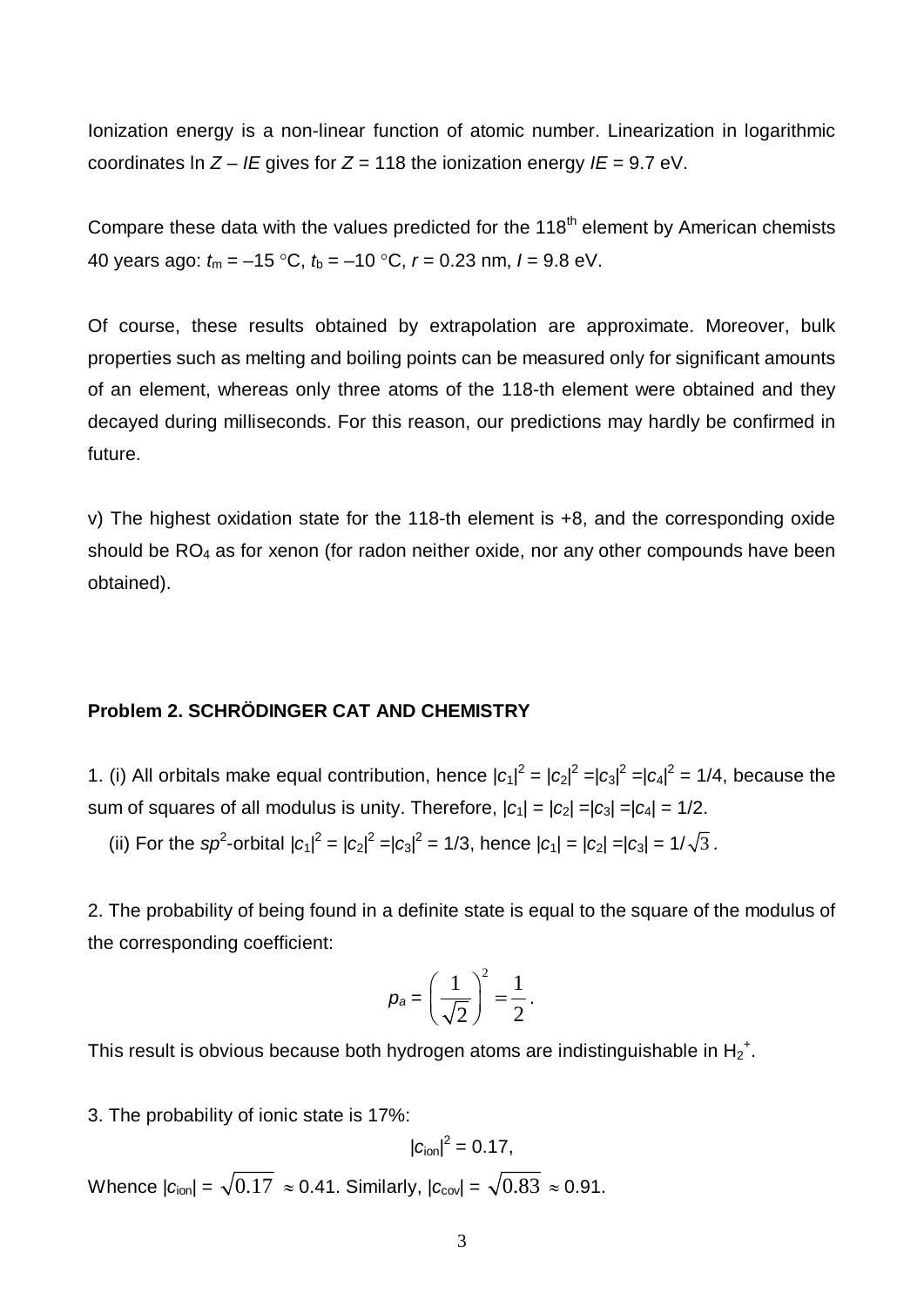Ionization energy is a non-linear function of atomic number. Linearization in logarithmic coordinates $\ln Z - IE$ gives for $Z$ = 118 the ionization energy $IE$ = 9.7 eV.

Compare these data with the values predicted for the 118th element by American chemists 40 years ago: $t_m$ = –15 °C, $t_b$ = –10 °C, $r$ = 0.23 nm, $I$ = 9.8 eV.

Of course, these results obtained by extrapolation are approximate. Moreover, bulk properties such as melting and boiling points can be measured only for significant amounts of an element, whereas only three atoms of the 118-th element were obtained and they decayed during milliseconds. For this reason, our predictions may hardly be confirmed in future.

v) The highest oxidation state for the 118-th element is +8, and the corresponding oxide should be $RO_4$ as for xenon (for radon neither oxide, nor any other compounds have been obtained).

**Problem 2. SCHRÖDINGER CAT AND CHEMISTRY**

1. (i) All orbitals make equal contribution, hence $|c_1|^2 = |c_2|^2 = |c_3|^2 = |c_4|^2 = 1/4$, because the sum of squares of all modulus is unity. Therefore, $|c_1| = |c_2| = |c_3| = |c_4| = 1/2$.

(ii) For the $sp^2$-orbital $|c_1|^2 = |c_2|^2 = |c_3|^2 = 1/3$, hence $|c_1| = |c_2| = |c_3| = 1/\sqrt{3}$.

2. The probability of being found in a definite state is equal to the square of the modulus of the corresponding coefficient:

$$p_a = \left(\frac{1}{\sqrt{2}}\right)^2 = \frac{1}{2}.$$

This result is obvious because both hydrogen atoms are indistinguishable in $H_2^+$.

3. The probability of ionic state is 17%:

$$|c_{ion}|^2 = 0.17,$$

Whence $|c_{ion}| = \sqrt{0.17} \approx 0.41$. Similarly, $|c_{cov}| = \sqrt{0.83} \approx 0.91$.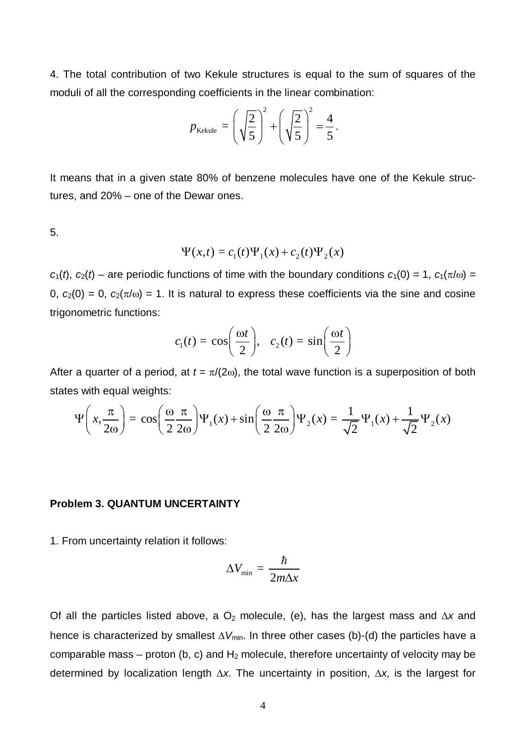4. The total contribution of two Kekule structures is equal to the sum of squares of the moduli of all the corresponding coefficients in the linear combination:

$$p_{\text{Kekule}} = \left(\sqrt{\frac{2}{5}}\right)^2 + \left(\sqrt{\frac{2}{5}}\right)^2 = \frac{4}{5}.$$

It means that in a given state 80% of benzene molecules have one of the Kekule structures, and 20% – one of the Dewar ones.

5.

$$\Psi(x,t) = c_1(t)\Psi_1(x) + c_2(t)\Psi_2(x)$$

$c_1(t)$, $c_2(t)$ – are periodic functions of time with the boundary conditions $c_1(0) = 1$, $c_1(\pi/\omega) = 0$, $c_2(0) = 0$, $c_2(\pi/\omega) = 1$. It is natural to express these coefficients via the sine and cosine trigonometric functions:

$$c_1(t) = \cos\left(\frac{\omega t}{2}\right), \quad c_2(t) = \sin\left(\frac{\omega t}{2}\right)$$

After a quarter of a period, at $t = \pi/(2\omega)$, the total wave function is a superposition of both states with equal weights:

$$\Psi\left(x, \frac{\pi}{2\omega}\right) = \cos\left(\frac{\omega}{2}\frac{\pi}{2\omega}\right)\Psi_1(x) + \sin\left(\frac{\omega}{2}\frac{\pi}{2\omega}\right)\Psi_2(x) = \frac{1}{\sqrt{2}}\Psi_1(x) + \frac{1}{\sqrt{2}}\Psi_2(x)$$

**Problem 3. QUANTUM UNCERTAINTY**

1. From uncertainty relation it follows:

$$\Delta V_{\min} = \frac{\hbar}{2m\Delta x}$$

Of all the particles listed above, a $O_2$ molecule, (e), has the largest mass and $\Delta x$ and hence is characterized by smallest $\Delta V_{\min}$. In three other cases (b)-(d) the particles have a comparable mass – proton (b, c) and $H_2$ molecule, therefore uncertainty of velocity may be determined by localization length $\Delta x$. The uncertainty in position, $\Delta x$, is the largest for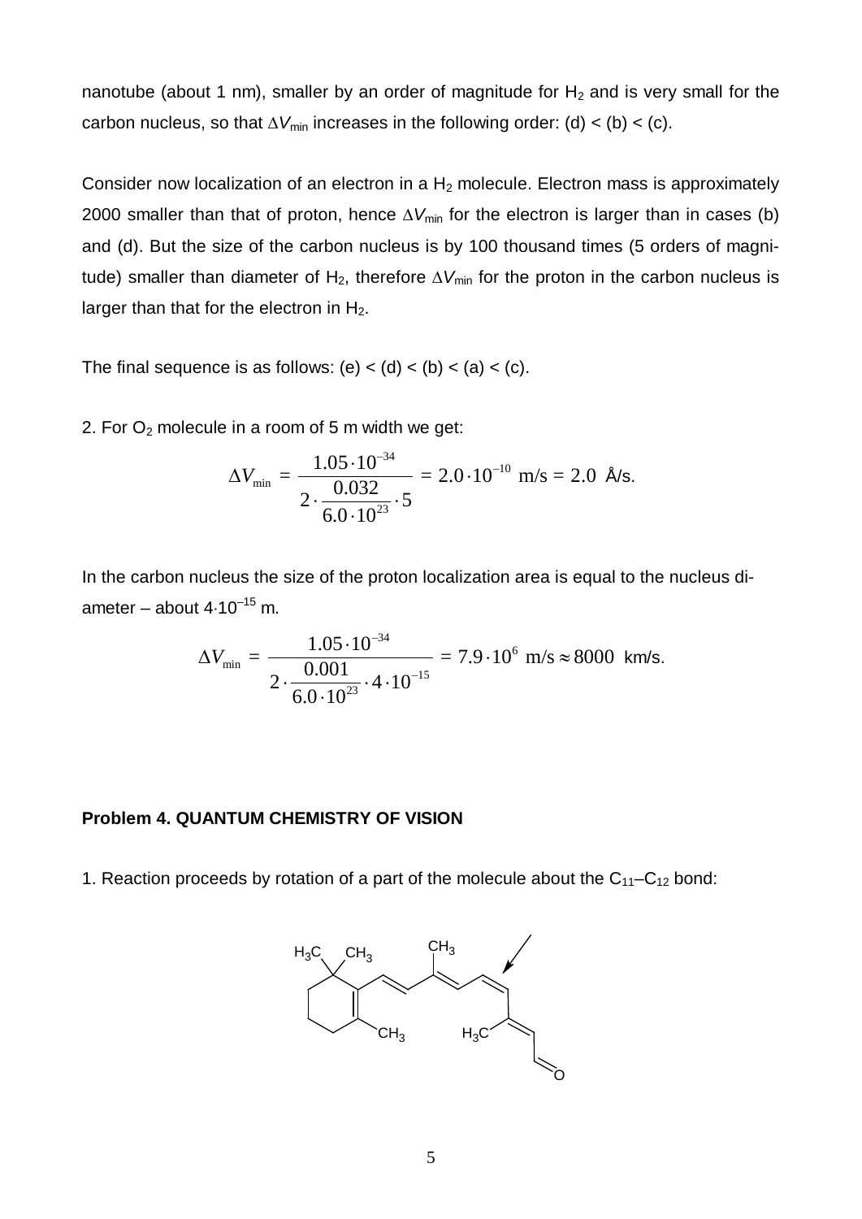nanotube (about 1 nm), smaller by an order of magnitude for $H_2$ and is very small for the carbon nucleus, so that $\Delta V_{min}$ increases in the following order: (d) < (b) < (c).

Consider now localization of an electron in a $H_2$ molecule. Electron mass is approximately 2000 smaller than that of proton, hence $\Delta V_{min}$ for the electron is larger than in cases (b) and (d). But the size of the carbon nucleus is by 100 thousand times (5 orders of magnitude) smaller than diameter of $H_2$, therefore $\Delta V_{min}$ for the proton in the carbon nucleus is larger than that for the electron in $H_2$.

The final sequence is as follows: (e) < (d) < (b) < (a) < (c).

2. For $O_2$ molecule in a room of 5 m width we get:

$$\Delta V_{\min} = \frac{1.05 \cdot 10^{-34}}{2 \cdot \dfrac{0.032}{6.0 \cdot 10^{23}} \cdot 5} = 2.0 \cdot 10^{-10} \text{ m/s} = 2.0 \text{ Å/s}.$$

In the carbon nucleus the size of the proton localization area is equal to the nucleus diameter – about $4 \cdot 10^{-15}$ m.

$$\Delta V_{\min} = \frac{1.05 \cdot 10^{-34}}{2 \cdot \dfrac{0.001}{6.0 \cdot 10^{23}} \cdot 4 \cdot 10^{-15}} = 7.9 \cdot 10^{6} \text{ m/s} \approx 8000 \text{ km/s}.$$

**Problem 4. QUANTUM CHEMISTRY OF VISION**

1. Reaction proceeds by rotation of a part of the molecule about the $C_{11}$–$C_{12}$ bond: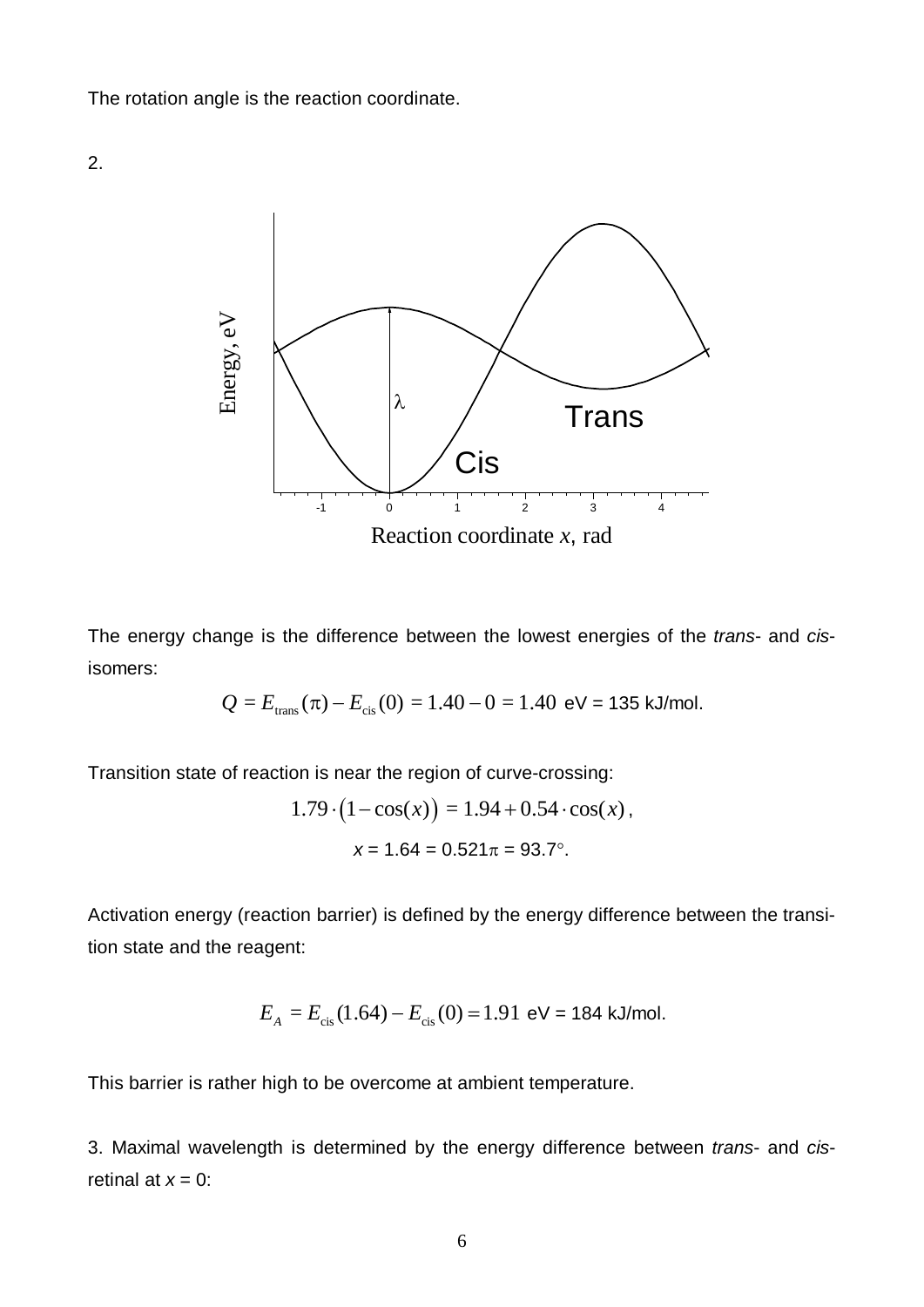The rotation angle is the reaction coordinate.

2.

The energy change is the difference between the lowest energies of the *trans*- and *cis*-isomers:

$$Q = E_{\text{trans}}(\pi) - E_{\text{cis}}(0) = 1.40 - 0 = 1.40 \text{ eV} = 135 \text{ kJ/mol}.$$

Transition state of reaction is near the region of curve-crossing:

$$1.79 \cdot (1 - \cos(x)) = 1.94 + 0.54 \cdot \cos(x),$$

$$x = 1.64 = 0.521\pi = 93.7^\circ.$$

Activation energy (reaction barrier) is defined by the energy difference between the transition state and the reagent:

$$E_A = E_{\text{cis}}(1.64) - E_{\text{cis}}(0) = 1.91 \text{ eV} = 184 \text{ kJ/mol}.$$

This barrier is rather high to be overcome at ambient temperature.

3. Maximal wavelength is determined by the energy difference between *trans*- and *cis*-retinal at $x = 0$: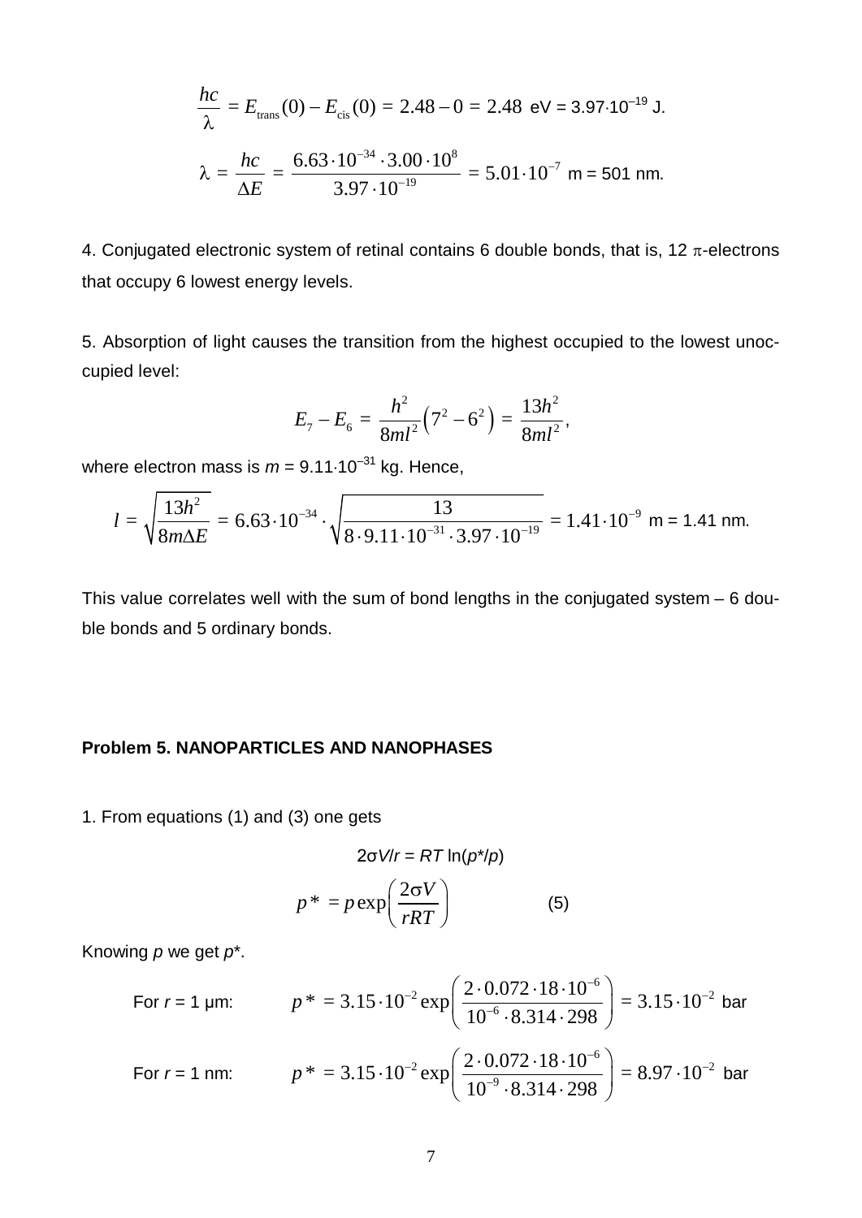$$\frac{hc}{\lambda} = E_{\text{trans}}(0) - E_{\text{cis}}(0) = 2.48 - 0 = 2.48 \text{ eV} = 3.97 \cdot 10^{-19} \text{ J}.$$

$$\lambda = \frac{hc}{\Delta E} = \frac{6.63 \cdot 10^{-34} \cdot 3.00 \cdot 10^{8}}{3.97 \cdot 10^{-19}} = 5.01 \cdot 10^{-7} \text{ m} = 501 \text{ nm}.$$

4. Conjugated electronic system of retinal contains 6 double bonds, that is, 12 $\pi$-electrons that occupy 6 lowest energy levels.

5. Absorption of light causes the transition from the highest occupied to the lowest unoccupied level:

$$E_7 - E_6 = \frac{h^2}{8ml^2}\left(7^2 - 6^2\right) = \frac{13h^2}{8ml^2},$$

where electron mass is $m = 9.11 \cdot 10^{-31}$ kg. Hence,

$$l = \sqrt{\frac{13h^2}{8m\Delta E}} = 6.63 \cdot 10^{-34} \cdot \sqrt{\frac{13}{8 \cdot 9.11 \cdot 10^{-31} \cdot 3.97 \cdot 10^{-19}}} = 1.41 \cdot 10^{-9} \text{ m} = 1.41 \text{ nm}.$$

This value correlates well with the sum of bond lengths in the conjugated system – 6 double bonds and 5 ordinary bonds.

**Problem 5. NANOPARTICLES AND NANOPHASES**

1. From equations (1) and (3) one gets

$$2\sigma V/r = RT \ln(p^*/p)$$

$$p^* = p \exp\left(\frac{2\sigma V}{rRT}\right) \qquad (5)$$

Knowing $p$ we get $p^*$.

For $r$ = 1 μm: $$p^* = 3.15 \cdot 10^{-2} \exp\left(\frac{2 \cdot 0.072 \cdot 18 \cdot 10^{-6}}{10^{-6} \cdot 8.314 \cdot 298}\right) = 3.15 \cdot 10^{-2} \text{ bar}$$

For $r$ = 1 nm: $$p^* = 3.15 \cdot 10^{-2} \exp\left(\frac{2 \cdot 0.072 \cdot 18 \cdot 10^{-6}}{10^{-9} \cdot 8.314 \cdot 298}\right) = 8.97 \cdot 10^{-2} \text{ bar}$$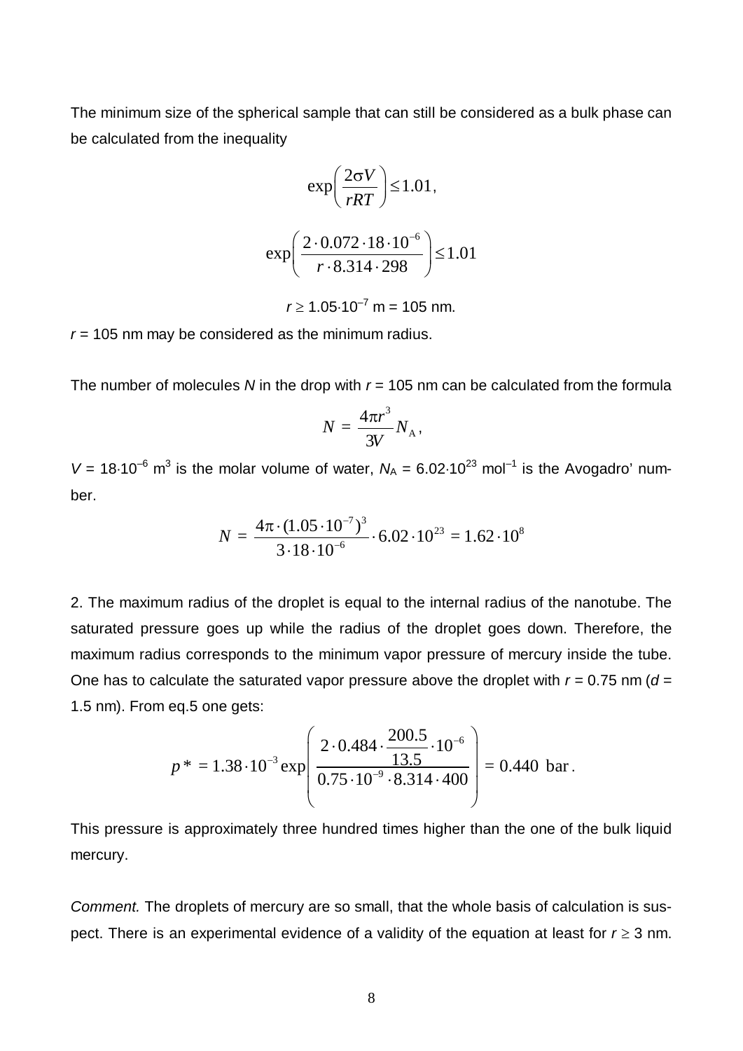The minimum size of the spherical sample that can still be considered as a bulk phase can be calculated from the inequality

$$\exp\left(\frac{2\sigma V}{rRT}\right) \leq 1.01,$$

$$\exp\left(\frac{2 \cdot 0.072 \cdot 18 \cdot 10^{-6}}{r \cdot 8.314 \cdot 298}\right) \leq 1.01$$

$$r \geq 1.05 \cdot 10^{-7} \text{ m} = 105 \text{ nm}.$$

$r$ = 105 nm may be considered as the minimum radius.

The number of molecules $N$ in the drop with $r$ = 105 nm can be calculated from the formula

$$N = \frac{4\pi r^3}{3V} N_A,$$

$V = 18 \cdot 10^{-6}$ m$^3$ is the molar volume of water, $N_A = 6.02 \cdot 10^{23}$ mol$^{-1}$ is the Avogadro' number.

$$N = \frac{4\pi \cdot (1.05 \cdot 10^{-7})^3}{3 \cdot 18 \cdot 10^{-6}} \cdot 6.02 \cdot 10^{23} = 1.62 \cdot 10^8$$

2. The maximum radius of the droplet is equal to the internal radius of the nanotube. The saturated pressure goes up while the radius of the droplet goes down. Therefore, the maximum radius corresponds to the minimum vapor pressure of mercury inside the tube. One has to calculate the saturated vapor pressure above the droplet with $r$ = 0.75 nm ($d$ = 1.5 nm). From eq.5 one gets:

$$p^* = 1.38 \cdot 10^{-3} \exp\left(\frac{2 \cdot 0.484 \cdot \dfrac{200.5}{13.5} \cdot 10^{-6}}{0.75 \cdot 10^{-9} \cdot 8.314 \cdot 400}\right) = 0.440 \text{ bar}.$$

This pressure is approximately three hundred times higher than the one of the bulk liquid mercury.

*Comment.* The droplets of mercury are so small, that the whole basis of calculation is suspect. There is an experimental evidence of a validity of the equation at least for $r \geq 3$ nm.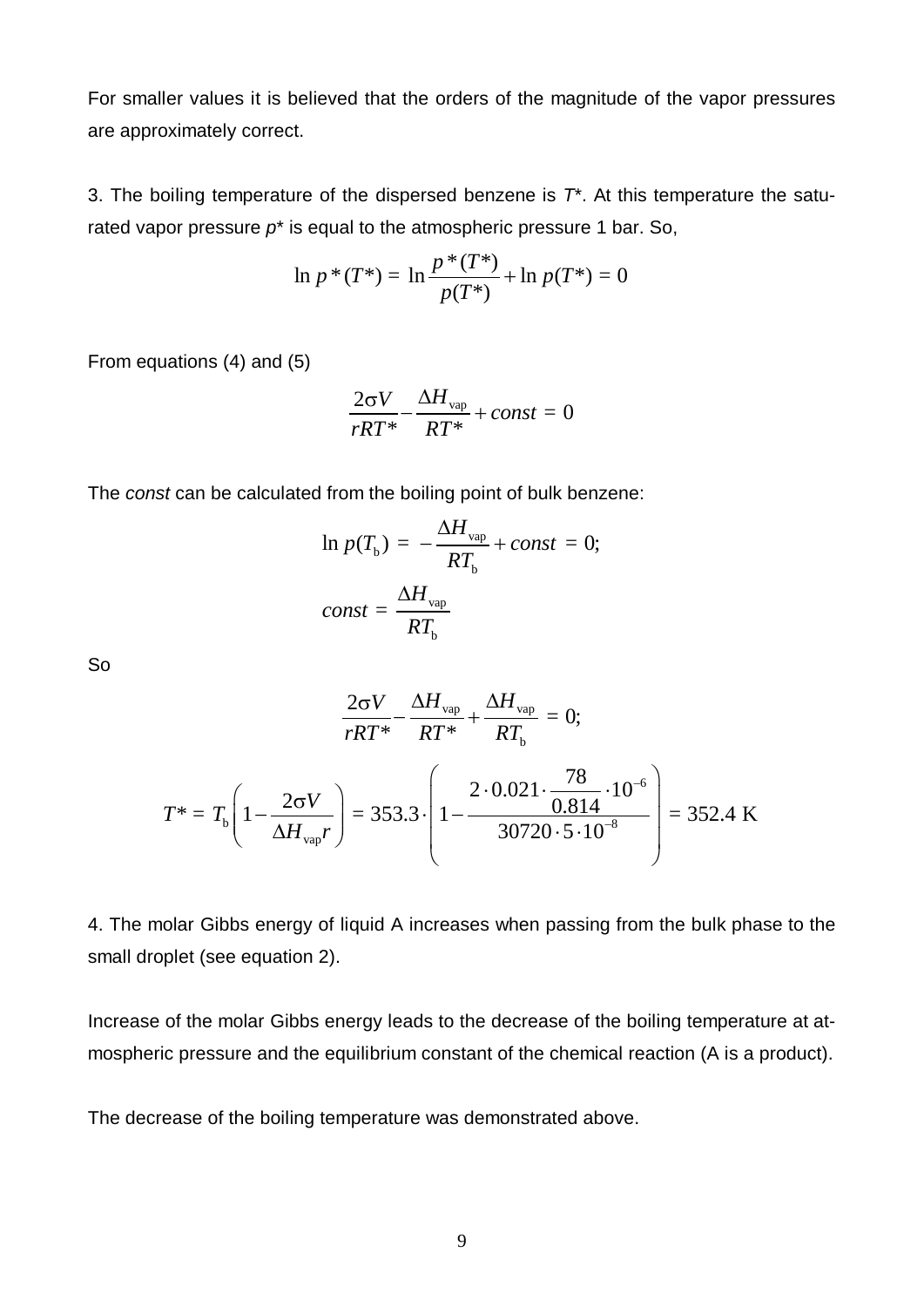For smaller values it is believed that the orders of the magnitude of the vapor pressures are approximately correct.

3. The boiling temperature of the dispersed benzene is $T^*$. At this temperature the saturated vapor pressure $p^*$ is equal to the atmospheric pressure 1 bar. So,

$$\ln p^*(T^*) = \ln \frac{p^*(T^*)}{p(T^*)} + \ln p(T^*) = 0$$

From equations (4) and (5)

$$\frac{2\sigma V}{rRT^*} - \frac{\Delta H_{\text{vap}}}{RT^*} + const = 0$$

The *const* can be calculated from the boiling point of bulk benzene:

$$\ln p(T_{\text{b}}) = -\frac{\Delta H_{\text{vap}}}{RT_{\text{b}}} + const = 0;$$

$$const = \frac{\Delta H_{\text{vap}}}{RT_{\text{b}}}$$

So

$$\frac{2\sigma V}{rRT^*} - \frac{\Delta H_{\text{vap}}}{RT^*} + \frac{\Delta H_{\text{vap}}}{RT_{\text{b}}} = 0;$$

$$T^* = T_{\text{b}}\left(1 - \frac{2\sigma V}{\Delta H_{\text{vap}} r}\right) = 353.3 \cdot \left(1 - \frac{2 \cdot 0.021 \cdot \frac{78}{0.814} \cdot 10^{-6}}{30720 \cdot 5 \cdot 10^{-8}}\right) = 352.4 \text{ K}$$

4. The molar Gibbs energy of liquid A increases when passing from the bulk phase to the small droplet (see equation 2).

Increase of the molar Gibbs energy leads to the decrease of the boiling temperature at atmospheric pressure and the equilibrium constant of the chemical reaction (A is a product).

The decrease of the boiling temperature was demonstrated above.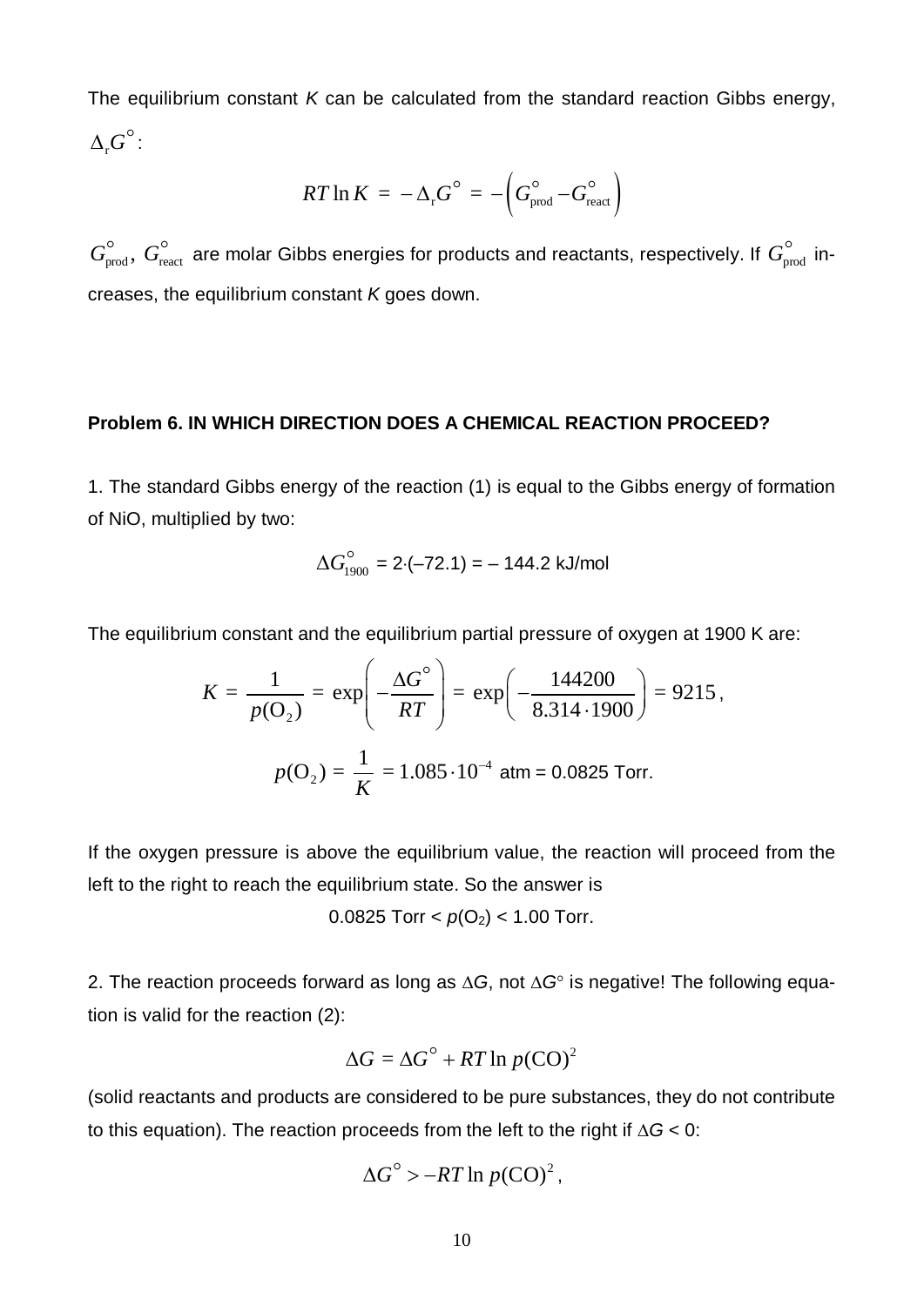The equilibrium constant $K$ can be calculated from the standard reaction Gibbs energy, $\Delta_r G^\circ$:

$$RT \ln K = -\Delta_r G^\circ = -\left(G^\circ_{\text{prod}} - G^\circ_{\text{react}}\right)$$

$G^\circ_{\text{prod}}$, $G^\circ_{\text{react}}$ are molar Gibbs energies for products and reactants, respectively. If $G^\circ_{\text{prod}}$ increases, the equilibrium constant $K$ goes down.

**Problem 6. IN WHICH DIRECTION DOES A CHEMICAL REACTION PROCEED?**

1. The standard Gibbs energy of the reaction (1) is equal to the Gibbs energy of formation of NiO, multiplied by two:

$$\Delta G^\circ_{1900} = 2\cdot(-72.1) = -144.2 \text{ kJ/mol}$$

The equilibrium constant and the equilibrium partial pressure of oxygen at 1900 K are:

$$K = \frac{1}{p(\mathrm{O_2})} = \exp\left(-\frac{\Delta G^\circ}{RT}\right) = \exp\left(-\frac{144200}{8.314\cdot 1900}\right) = 9215,$$

$$p(\mathrm{O_2}) = \frac{1}{K} = 1.085\cdot 10^{-4} \text{ atm} = 0.0825 \text{ Torr}.$$

If the oxygen pressure is above the equilibrium value, the reaction will proceed from the left to the right to reach the equilibrium state. So the answer is

0.0825 Torr < $p(\mathrm{O_2})$ < 1.00 Torr.

2. The reaction proceeds forward as long as $\Delta G$, not $\Delta G^\circ$ is negative! The following equation is valid for the reaction (2):

$$\Delta G = \Delta G^\circ + RT \ln p(\mathrm{CO})^2$$

(solid reactants and products are considered to be pure substances, they do not contribute to this equation). The reaction proceeds from the left to the right if $\Delta G < 0$:

$$\Delta G^\circ > -RT \ln p(\mathrm{CO})^2,$$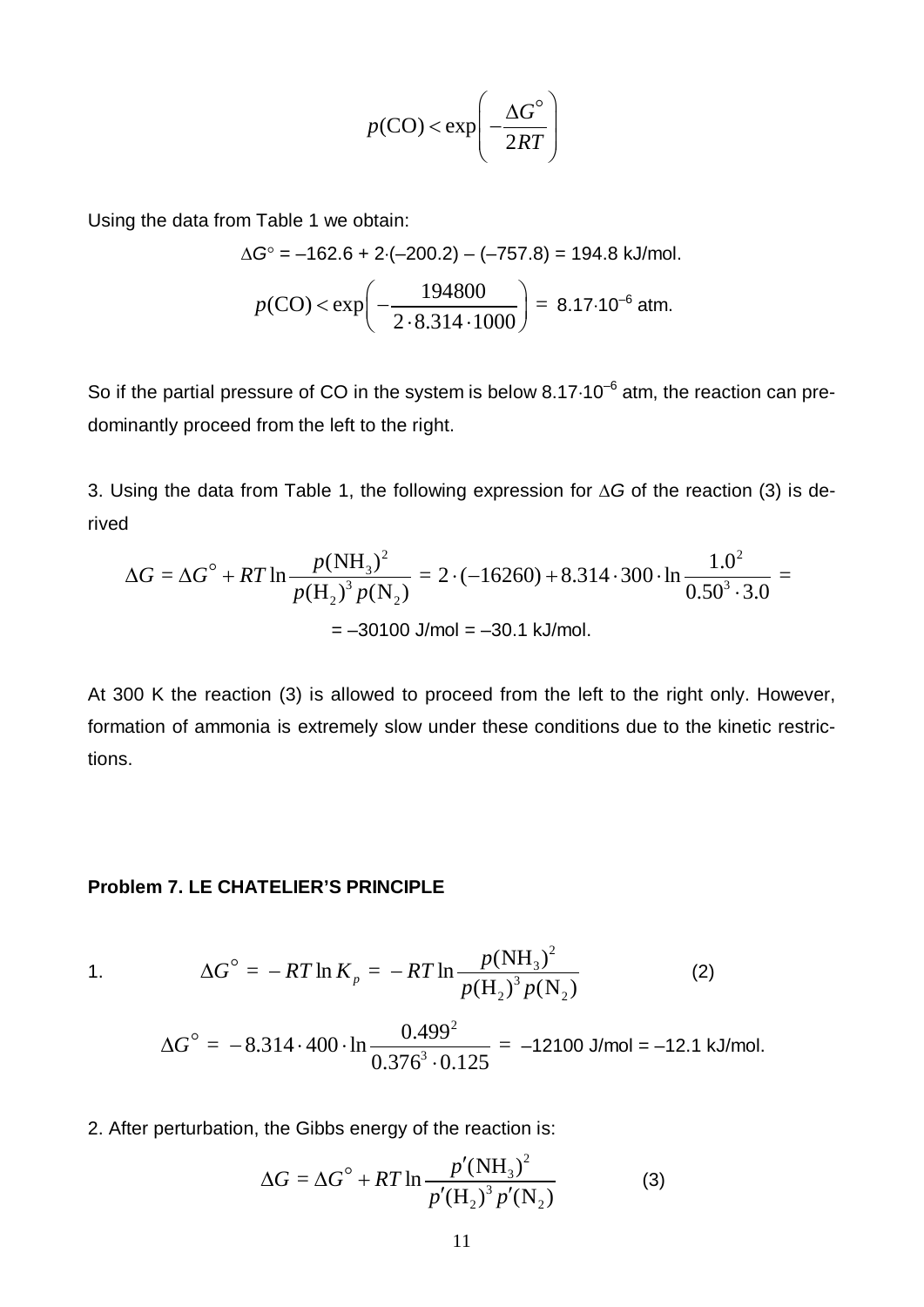$$p(\text{CO}) < \exp\left(-\frac{\Delta G^\circ}{2RT}\right)$$

Using the data from Table 1 we obtain:

$$\Delta G^\circ = -162.6 + 2\cdot(-200.2) - (-757.8) = 194.8 \text{ kJ/mol.}$$

$$p(\text{CO}) < \exp\left(-\frac{194800}{2\cdot 8.314\cdot 1000}\right) = 8.17\cdot 10^{-6} \text{ atm.}$$

So if the partial pressure of CO in the system is below $8.17\cdot 10^{-6}$ atm, the reaction can predominantly proceed from the left to the right.

3. Using the data from Table 1, the following expression for $\Delta G$ of the reaction (3) is derived

$$\Delta G = \Delta G^\circ + RT\ln\frac{p(\text{NH}_3)^2}{p(\text{H}_2)^3\,p(\text{N}_2)} = 2\cdot(-16260) + 8.314\cdot 300\cdot \ln\frac{1.0^2}{0.50^3\cdot 3.0} =$$

$$= -30100 \text{ J/mol} = -30.1 \text{ kJ/mol.}$$

At 300 K the reaction (3) is allowed to proceed from the left to the right only. However, formation of ammonia is extremely slow under these conditions due to the kinetic restrictions.

**Problem 7. LE CHATELIER'S PRINCIPLE**

1.
$$\Delta G^\circ = -RT\ln K_p = -RT\ln\frac{p(\text{NH}_3)^2}{p(\text{H}_2)^3\,p(\text{N}_2)} \qquad (2)$$

$$\Delta G^\circ = -8.314\cdot 400\cdot \ln\frac{0.499^2}{0.376^3\cdot 0.125} = -12100 \text{ J/mol} = -12.1 \text{ kJ/mol.}$$

2. After perturbation, the Gibbs energy of the reaction is:

$$\Delta G = \Delta G^\circ + RT\ln\frac{p'(\text{NH}_3)^2}{p'(\text{H}_2)^3\,p'(\text{N}_2)} \qquad (3)$$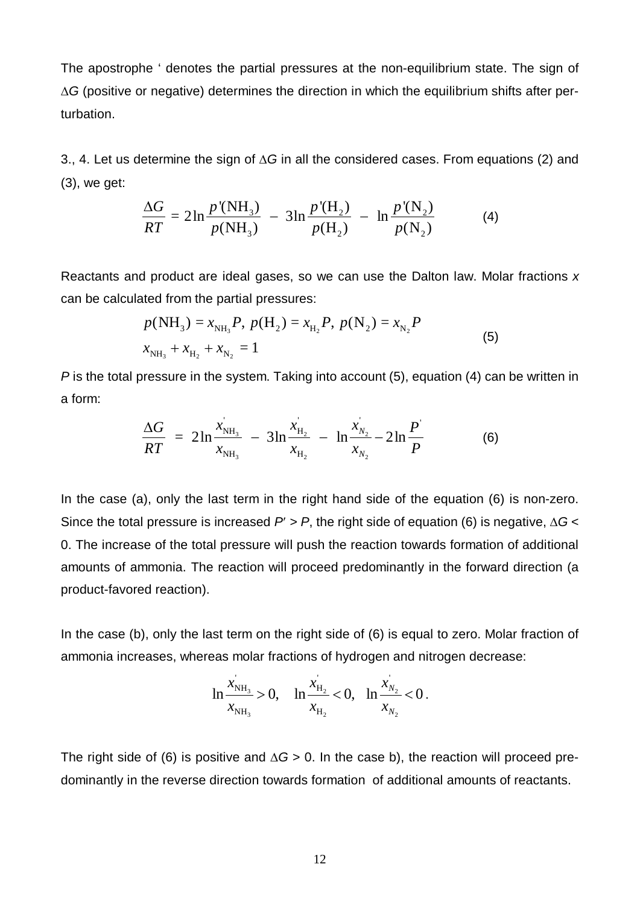The apostrophe ' denotes the partial pressures at the non-equilibrium state. The sign of $\Delta G$ (positive or negative) determines the direction in which the equilibrium shifts after perturbation.

3., 4. Let us determine the sign of $\Delta G$ in all the considered cases. From equations (2) and (3), we get:

$$\frac{\Delta G}{RT} = 2\ln\frac{p'(\mathrm{NH_3})}{p(\mathrm{NH_3})} - 3\ln\frac{p'(\mathrm{H_2})}{p(\mathrm{H_2})} - \ln\frac{p'(\mathrm{N_2})}{p(\mathrm{N_2})} \qquad (4)$$

Reactants and product are ideal gases, so we can use the Dalton law. Molar fractions $x$ can be calculated from the partial pressures:

$$p(\mathrm{NH_3}) = x_{\mathrm{NH_3}}P,\ p(\mathrm{H_2}) = x_{\mathrm{H_2}}P,\ p(\mathrm{N_2}) = x_{\mathrm{N_2}}P$$
$$x_{\mathrm{NH_3}} + x_{\mathrm{H_2}} + x_{\mathrm{N_2}} = 1 \qquad (5)$$

$P$ is the total pressure in the system. Taking into account (5), equation (4) can be written in a form:

$$\frac{\Delta G}{RT} = 2\ln\frac{x'_{\mathrm{NH_3}}}{x_{\mathrm{NH_3}}} - 3\ln\frac{x'_{\mathrm{H_2}}}{x_{\mathrm{H_2}}} - \ln\frac{x'_{N_2}}{x_{N_2}} - 2\ln\frac{P'}{P} \qquad (6)$$

In the case (a), only the last term in the right hand side of the equation (6) is non-zero. Since the total pressure is increased $P' > P$, the right side of equation (6) is negative, $\Delta G < 0$. The increase of the total pressure will push the reaction towards formation of additional amounts of ammonia. The reaction will proceed predominantly in the forward direction (a product-favored reaction).

In the case (b), only the last term on the right side of (6) is equal to zero. Molar fraction of ammonia increases, whereas molar fractions of hydrogen and nitrogen decrease:

$$\ln\frac{x'_{\mathrm{NH_3}}}{x_{\mathrm{NH_3}}} > 0, \quad \ln\frac{x'_{\mathrm{H_2}}}{x_{\mathrm{H_2}}} < 0, \quad \ln\frac{x'_{N_2}}{x_{N_2}} < 0.$$

The right side of (6) is positive and $\Delta G > 0$. In the case b), the reaction will proceed predominantly in the reverse direction towards formation of additional amounts of reactants.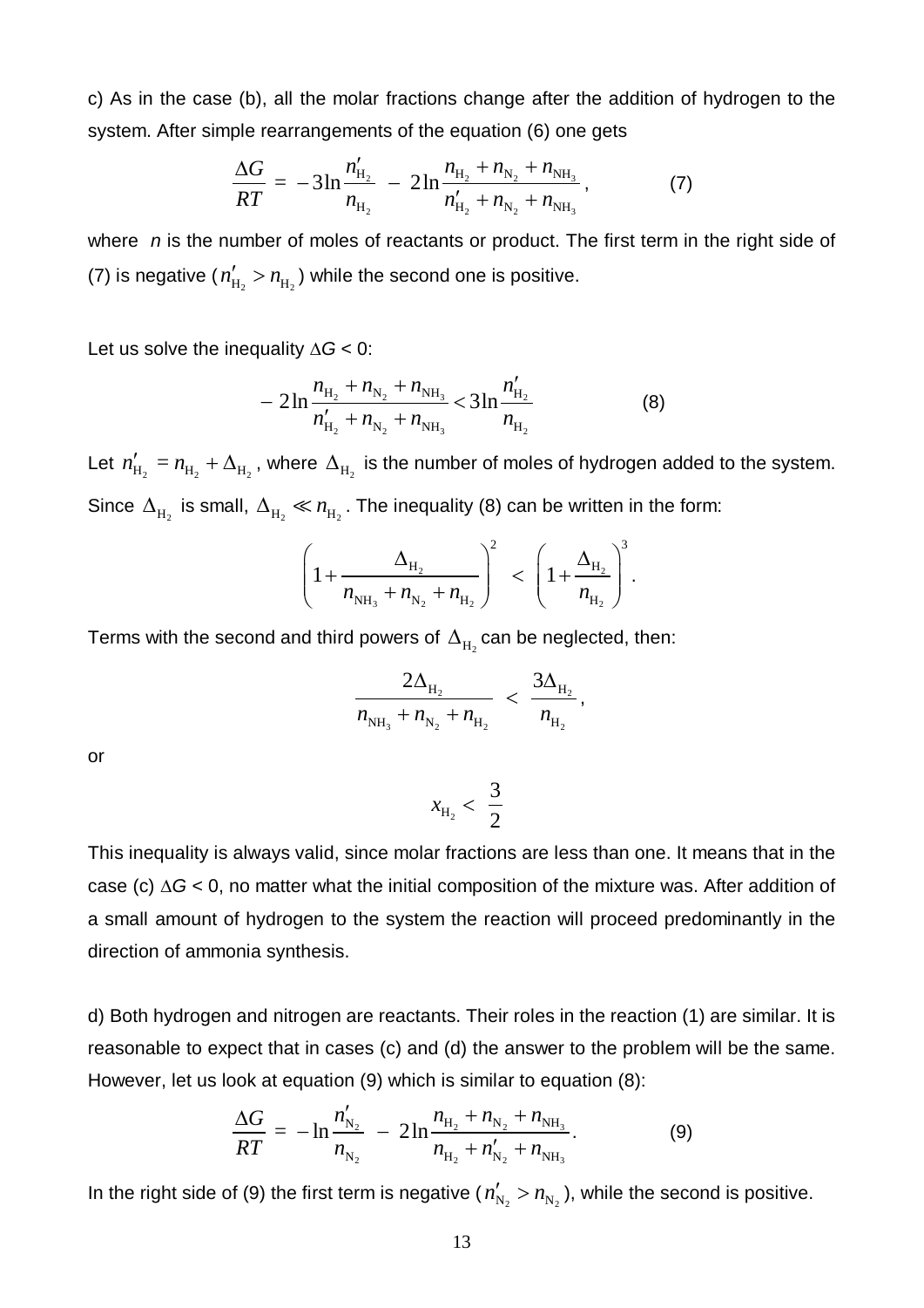c) As in the case (b), all the molar fractions change after the addition of hydrogen to the system. After simple rearrangements of the equation (6) one gets

$$\frac{\Delta G}{RT} = -3\ln\frac{n'_{\mathrm{H_2}}}{n_{\mathrm{H_2}}} - 2\ln\frac{n_{\mathrm{H_2}} + n_{\mathrm{N_2}} + n_{\mathrm{NH_3}}}{n'_{\mathrm{H_2}} + n_{\mathrm{N_2}} + n_{\mathrm{NH_3}}}, \qquad (7)$$

where $n$ is the number of moles of reactants or product. The first term in the right side of (7) is negative ($n'_{\mathrm{H_2}} > n_{\mathrm{H_2}}$) while the second one is positive.

Let us solve the inequality $\Delta G < 0$:

$$-2\ln\frac{n_{\mathrm{H_2}} + n_{\mathrm{N_2}} + n_{\mathrm{NH_3}}}{n'_{\mathrm{H_2}} + n_{\mathrm{N_2}} + n_{\mathrm{NH_3}}} < 3\ln\frac{n'_{\mathrm{H_2}}}{n_{\mathrm{H_2}}} \qquad (8)$$

Let $n'_{\mathrm{H_2}} = n_{\mathrm{H_2}} + \Delta_{\mathrm{H_2}}$, where $\Delta_{\mathrm{H_2}}$ is the number of moles of hydrogen added to the system. Since $\Delta_{\mathrm{H_2}}$ is small, $\Delta_{\mathrm{H_2}} \ll n_{\mathrm{H_2}}$. The inequality (8) can be written in the form:

$$\left(1 + \frac{\Delta_{\mathrm{H_2}}}{n_{\mathrm{NH_3}} + n_{\mathrm{N_2}} + n_{\mathrm{H_2}}}\right)^2 < \left(1 + \frac{\Delta_{\mathrm{H_2}}}{n_{\mathrm{H_2}}}\right)^3.$$

Terms with the second and third powers of $\Delta_{\mathrm{H_2}}$ can be neglected, then:

$$\frac{2\Delta_{\mathrm{H_2}}}{n_{\mathrm{NH_3}} + n_{\mathrm{N_2}} + n_{\mathrm{H_2}}} < \frac{3\Delta_{\mathrm{H_2}}}{n_{\mathrm{H_2}}},$$

or

$$x_{\mathrm{H_2}} < \frac{3}{2}$$

This inequality is always valid, since molar fractions are less than one. It means that in the case (c) $\Delta G < 0$, no matter what the initial composition of the mixture was. After addition of a small amount of hydrogen to the system the reaction will proceed predominantly in the direction of ammonia synthesis.

d) Both hydrogen and nitrogen are reactants. Their roles in the reaction (1) are similar. It is reasonable to expect that in cases (c) and (d) the answer to the problem will be the same. However, let us look at equation (9) which is similar to equation (8):

$$\frac{\Delta G}{RT} = -\ln\frac{n'_{\mathrm{N_2}}}{n_{\mathrm{N_2}}} - 2\ln\frac{n_{\mathrm{H_2}} + n_{\mathrm{N_2}} + n_{\mathrm{NH_3}}}{n_{\mathrm{H_2}} + n'_{\mathrm{N_2}} + n_{\mathrm{NH_3}}}. \qquad (9)$$

In the right side of (9) the first term is negative ($n'_{\mathrm{N_2}} > n_{\mathrm{N_2}}$), while the second is positive.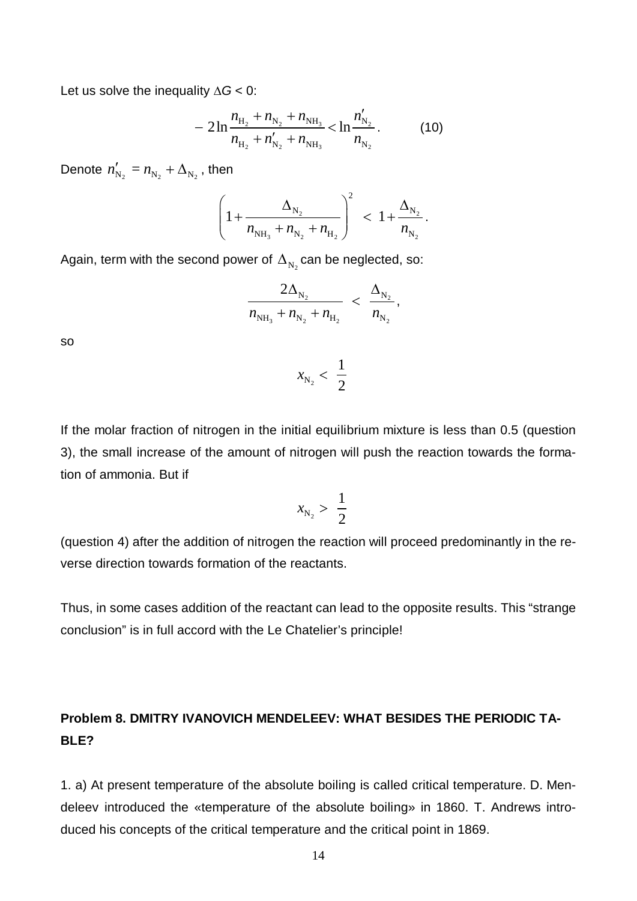Let us solve the inequality $\Delta G < 0$:

$$-2\ln\frac{n_{H_2}+n_{N_2}+n_{NH_3}}{n_{H_2}+n'_{N_2}+n_{NH_3}} < \ln\frac{n'_{N_2}}{n_{N_2}}. \qquad (10)$$

Denote $n'_{N_2} = n_{N_2} + \Delta_{N_2}$, then

$$\left(1+\frac{\Delta_{N_2}}{n_{NH_3}+n_{N_2}+n_{H_2}}\right)^2 < 1+\frac{\Delta_{N_2}}{n_{N_2}}.$$

Again, term with the second power of $\Delta_{N_2}$ can be neglected, so:

$$\frac{2\Delta_{N_2}}{n_{NH_3}+n_{N_2}+n_{H_2}} < \frac{\Delta_{N_2}}{n_{N_2}},$$

so

$$x_{N_2} < \frac{1}{2}$$

If the molar fraction of nitrogen in the initial equilibrium mixture is less than 0.5 (question 3), the small increase of the amount of nitrogen will push the reaction towards the formation of ammonia. But if

$$x_{N_2} > \frac{1}{2}$$

(question 4) after the addition of nitrogen the reaction will proceed predominantly in the reverse direction towards formation of the reactants.

Thus, in some cases addition of the reactant can lead to the opposite results. This "strange conclusion" is in full accord with the Le Chatelier's principle!

## Problem 8. DMITRY IVANOVICH MENDELEEV: WHAT BESIDES THE PERIODIC TABLE?

1. a) At present temperature of the absolute boiling is called critical temperature. D. Mendeleev introduced the «temperature of the absolute boiling» in 1860. T. Andrews introduced his concepts of the critical temperature and the critical point in 1869.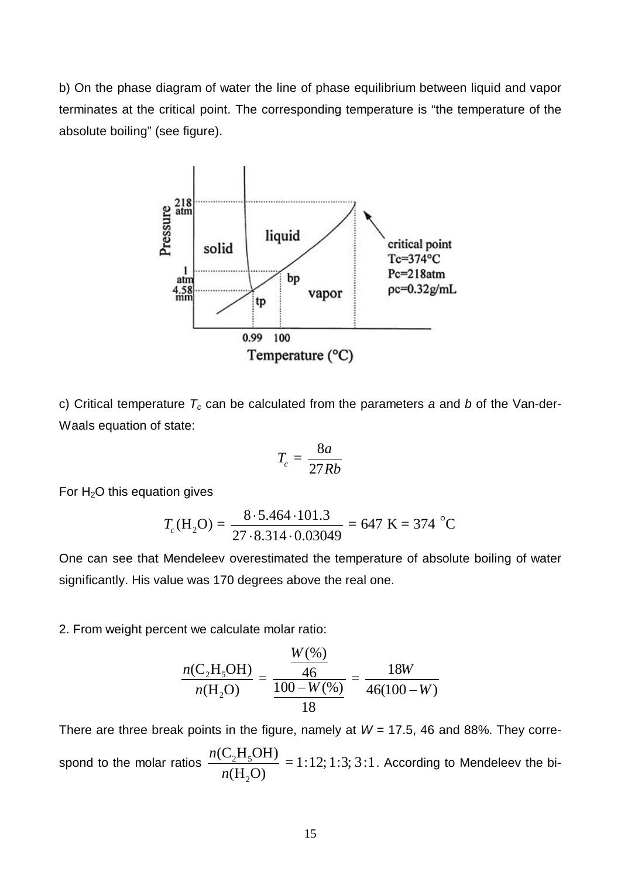b) On the phase diagram of water the line of phase equilibrium between liquid and vapor terminates at the critical point. The corresponding temperature is "the temperature of the absolute boiling" (see figure).

c) Critical temperature $T_c$ can be calculated from the parameters *a* and *b* of the Van-der-Waals equation of state:

$$T_c = \frac{8a}{27Rb}$$

For $H_2O$ this equation gives

$$T_c(\mathrm{H_2O}) = \frac{8 \cdot 5.464 \cdot 101.3}{27 \cdot 8.314 \cdot 0.03049} = 647 \text{ K} = 374\ ^\circ\text{C}$$

One can see that Mendeleev overestimated the temperature of absolute boiling of water significantly. His value was 170 degrees above the real one.

2. From weight percent we calculate molar ratio:

$$\frac{n(\mathrm{C_2H_5OH})}{n(\mathrm{H_2O})} = \frac{\dfrac{W(\%)}{46}}{\dfrac{100 - W(\%)}{18}} = \frac{18W}{46(100 - W)}$$

There are three break points in the figure, namely at $W$ = 17.5, 46 and 88%. They correspond to the molar ratios $\frac{n(\mathrm{C_2H_5OH})}{n(\mathrm{H_2O})} = 1:12; 1:3; 3:1$. According to Mendeleev the bi-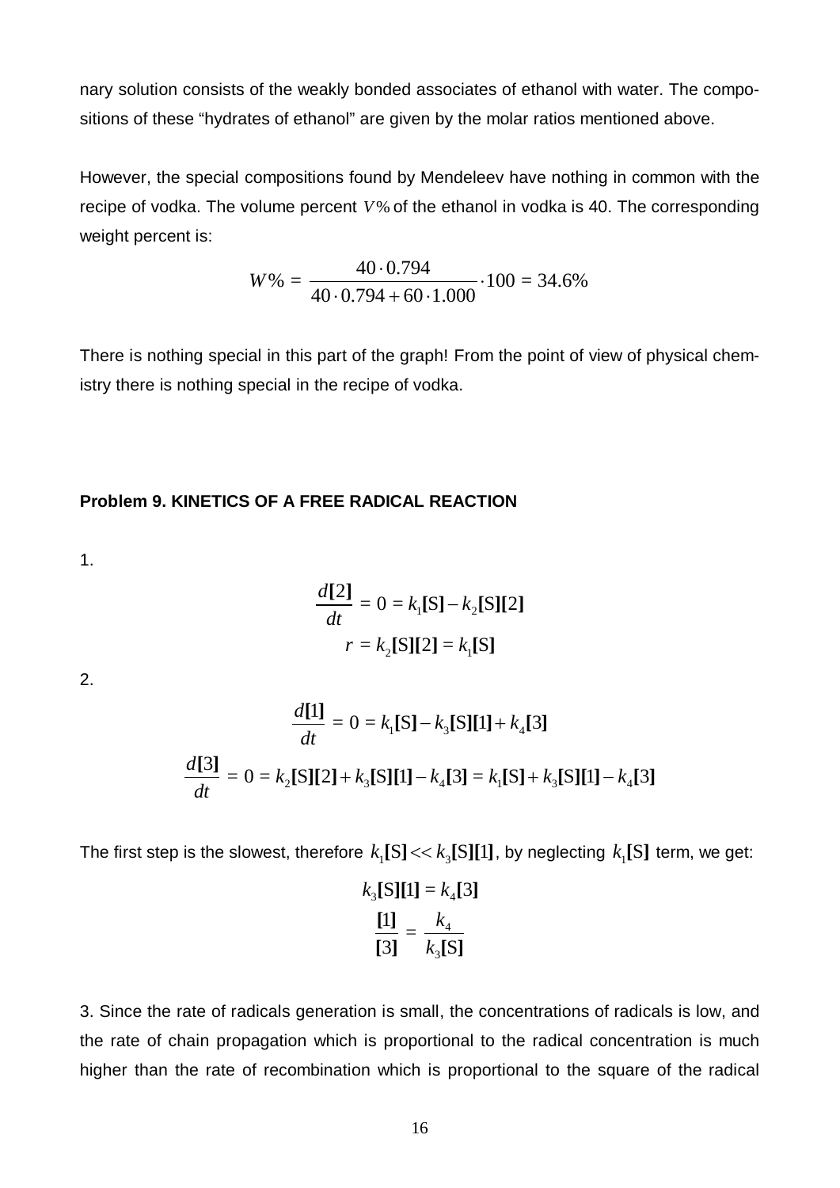nary solution consists of the weakly bonded associates of ethanol with water. The compositions of these "hydrates of ethanol" are given by the molar ratios mentioned above.

However, the special compositions found by Mendeleev have nothing in common with the recipe of vodka. The volume percent $V\%$ of the ethanol in vodka is 40. The corresponding weight percent is:

$$W\% = \frac{40 \cdot 0.794}{40 \cdot 0.794 + 60 \cdot 1.000} \cdot 100 = 34.6\%$$

There is nothing special in this part of the graph! From the point of view of physical chemistry there is nothing special in the recipe of vodka.

## Problem 9. KINETICS OF A FREE RADICAL REACTION

1.

$$\frac{d[2]}{dt} = 0 = k_1[\mathrm{S}] - k_2[\mathrm{S}][2]$$

$$r = k_2[\mathrm{S}][2] = k_1[\mathrm{S}]$$

2.

$$\frac{d[1]}{dt} = 0 = k_1[\mathrm{S}] - k_3[\mathrm{S}][1] + k_4[3]$$

$$\frac{d[3]}{dt} = 0 = k_2[\mathrm{S}][2] + k_3[\mathrm{S}][1] - k_4[3] = k_1[\mathrm{S}] + k_3[\mathrm{S}][1] - k_4[3]$$

The first step is the slowest, therefore $k_1[\mathrm{S}] << k_3[\mathrm{S}][1]$, by neglecting $k_1[\mathrm{S}]$ term, we get:

$$k_3[\mathrm{S}][1] = k_4[3]$$

$$\frac{[1]}{[3]} = \frac{k_4}{k_3[\mathrm{S}]}$$

3. Since the rate of radicals generation is small, the concentrations of radicals is low, and the rate of chain propagation which is proportional to the radical concentration is much higher than the rate of recombination which is proportional to the square of the radical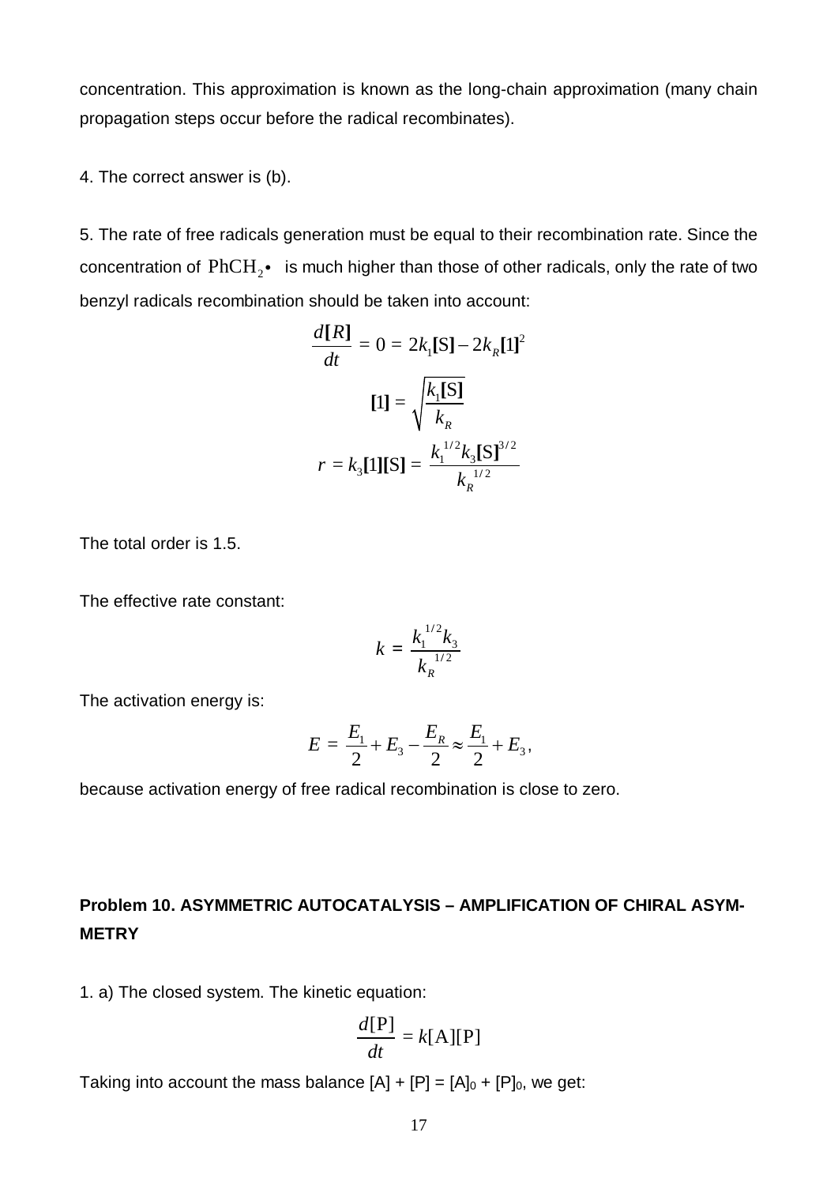concentration. This approximation is known as the long-chain approximation (many chain propagation steps occur before the radical recombinates).

4. The correct answer is (b).

5. The rate of free radicals generation must be equal to their recombination rate. Since the concentration of $PhCH_2\bullet$ is much higher than those of other radicals, only the rate of two benzyl radicals recombination should be taken into account:

$$\frac{d[R]}{dt} = 0 = 2k_1[S] - 2k_R[1]^2$$

$$[1] = \sqrt{\frac{k_1[S]}{k_R}}$$

$$r = k_3[1][S] = \frac{k_1^{1/2}k_3[S]^{3/2}}{k_R^{1/2}}$$

The total order is 1.5.

The effective rate constant:

$$k = \frac{k_1^{1/2}k_3}{k_R^{1/2}}$$

The activation energy is:

$$E = \frac{E_1}{2} + E_3 - \frac{E_R}{2} \approx \frac{E_1}{2} + E_3,$$

because activation energy of free radical recombination is close to zero.

**Problem 10. ASYMMETRIC AUTOCATALYSIS – AMPLIFICATION OF CHIRAL ASYMMETRY**

1. a) The closed system. The kinetic equation:

$$\frac{d[P]}{dt} = k[A][P]$$

Taking into account the mass balance $[A] + [P] = [A]_0 + [P]_0$, we get: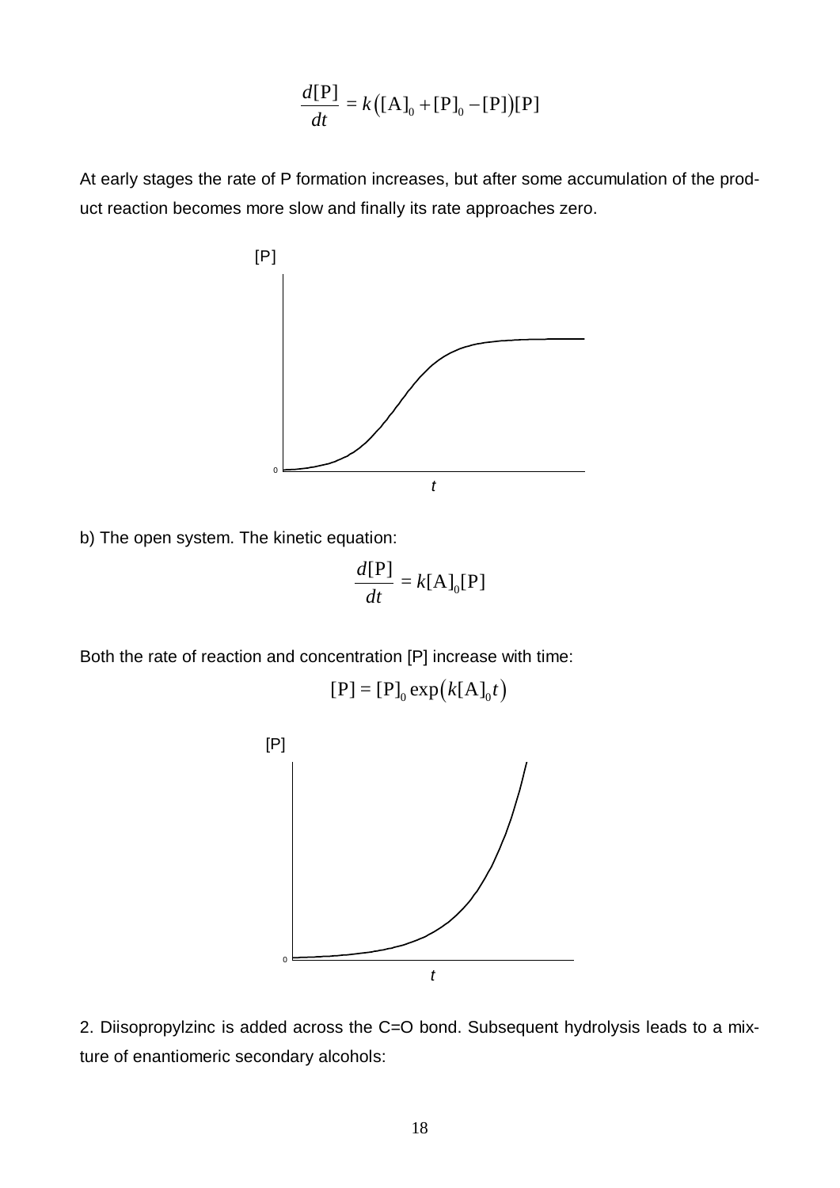$$\frac{d[\mathrm{P}]}{dt} = k\left([\mathrm{A}]_0 + [\mathrm{P}]_0 - [\mathrm{P}]\right)[\mathrm{P}]$$

At early stages the rate of P formation increases, but after some accumulation of the product reaction becomes more slow and finally its rate approaches zero.

b) The open system. The kinetic equation:

$$\frac{d[\mathrm{P}]}{dt} = k[\mathrm{A}]_0[\mathrm{P}]$$

Both the rate of reaction and concentration [P] increase with time:

$$[\mathrm{P}] = [\mathrm{P}]_0 \exp\left(k[\mathrm{A}]_0 t\right)$$

2. Diisopropylzinc is added across the C=O bond. Subsequent hydrolysis leads to a mixture of enantiomeric secondary alcohols: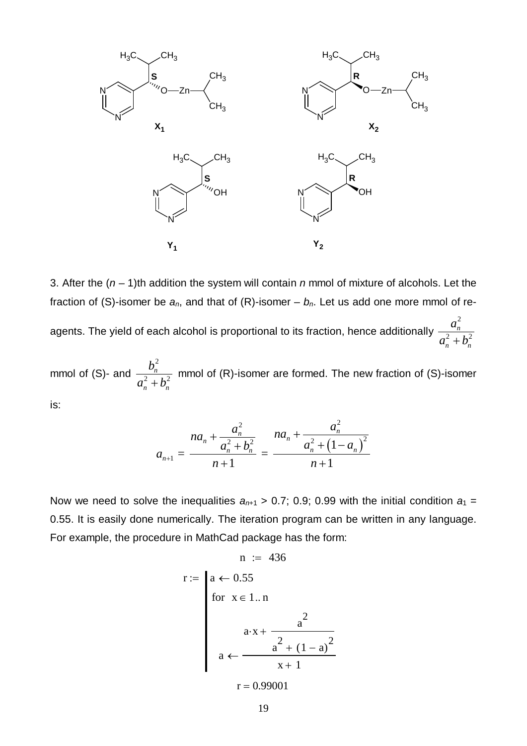$X_1$ $X_2$

$Y_1$ $Y_2$

3. After the ($n$ – 1)th addition the system will contain $n$ mmol of mixture of alcohols. Let the fraction of (S)-isomer be $a_n$, and that of (R)-isomer – $b_n$. Let us add one more mmol of reagents. The yield of each alcohol is proportional to its fraction, hence additionally $\frac{a_n^2}{a_n^2 + b_n^2}$ mmol of (S)- and $\frac{b_n^2}{a_n^2 + b_n^2}$ mmol of (R)-isomer are formed. The new fraction of (S)-isomer is:

$$a_{n+1} = \frac{na_n + \frac{a_n^2}{a_n^2 + b_n^2}}{n+1} = \frac{na_n + \frac{a_n^2}{a_n^2 + \left(1 - a_n\right)^2}}{n+1}$$

Now we need to solve the inequalities $a_{n+1} > 0.7$; 0.9; 0.99 with the initial condition $a_1 = 0.55$. It is easily done numerically. The iteration program can be written in any language. For example, the procedure in MathCad package has the form:

$$n := 436$$

$$r := \left| \begin{array}{l} a \leftarrow 0.55 \\ \text{for } x \in 1..n \\ \quad a \leftarrow \dfrac{a \cdot x + \dfrac{a^2}{a^2 + (1-a)^2}}{x+1} \end{array} \right.$$

$$r = 0.99001$$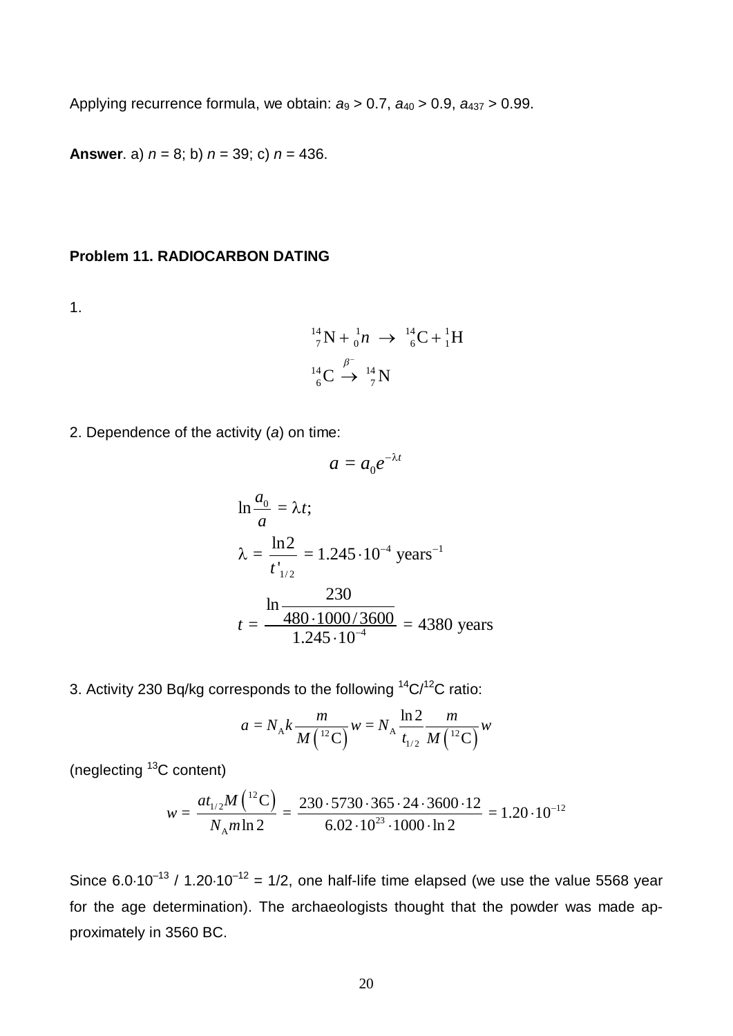Applying recurrence formula, we obtain: $a_9 > 0.7$, $a_{40} > 0.9$, $a_{437} > 0.99$.

**Answer**. a) $n = 8$; b) $n = 39$; c) $n = 436$.

### Problem 11. RADIOCARBON DATING

1.

$$^{14}_{7}\text{N} + {}^{1}_{0}n \rightarrow {}^{14}_{6}\text{C} + {}^{1}_{1}\text{H}$$

$$^{14}_{6}\text{C} \xrightarrow{\beta^-} {}^{14}_{7}\text{N}$$

2. Dependence of the activity ($a$) on time:

$$a = a_0 e^{-\lambda t}$$

$$\ln\frac{a_0}{a} = \lambda t;$$

$$\lambda = \frac{\ln 2}{t'_{1/2}} = 1.245\cdot 10^{-4}\ \text{years}^{-1}$$

$$t = \frac{\ln\dfrac{230}{480\cdot 1000/3600}}{1.245\cdot 10^{-4}} = 4380\ \text{years}$$

3. Activity 230 Bq/kg corresponds to the following $^{14}\text{C}/^{12}\text{C}$ ratio:

$$a = N_{\text{A}} k \frac{m}{M\left(^{12}\text{C}\right)} w = N_{\text{A}} \frac{\ln 2}{t_{1/2}} \frac{m}{M\left(^{12}\text{C}\right)} w$$

(neglecting $^{13}\text{C}$ content)

$$w = \frac{a t_{1/2} M\left(^{12}\text{C}\right)}{N_{\text{A}} m \ln 2} = \frac{230\cdot 5730\cdot 365\cdot 24\cdot 3600\cdot 12}{6.02\cdot 10^{23}\cdot 1000\cdot \ln 2} = 1.20\cdot 10^{-12}$$

Since $6.0\cdot 10^{-13}$ / $1.20\cdot 10^{-12} = 1/2$, one half-life time elapsed (we use the value 5568 year for the age determination). The archaeologists thought that the powder was made approximately in 3560 BC.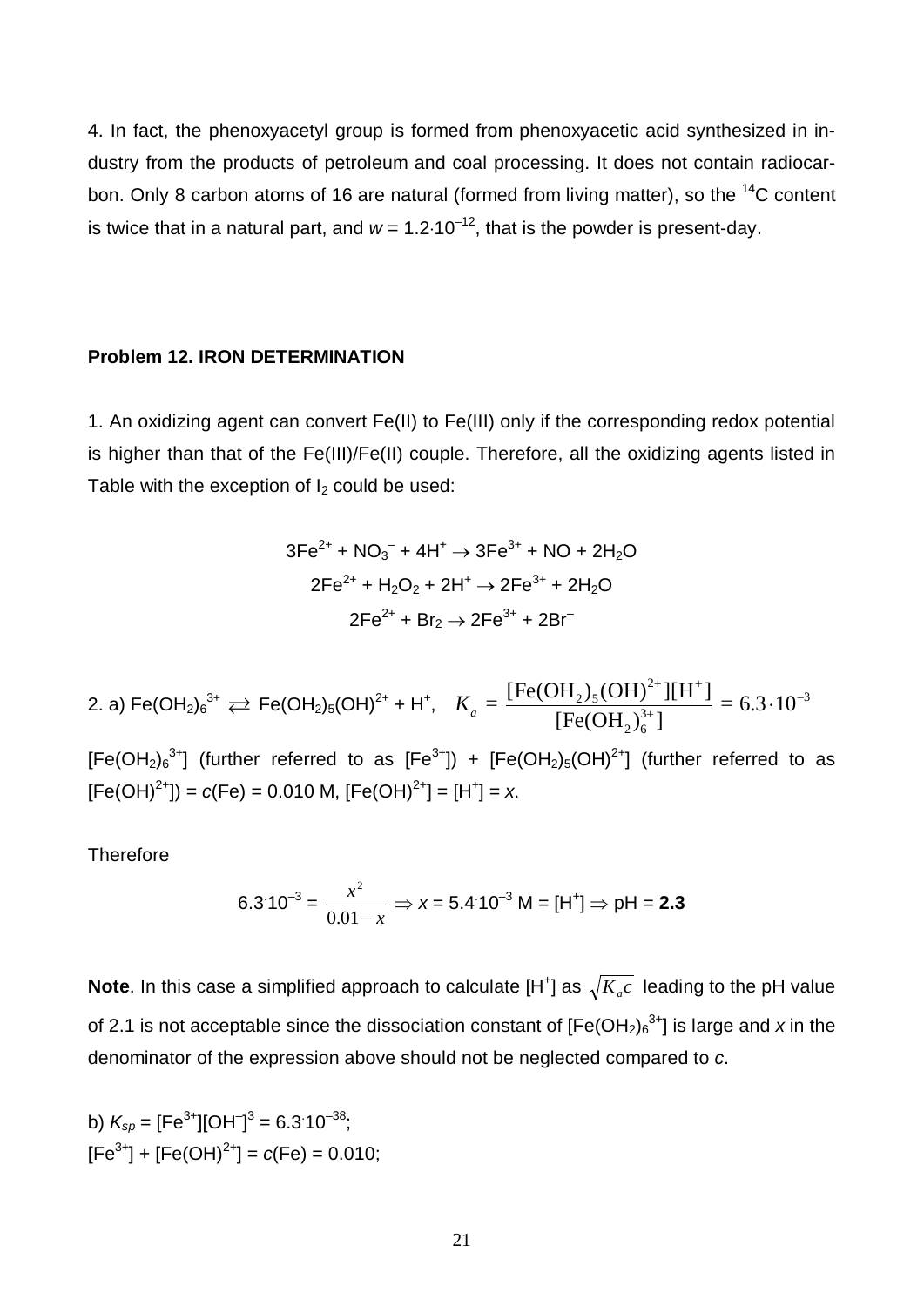4. In fact, the phenoxyacetyl group is formed from phenoxyacetic acid synthesized in industry from the products of petroleum and coal processing. It does not contain radiocarbon. Only 8 carbon atoms of 16 are natural (formed from living matter), so the $^{14}C$ content is twice that in a natural part, and $w = 1.2 \cdot 10^{-12}$, that is the powder is present-day.

**Problem 12. IRON DETERMINATION**

1. An oxidizing agent can convert Fe(II) to Fe(III) only if the corresponding redox potential is higher than that of the Fe(III)/Fe(II) couple. Therefore, all the oxidizing agents listed in Table with the exception of $I_2$ could be used:

$$3Fe^{2+} + NO_3^- + 4H^+ \rightarrow 3Fe^{3+} + NO + 2H_2O$$

$$2Fe^{2+} + H_2O_2 + 2H^+ \rightarrow 2Fe^{3+} + 2H_2O$$

$$2Fe^{2+} + Br_2 \rightarrow 2Fe^{3+} + 2Br^-$$

2. a) $Fe(OH_2)_6^{3+} \rightleftarrows Fe(OH_2)_5(OH)^{2+} + H^+$, $K_a = \dfrac{[Fe(OH_2)_5(OH)^{2+}][H^+]}{[Fe(OH_2)_6^{3+}]} = 6.3 \cdot 10^{-3}$

$[Fe(OH_2)_6^{3+}]$ (further referred to as $[Fe^{3+}]$) + $[Fe(OH_2)_5(OH)^{2+}]$ (further referred to as $[Fe(OH)^{2+}]$) = $c(Fe)$ = 0.010 M, $[Fe(OH)^{2+}] = [H^+] = x$.

Therefore

$$6.3 \cdot 10^{-3} = \frac{x^2}{0.01 - x} \Rightarrow x = 5.4 \cdot 10^{-3} \text{ M} = [H^+] \Rightarrow \text{pH} = \mathbf{2.3}$$

**Note**. In this case a simplified approach to calculate $[H^+]$ as $\sqrt{K_a c}$ leading to the pH value of 2.1 is not acceptable since the dissociation constant of $[Fe(OH_2)_6^{3+}]$ is large and $x$ in the denominator of the expression above should not be neglected compared to $c$.

b) $K_{sp} = [Fe^{3+}][OH^-]^3 = 6.3 \cdot 10^{-38}$;
$[Fe^{3+}] + [Fe(OH)^{2+}] = c(Fe) = 0.010$;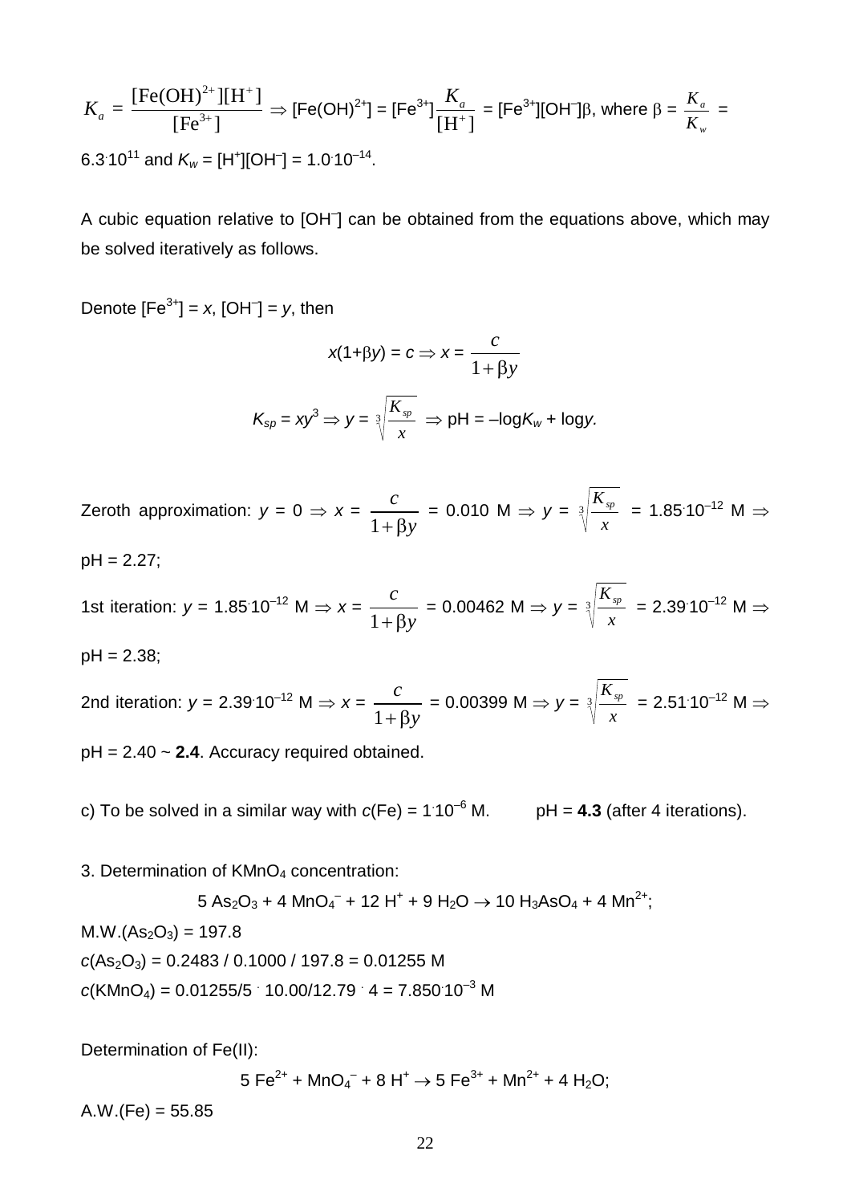$$K_a = \frac{[\mathrm{Fe(OH)}^{2+}][\mathrm{H}^+]}{[\mathrm{Fe}^{3+}]} \Rightarrow [\mathrm{Fe(OH)}^{2+}] = [\mathrm{Fe}^{3+}]\frac{K_a}{[\mathrm{H}^+]} = [\mathrm{Fe}^{3+}][\mathrm{OH}^-]\beta, \text{ where } \beta = \frac{K_a}{K_w} =$$

$6.3 \cdot 10^{11}$ and $K_w = [H^+][OH^-] = 1.0 \cdot 10^{-14}$.

A cubic equation relative to $[OH^-]$ can be obtained from the equations above, which may be solved iteratively as follows.

Denote $[Fe^{3+}] = x$, $[OH^-] = y$, then

$$x(1+\beta y) = c \Rightarrow x = \frac{c}{1+\beta y}$$

$$K_{sp} = xy^3 \Rightarrow y = \sqrt[3]{\frac{K_{sp}}{x}} \Rightarrow \text{pH} = -\log K_w + \log y.$$

Zeroth approximation: $y = 0 \Rightarrow x = \frac{c}{1+\beta y} = 0.010$ M $\Rightarrow y = \sqrt[3]{\frac{K_{sp}}{x}} = 1.85 \cdot 10^{-12}$ M $\Rightarrow$ pH = 2.27;

1st iteration: $y = 1.85 \cdot 10^{-12}$ M $\Rightarrow x = \frac{c}{1+\beta y} = 0.00462$ M $\Rightarrow y = \sqrt[3]{\frac{K_{sp}}{x}} = 2.39 \cdot 10^{-12}$ M $\Rightarrow$ pH = 2.38;

2nd iteration: $y = 2.39 \cdot 10^{-12}$ M $\Rightarrow x = \frac{c}{1+\beta y} = 0.00399$ M $\Rightarrow y = \sqrt[3]{\frac{K_{sp}}{x}} = 2.51 \cdot 10^{-12}$ M $\Rightarrow$ pH = 2.40 ~ **2.4**. Accuracy required obtained.

c) To be solved in a similar way with $c(\mathrm{Fe}) = 1 \cdot 10^{-6}$ M. pH = **4.3** (after 4 iterations).

3. Determination of $KMnO_4$ concentration:

$$5\ \mathrm{As_2O_3} + 4\ \mathrm{MnO_4^-} + 12\ \mathrm{H^+} + 9\ \mathrm{H_2O} \rightarrow 10\ \mathrm{H_3AsO_4} + 4\ \mathrm{Mn^{2+}};$$

M.W.($As_2O_3$) = 197.8

$c(\mathrm{As_2O_3}) = 0.2483 / 0.1000 / 197.8 = 0.01255$ M

$c(\mathrm{KMnO_4}) = 0.01255/5 \cdot 10.00/12.79 \cdot 4 = 7.850 \cdot 10^{-3}$ M

Determination of Fe(II):

$$5\ \mathrm{Fe^{2+}} + \mathrm{MnO_4^-} + 8\ \mathrm{H^+} \rightarrow 5\ \mathrm{Fe^{3+}} + \mathrm{Mn^{2+}} + 4\ \mathrm{H_2O};$$

A.W.(Fe) = 55.85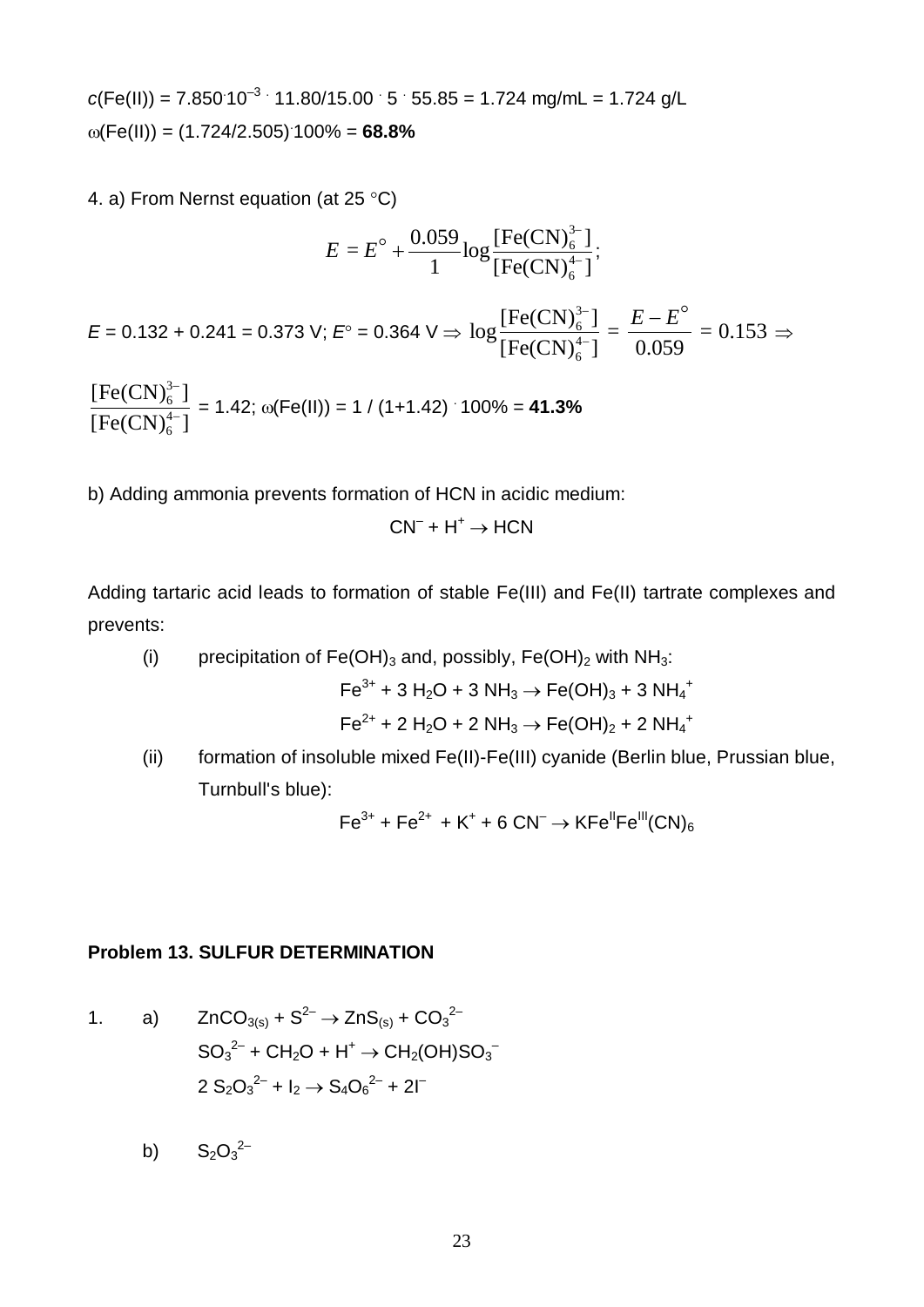$c(\text{Fe(II)}) = 7.850 \cdot 10^{-3} \cdot 11.80/15.00 \cdot 5 \cdot 55.85 = 1.724$ mg/mL = 1.724 g/L

$\omega(\text{Fe(II)}) = (1.724/2.505) \cdot 100\% =$ **68.8%**

4. a) From Nernst equation (at 25 °C)

$$E = E^{\circ} + \frac{0.059}{1}\log\frac{[\text{Fe(CN)}_6^{3-}]}{[\text{Fe(CN)}_6^{4-}]};$$

$E = 0.132 + 0.241 = 0.373$ V; $E^{\circ} = 0.364$ V $\Rightarrow \log\dfrac{[\text{Fe(CN)}_6^{3-}]}{[\text{Fe(CN)}_6^{4-}]} = \dfrac{E - E^{\circ}}{0.059} = 0.153 \Rightarrow$

$\dfrac{[\text{Fe(CN)}_6^{3-}]}{[\text{Fe(CN)}_6^{4-}]} = 1.42$; $\omega(\text{Fe(II)}) = 1 / (1+1.42) \cdot 100\% =$ **41.3%**

b) Adding ammonia prevents formation of HCN in acidic medium:

$$CN^- + H^+ \rightarrow HCN$$

Adding tartaric acid leads to formation of stable Fe(III) and Fe(II) tartrate complexes and prevents:

(i) precipitation of $Fe(OH)_3$ and, possibly, $Fe(OH)_2$ with $NH_3$:

$$Fe^{3+} + 3\,H_2O + 3\,NH_3 \rightarrow Fe(OH)_3 + 3\,NH_4^+$$

$$Fe^{2+} + 2\,H_2O + 2\,NH_3 \rightarrow Fe(OH)_2 + 2\,NH_4^+$$

(ii) formation of insoluble mixed Fe(II)-Fe(III) cyanide (Berlin blue, Prussian blue, Turnbull's blue):

$$Fe^{3+} + Fe^{2+} + K^+ + 6\,CN^- \rightarrow KFe^{II}Fe^{III}(CN)_6$$

### Problem 13. SULFUR DETERMINATION

1. a)

$$ZnCO_{3(s)} + S^{2-} \rightarrow ZnS_{(s)} + CO_3^{2-}$$

$$SO_3^{2-} + CH_2O + H^+ \rightarrow CH_2(OH)SO_3^-$$

$$2\,S_2O_3^{2-} + I_2 \rightarrow S_4O_6^{2-} + 2I^-$$

b) $S_2O_3^{2-}$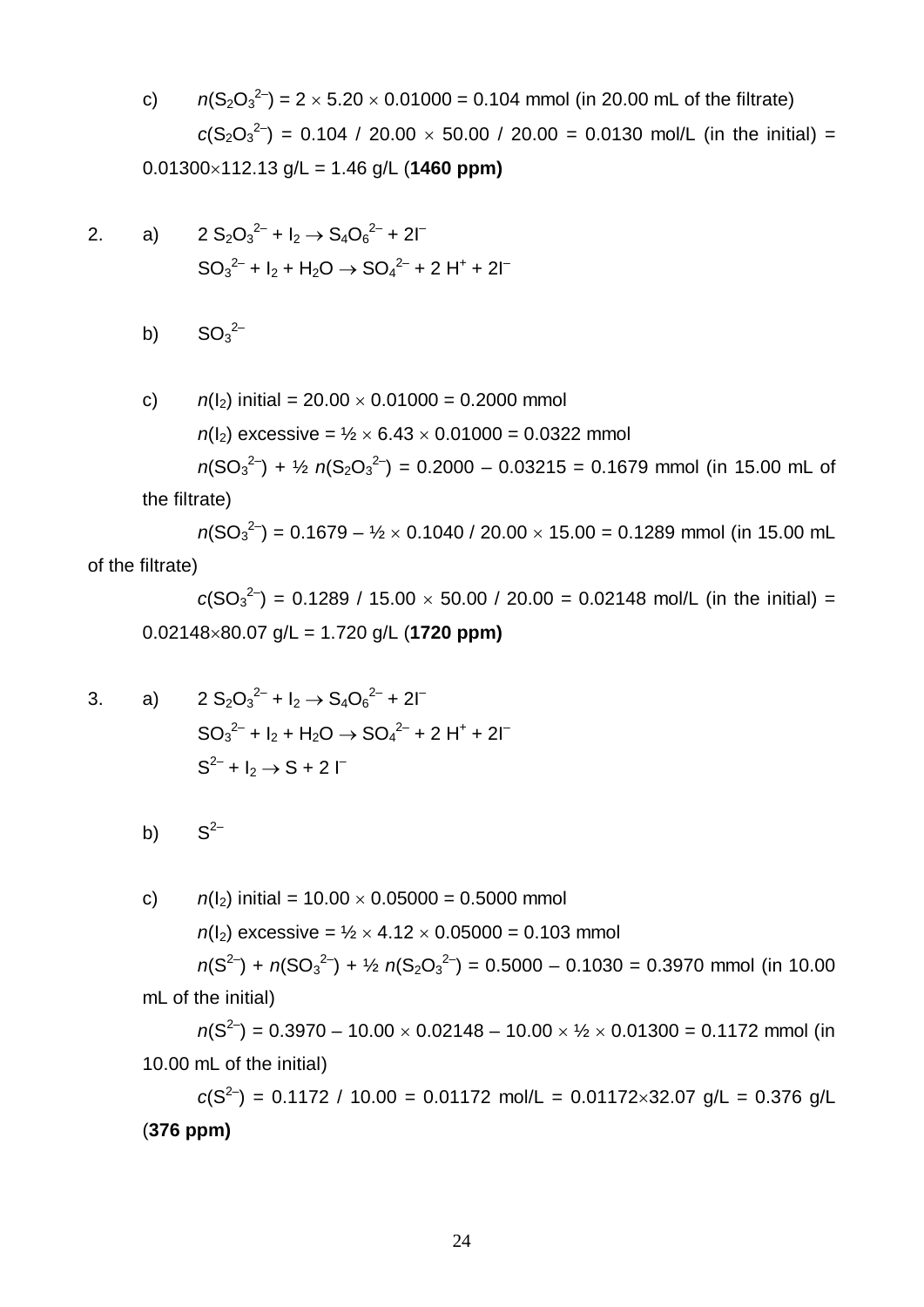c) $n(S_2O_3^{2-}) = 2 \times 5.20 \times 0.01000 = 0.104$ mmol (in 20.00 mL of the filtrate)

$c(S_2O_3^{2-}) = 0.104 / 20.00 \times 50.00 / 20.00 = 0.0130$ mol/L (in the initial) = $0.01300 \times 112.13$ g/L = 1.46 g/L (**1460 ppm)**

2. a) $2\ S_2O_3^{2-} + I_2 \rightarrow S_4O_6^{2-} + 2I^-$

$SO_3^{2-} + I_2 + H_2O \rightarrow SO_4^{2-} + 2\ H^+ + 2I^-$

b) $SO_3^{2-}$

c) $n(I_2)$ initial = $20.00 \times 0.01000 = 0.2000$ mmol

$n(I_2)$ excessive = $½ \times 6.43 \times 0.01000 = 0.0322$ mmol

$n(SO_3^{2-}) + ½\ n(S_2O_3^{2-}) = 0.2000 - 0.03215 = 0.1679$ mmol (in 15.00 mL of the filtrate)

$n(SO_3^{2-}) = 0.1679 - ½ \times 0.1040 / 20.00 \times 15.00 = 0.1289$ mmol (in 15.00 mL of the filtrate)

$c(SO_3^{2-}) = 0.1289 / 15.00 \times 50.00 / 20.00 = 0.02148$ mol/L (in the initial) = $0.02148 \times 80.07$ g/L = 1.720 g/L (**1720 ppm)**

3. a) $2\ S_2O_3^{2-} + I_2 \rightarrow S_4O_6^{2-} + 2I^-$

$SO_3^{2-} + I_2 + H_2O \rightarrow SO_4^{2-} + 2\ H^+ + 2I^-$

$S^{2-} + I_2 \rightarrow S + 2\ I^-$

b) $S^{2-}$

c) $n(I_2)$ initial = $10.00 \times 0.05000 = 0.5000$ mmol

$n(I_2)$ excessive = $½ \times 4.12 \times 0.05000 = 0.103$ mmol

$n(S^{2-}) + n(SO_3^{2-}) + ½\ n(S_2O_3^{2-}) = 0.5000 - 0.1030 = 0.3970$ mmol (in 10.00 mL of the initial)

$n(S^{2-}) = 0.3970 - 10.00 \times 0.02148 - 10.00 \times ½ \times 0.01300 = 0.1172$ mmol (in 10.00 mL of the initial)

$c(S^{2-}) = 0.1172 / 10.00 = 0.01172$ mol/L = $0.01172 \times 32.07$ g/L = 0.376 g/L (**376 ppm)**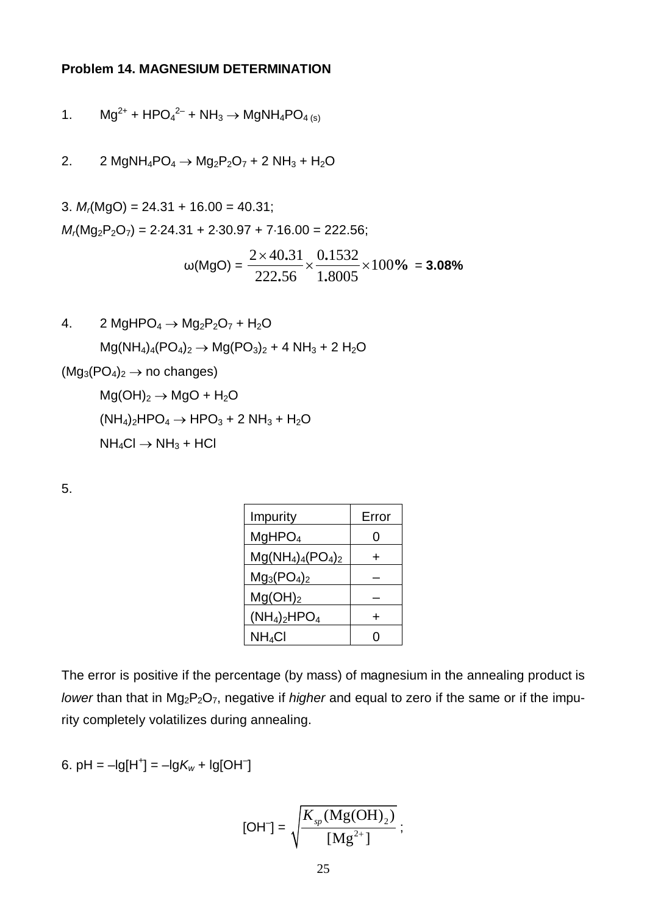**Problem 14. MAGNESIUM DETERMINATION**

1. $Mg^{2+} + HPO_4^{2-} + NH_3 \rightarrow MgNH_4PO_{4\,(s)}$

2. $2\ MgNH_4PO_4 \rightarrow Mg_2P_2O_7 + 2\ NH_3 + H_2O$

3. $M_r(MgO) = 24.31 + 16.00 = 40.31$;

$M_r(Mg_2P_2O_7) = 2\cdot24.31 + 2\cdot30.97 + 7\cdot16.00 = 222.56$;

$$\omega(MgO) = \frac{2\times40.31}{222.56}\times\frac{0.1532}{1.8005}\times100\% = \mathbf{3.08\%}$$

4. $2\ MgHPO_4 \rightarrow Mg_2P_2O_7 + H_2O$

$Mg(NH_4)_4(PO_4)_2 \rightarrow Mg(PO_3)_2 + 4\ NH_3 + 2\ H_2O$

($Mg_3(PO_4)_2 \rightarrow$ no changes)

$Mg(OH)_2 \rightarrow MgO + H_2O$

$(NH_4)_2HPO_4 \rightarrow HPO_3 + 2\ NH_3 + H_2O$

$NH_4Cl \rightarrow NH_3 + HCl$

5.

| Impurity | Error |
|---|---|
| $MgHPO_4$ | 0 |
| $Mg(NH_4)_4(PO_4)_2$ | + |
| $Mg_3(PO_4)_2$ | – |
| $Mg(OH)_2$ | – |
| $(NH_4)_2HPO_4$ | + |
| $NH_4Cl$ | 0 |

The error is positive if the percentage (by mass) of magnesium in the annealing product is *lower* than that in $Mg_2P_2O_7$, negative if *higher* and equal to zero if the same or if the impurity completely volatilizes during annealing.

6. $pH = -\lg[H^+] = -\lg K_w + \lg[OH^-]$

$$[OH^-] = \sqrt{\frac{K_{sp}(Mg(OH)_2)}{[Mg^{2+}]}}\ ;$$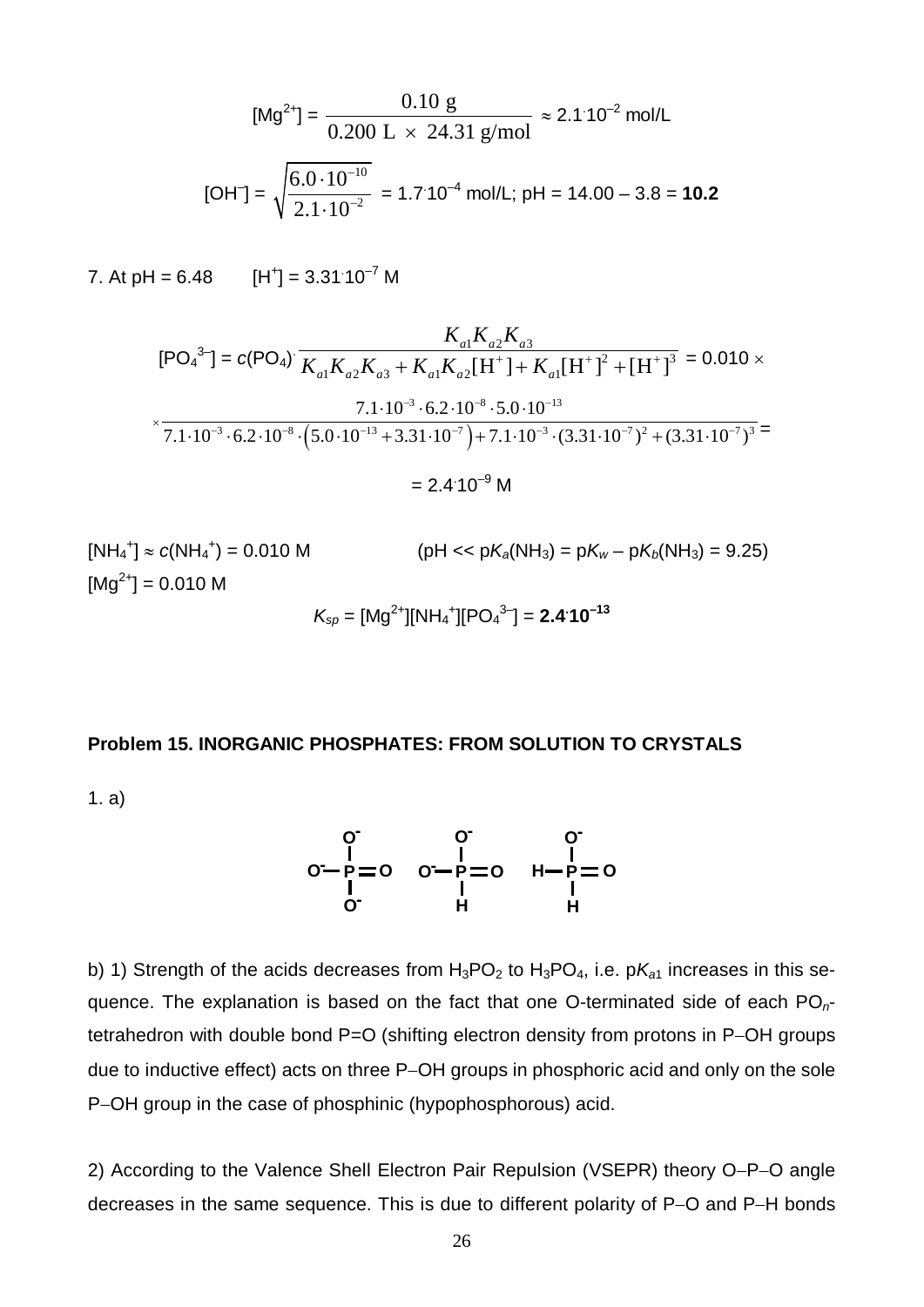$$[\mathrm{Mg^{2+}}] = \frac{0.10\ \mathrm{g}}{0.200\ \mathrm{L} \times 24.31\ \mathrm{g/mol}} \approx 2.1 \cdot 10^{-2}\ \mathrm{mol/L}$$

$$[\mathrm{OH^-}] = \sqrt{\frac{6.0\cdot10^{-10}}{2.1\cdot10^{-2}}} = 1.7\cdot10^{-4}\ \mathrm{mol/L};\ \mathrm{pH} = 14.00 - 3.8 = \mathbf{10.2}$$

7. At pH = 6.48   $[H^+] = 3.31 \cdot 10^{-7}$ M

$$[\mathrm{PO_4^{3-}}] = c(\mathrm{PO_4}) \cdot \frac{K_{a1}K_{a2}K_{a3}}{K_{a1}K_{a2}K_{a3} + K_{a1}K_{a2}[\mathrm{H^+}] + K_{a1}[\mathrm{H^+}]^2 + [\mathrm{H^+}]^3} = 0.010 \times$$

$$\times \frac{7.1\cdot10^{-3}\cdot6.2\cdot10^{-8}\cdot5.0\cdot10^{-13}}{7.1\cdot10^{-3}\cdot6.2\cdot10^{-8}\cdot\left(5.0\cdot10^{-13}+3.31\cdot10^{-7}\right)+7.1\cdot10^{-3}\cdot(3.31\cdot10^{-7})^2+(3.31\cdot10^{-7})^3} =$$

$$= 2.4 \cdot 10^{-9}\ \mathrm{M}$$

$[NH_4^+] \approx c(NH_4^+) = 0.010$ M   (pH << $pK_a(NH_3) = pK_w - pK_b(NH_3) = 9.25$)

$[Mg^{2+}] = 0.010$ M

$$K_{sp} = [\mathrm{Mg^{2+}}][\mathrm{NH_4^+}][\mathrm{PO_4^{3-}}] = \mathbf{2.4 \cdot 10^{-13}}$$

**Problem 15. INORGANIC PHOSPHATES: FROM SOLUTION TO CRYSTALS**

1. a)

```
     O-           O-           O-
     |            |            |
O- — P = O   O- — P = O   H — P = O
     |            |            |
     O-           H            H
```

b) 1) Strength of the acids decreases from $H_3PO_2$ to $H_3PO_4$, i.e. $pK_{a1}$ increases in this sequence. The explanation is based on the fact that one O-terminated side of each $PO_n$-tetrahedron with double bond P=O (shifting electron density from protons in P–OH groups due to inductive effect) acts on three P–OH groups in phosphoric acid and only on the sole P–OH group in the case of phosphinic (hypophosphorous) acid.

2) According to the Valence Shell Electron Pair Repulsion (VSEPR) theory O–P–O angle decreases in the same sequence. This is due to different polarity of P–O and P–H bonds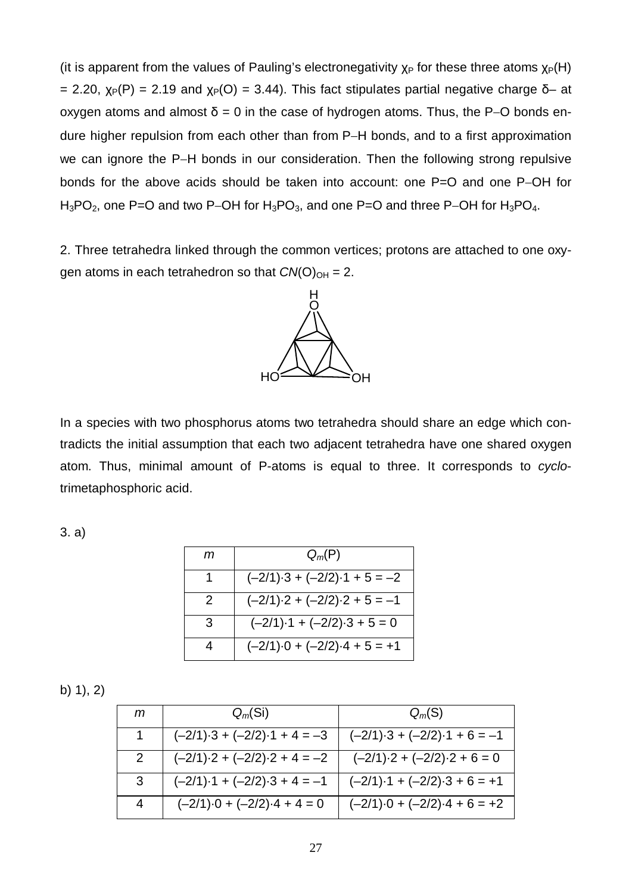(it is apparent from the values of Pauling's electronegativity $\chi_P$ for these three atoms $\chi_P(H) = 2.20$, $\chi_P(P) = 2.19$ and $\chi_P(O) = 3.44$). This fact stipulates partial negative charge δ– at oxygen atoms and almost δ = 0 in the case of hydrogen atoms. Thus, the P–O bonds endure higher repulsion from each other than from P–H bonds, and to a first approximation we can ignore the P–H bonds in our consideration. Then the following strong repulsive bonds for the above acids should be taken into account: one P=O and one P–OH for $H_3PO_2$, one P=O and two P–OH for $H_3PO_3$, and one P=O and three P–OH for $H_3PO_4$.

2. Three tetrahedra linked through the common vertices; protons are attached to one oxygen atoms in each tetrahedron so that $CN(O)_{OH} = 2$.

In a species with two phosphorus atoms two tetrahedra should share an edge which contradicts the initial assumption that each two adjacent tetrahedra have one shared oxygen atom. Thus, minimal amount of P-atoms is equal to three. It corresponds to *cyclo*-trimetaphosphoric acid.

3. a)

| $m$ | $Q_m(P)$ |
|---|---|
| 1 | $(-2/1)\cdot 3 + (-2/2)\cdot 1 + 5 = -2$ |
| 2 | $(-2/1)\cdot 2 + (-2/2)\cdot 2 + 5 = -1$ |
| 3 | $(-2/1)\cdot 1 + (-2/2)\cdot 3 + 5 = 0$ |
| 4 | $(-2/1)\cdot 0 + (-2/2)\cdot 4 + 5 = +1$ |

b) 1), 2)

| $m$ | $Q_m(Si)$ | $Q_m(S)$ |
|---|---|---|
| 1 | $(-2/1)\cdot 3 + (-2/2)\cdot 1 + 4 = -3$ | $(-2/1)\cdot 3 + (-2/2)\cdot 1 + 6 = -1$ |
| 2 | $(-2/1)\cdot 2 + (-2/2)\cdot 2 + 4 = -2$ | $(-2/1)\cdot 2 + (-2/2)\cdot 2 + 6 = 0$ |
| 3 | $(-2/1)\cdot 1 + (-2/2)\cdot 3 + 4 = -1$ | $(-2/1)\cdot 1 + (-2/2)\cdot 3 + 6 = +1$ |
| 4 | $(-2/1)\cdot 0 + (-2/2)\cdot 4 + 4 = 0$ | $(-2/1)\cdot 0 + (-2/2)\cdot 4 + 6 = +2$ |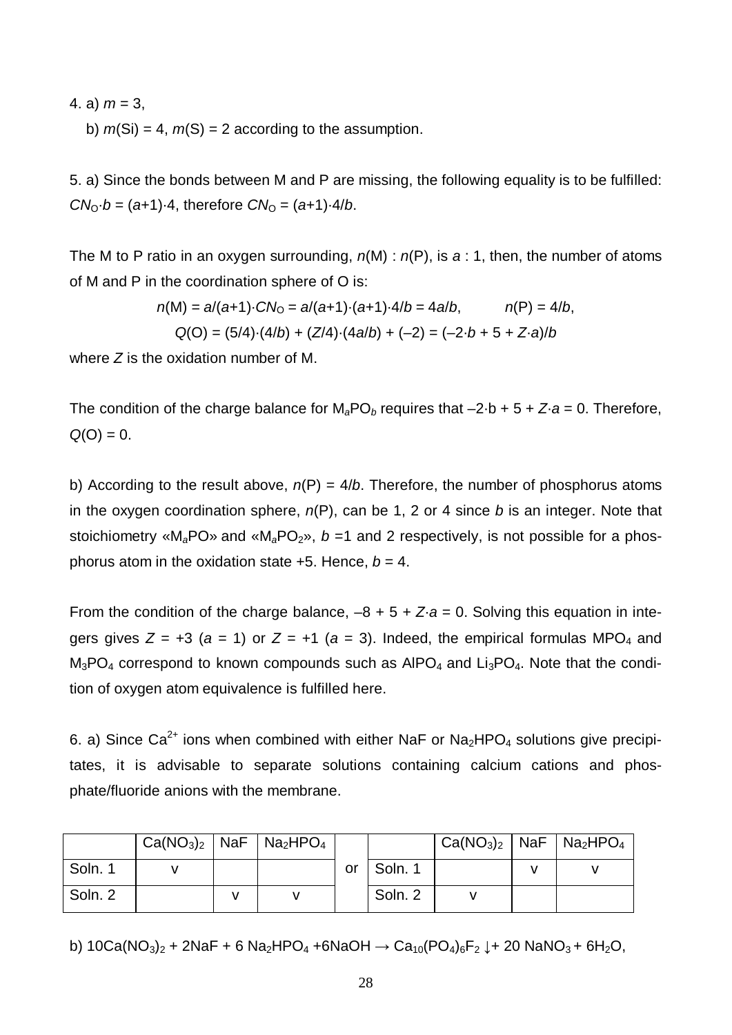4. a) $m = 3$,

b) $m(\text{Si}) = 4$, $m(\text{S}) = 2$ according to the assumption.

5. a) Since the bonds between M and P are missing, the following equality is to be fulfilled: $CN_O \cdot b = (a+1) \cdot 4$, therefore $CN_O = (a+1) \cdot 4/b$.

The M to P ratio in an oxygen surrounding, $n(\text{M}) : n(\text{P})$, is $a : 1$, then, the number of atoms of M and P in the coordination sphere of O is:

$$n(\text{M}) = a/(a+1) \cdot CN_O = a/(a+1) \cdot (a+1) \cdot 4/b = 4a/b, \qquad n(\text{P}) = 4/b,$$

$$Q(\text{O}) = (5/4) \cdot (4/b) + (Z/4) \cdot (4a/b) + (-2) = (-2 \cdot b + 5 + Z \cdot a)/b$$

where $Z$ is the oxidation number of M.

The condition of the charge balance for $M_aPO_b$ requires that $-2 \cdot b + 5 + Z \cdot a = 0$. Therefore, $Q(\text{O}) = 0$.

b) According to the result above, $n(\text{P}) = 4/b$. Therefore, the number of phosphorus atoms in the oxygen coordination sphere, $n(\text{P})$, can be 1, 2 or 4 since $b$ is an integer. Note that stoichiometry «$M_aPO$» and «$M_aPO_2$», $b = 1$ and 2 respectively, is not possible for a phosphorus atom in the oxidation state +5. Hence, $b = 4$.

From the condition of the charge balance, $-8 + 5 + Z \cdot a = 0$. Solving this equation in integers gives $Z = +3$ ($a = 1$) or $Z = +1$ ($a = 3$). Indeed, the empirical formulas $MPO_4$ and $M_3PO_4$ correspond to known compounds such as $AlPO_4$ and $Li_3PO_4$. Note that the condition of oxygen atom equivalence is fulfilled here.

6. a) Since $Ca^{2+}$ ions when combined with either NaF or $Na_2HPO_4$ solutions give precipitates, it is advisable to separate solutions containing calcium cations and phosphate/fluoride anions with the membrane.

| | $Ca(NO_3)_2$ | NaF | $Na_2HPO_4$ | | | $Ca(NO_3)_2$ | NaF | $Na_2HPO_4$ |
|---|---|---|---|---|---|---|---|---|
| Soln. 1 | v | | | or | Soln. 1 | | v | v |
| Soln. 2 | | v | v | | Soln. 2 | v | | |

b) $10Ca(NO_3)_2 + 2NaF + 6\ Na_2HPO_4 + 6NaOH \rightarrow Ca_{10}(PO_4)_6F_2\downarrow + 20\ NaNO_3 + 6H_2O$,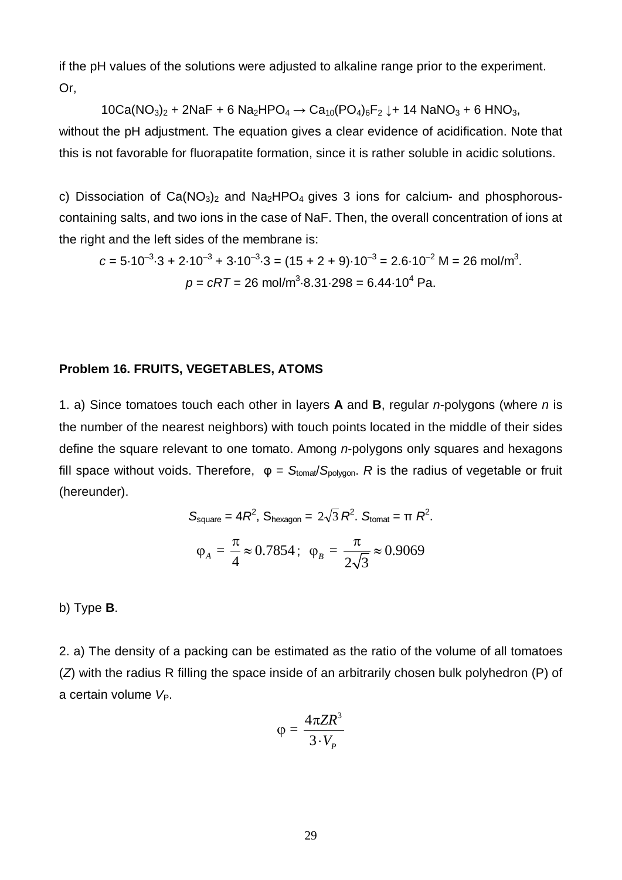if the pH values of the solutions were adjusted to alkaline range prior to the experiment. Or,

$$10Ca(NO_3)_2 + 2NaF + 6\ Na_2HPO_4 \rightarrow Ca_{10}(PO_4)_6F_2 \downarrow + 14\ NaNO_3 + 6\ HNO_3,$$

without the pH adjustment. The equation gives a clear evidence of acidification. Note that this is not favorable for fluorapatite formation, since it is rather soluble in acidic solutions.

c) Dissociation of $Ca(NO_3)_2$ and $Na_2HPO_4$ gives 3 ions for calcium- and phosphorous-containing salts, and two ions in the case of NaF. Then, the overall concentration of ions at the right and the left sides of the membrane is:

$$c = 5\cdot10^{-3}\cdot3 + 2\cdot10^{-3} + 3\cdot10^{-3}\cdot3 = (15 + 2 + 9)\cdot10^{-3} = 2.6\cdot10^{-2}\text{ M} = 26\text{ mol/m}^3.$$

$$p = cRT = 26\text{ mol/m}^3\cdot8.31\cdot298 = 6.44\cdot10^4\text{ Pa}.$$

## Problem 16. FRUITS, VEGETABLES, ATOMS

1. a) Since tomatoes touch each other in layers **A** and **B**, regular *n*-polygons (where *n* is the number of the nearest neighbors) with touch points located in the middle of their sides define the square relevant to one tomato. Among *n*-polygons only squares and hexagons fill space without voids. Therefore, $\varphi = S_{tomat}/S_{polygon}$. $R$ is the radius of vegetable or fruit (hereunder).

$$S_{square} = 4R^2,\ S_{hexagon} = 2\sqrt{3}R^2.\ S_{tomat} = \pi R^2.$$

$$\varphi_A = \frac{\pi}{4} \approx 0.7854;\ \ \varphi_B = \frac{\pi}{2\sqrt{3}} \approx 0.9069$$

b) Type **B**.

2. a) The density of a packing can be estimated as the ratio of the volume of all tomatoes ($Z$) with the radius R filling the space inside of an arbitrarily chosen bulk polyhedron (P) of a certain volume $V_P$.

$$\varphi = \frac{4\pi ZR^3}{3\cdot V_P}$$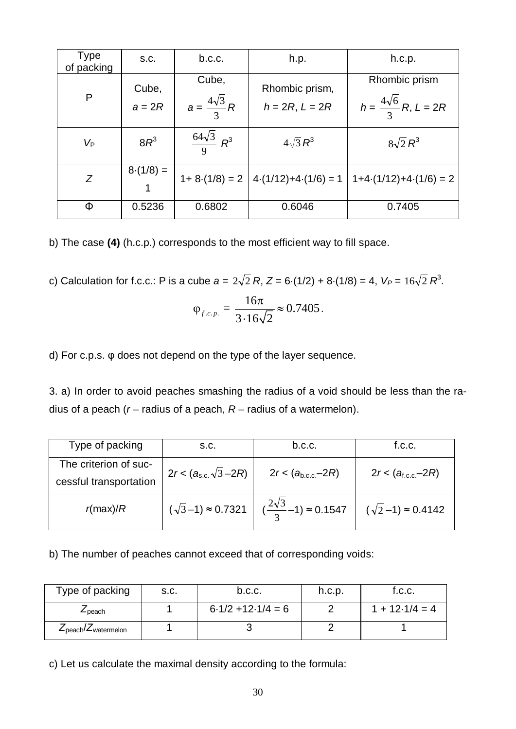| Type of packing | s.c. | b.c.c. | h.p. | h.c.p. |
|---|---|---|---|---|
| P | Cube, $a = 2R$ | Cube, $a = \frac{4\sqrt{3}}{3}R$ | Rhombic prism, $h = 2R$, $L = 2R$ | Rhombic prism $h = \frac{4\sqrt{6}}{3}R$, $L = 2R$ |
| $V_P$ | $8R^3$ | $\frac{64\sqrt{3}}{9}R^3$ | $4\sqrt{3}R^3$ | $8\sqrt{2}R^3$ |
| $Z$ | $8\cdot(1/8) = 1$ | $1 + 8\cdot(1/8) = 2$ | $4\cdot(1/12)+4\cdot(1/6) = 1$ | $1+4\cdot(1/12)+4\cdot(1/6) = 2$ |
| Φ | 0.5236 | 0.6802 | 0.6046 | 0.7405 |

b) The case **(4)** (h.c.p.) corresponds to the most efficient way to fill space.

c) Calculation for f.c.c.: P is a cube $a = 2\sqrt{2}R$, $Z = 6\cdot(1/2) + 8\cdot(1/8) = 4$, $V_P = 16\sqrt{2}R^3$.

$$\varphi_{f.c.p.} = \frac{16\pi}{3\cdot 16\sqrt{2}} \approx 0.7405.$$

d) For c.p.s. φ does not depend on the type of the layer sequence.

3. a) In order to avoid peaches smashing the radius of a void should be less than the radius of a peach ($r$ – radius of a peach, $R$ – radius of a watermelon).

| Type of packing | s.c. | b.c.c. | f.c.c. |
|---|---|---|---|
| The criterion of successful transportation | $2r < (a_{s.c.}\sqrt{3} - 2R)$ | $2r < (a_{b.c.c.} - 2R)$ | $2r < (a_{f.c.c.} - 2R)$ |
| $r(\max)/R$ | $(\sqrt{3}-1) \approx 0.7321$ | $(\frac{2\sqrt{3}}{3}-1) \approx 0.1547$ | $(\sqrt{2}-1) \approx 0.4142$ |

b) The number of peaches cannot exceed that of corresponding voids:

| Type of packing | s.c. | b.c.c. | h.c.p. | f.c.c. |
|---|---|---|---|---|
| $Z_{peach}$ | 1 | $6\cdot 1/2 + 12\cdot 1/4 = 6$ | 2 | $1 + 12\cdot 1/4 = 4$ |
| $Z_{peach}/Z_{watermelon}$ | 1 | 3 | 2 | 1 |

c) Let us calculate the maximal density according to the formula: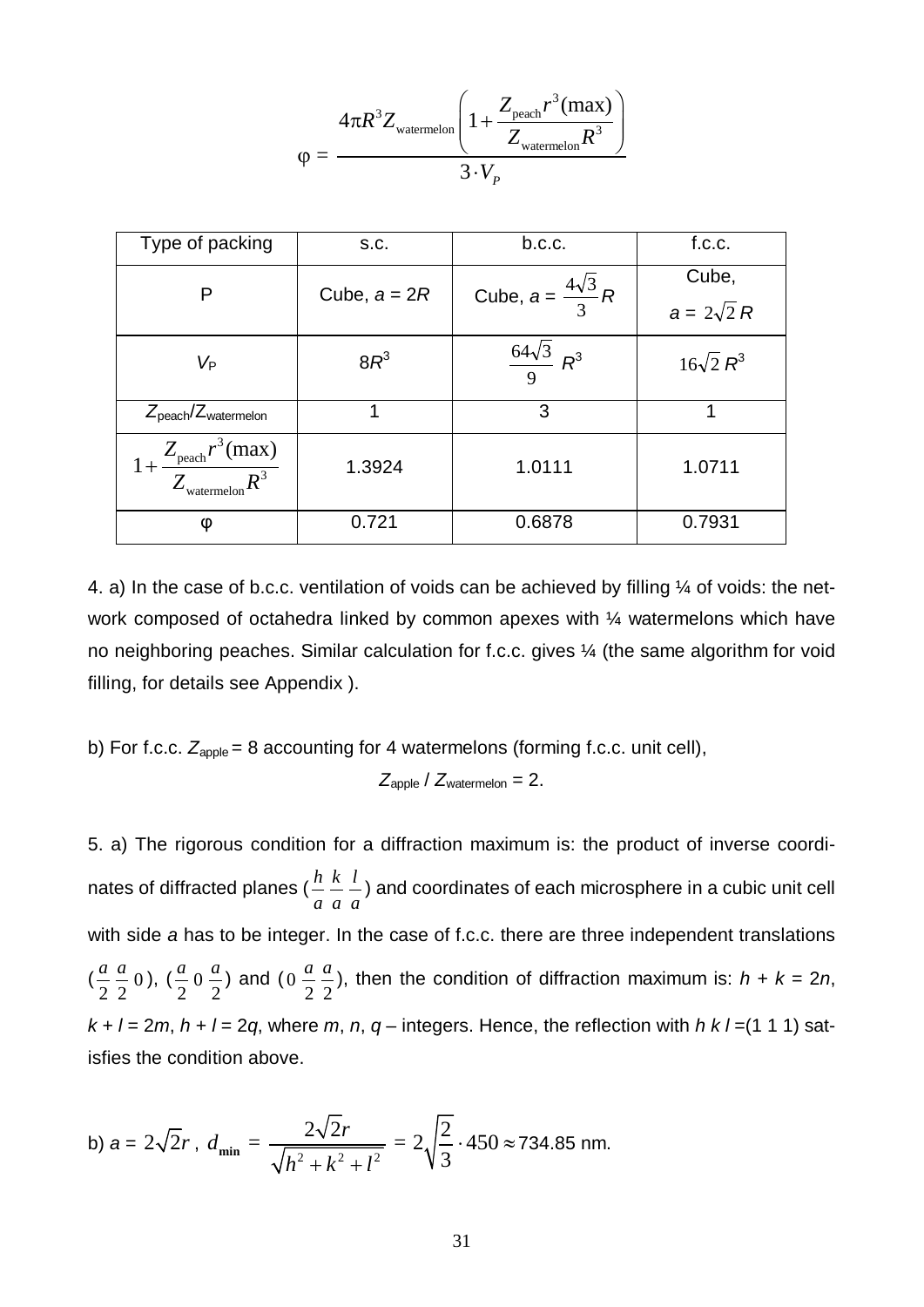$$\varphi = \frac{4\pi R^3 Z_{\text{watermelon}} \left(1 + \frac{Z_{\text{peach}} r^3(\max)}{Z_{\text{watermelon}} R^3}\right)}{3 \cdot V_P}$$

| Type of packing | s.c. | b.c.c. | f.c.c. |
|---|---|---|---|
| P | Cube, $a = 2R$ | Cube, $a = \frac{4\sqrt{3}}{3}R$ | Cube, $a = 2\sqrt{2}\,R$ |
| $V_P$ | $8R^3$ | $\frac{64\sqrt{3}}{9}\,R^3$ | $16\sqrt{2}\,R^3$ |
| $Z_{\text{peach}}/Z_{\text{watermelon}}$ | 1 | 3 | 1 |
| $1 + \frac{Z_{\text{peach}} r^3(\max)}{Z_{\text{watermelon}} R^3}$ | 1.3924 | 1.0111 | 1.0711 |
| φ | 0.721 | 0.6878 | 0.7931 |

4. a) In the case of b.c.c. ventilation of voids can be achieved by filling ¼ of voids: the network composed of octahedra linked by common apexes with ¼ watermelons which have no neighboring peaches. Similar calculation for f.c.c. gives ¼ (the same algorithm for void filling, for details see Appendix ).

b) For f.c.c. $Z_{\text{apple}} = 8$ accounting for 4 watermelons (forming f.c.c. unit cell),

$$Z_{\text{apple}} / Z_{\text{watermelon}} = 2.$$

5. a) The rigorous condition for a diffraction maximum is: the product of inverse coordinates of diffracted planes ($\frac{h}{a}\ \frac{k}{a}\ \frac{l}{a}$) and coordinates of each microsphere in a cubic unit cell with side $a$ has to be integer. In the case of f.c.c. there are three independent translations ($\frac{a}{2}\ \frac{a}{2}\ 0$), ($\frac{a}{2}\ 0\ \frac{a}{2}$) and ($0\ \frac{a}{2}\ \frac{a}{2}$), then the condition of diffraction maximum is: $h + k = 2n$, $k + l = 2m$, $h + l = 2q$, where $m$, $n$, $q$ – integers. Hence, the reflection with $h\,k\,l$ =(1 1 1) satisfies the condition above.

b) $a = 2\sqrt{2}r$, $d_{\min} = \frac{2\sqrt{2}r}{\sqrt{h^2 + k^2 + l^2}} = 2\sqrt{\frac{2}{3}} \cdot 450 \approx 734.85$ nm.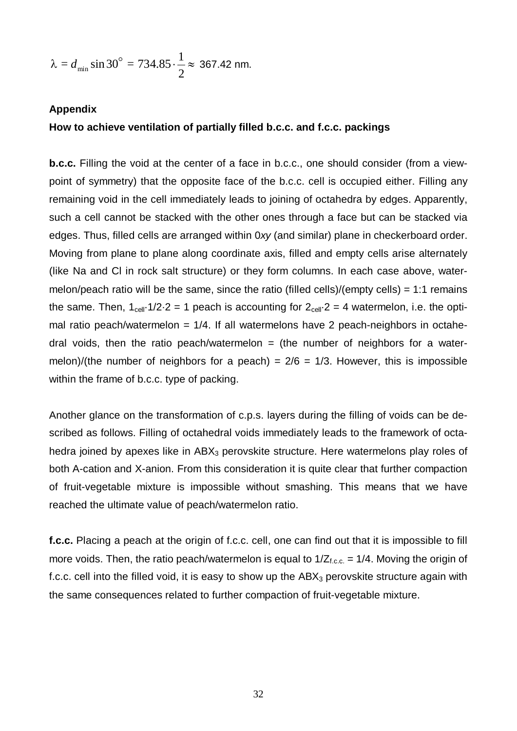$$\lambda = d_{\min} \sin 30^\circ = 734.85 \cdot \frac{1}{2} \approx \text{ 367.42 nm.}$$

**Appendix**

**How to achieve ventilation of partially filled b.c.c. and f.c.c. packings**

**b.c.c.** Filling the void at the center of a face in b.c.c., one should consider (from a viewpoint of symmetry) that the opposite face of the b.c.c. cell is occupied either. Filling any remaining void in the cell immediately leads to joining of octahedra by edges. Apparently, such a cell cannot be stacked with the other ones through a face but can be stacked via edges. Thus, filled cells are arranged within 0*xy* (and similar) plane in checkerboard order. Moving from plane to plane along coordinate axis, filled and empty cells arise alternately (like Na and Cl in rock salt structure) or they form columns. In each case above, watermelon/peach ratio will be the same, since the ratio (filled cells)/(empty cells) = 1:1 remains the same. Then, $1_{\text{cell}} \cdot 1/2 \cdot 2 = 1$ peach is accounting for $2_{\text{cell}} \cdot 2 = 4$ watermelon, i.e. the optimal ratio peach/watermelon = 1/4. If all watermelons have 2 peach-neighbors in octahedral voids, then the ratio peach/watermelon = (the number of neighbors for a watermelon)/(the number of neighbors for a peach) = 2/6 = 1/3. However, this is impossible within the frame of b.c.c. type of packing.

Another glance on the transformation of c.p.s. layers during the filling of voids can be described as follows. Filling of octahedral voids immediately leads to the framework of octahedra joined by apexes like in $ABX_3$ perovskite structure. Here watermelons play roles of both A-cation and X-anion. From this consideration it is quite clear that further compaction of fruit-vegetable mixture is impossible without smashing. This means that we have reached the ultimate value of peach/watermelon ratio.

**f.c.c.** Placing a peach at the origin of f.c.c. cell, one can find out that it is impossible to fill more voids. Then, the ratio peach/watermelon is equal to $1/Z_{\text{f.c.c.}} = 1/4$. Moving the origin of f.c.c. cell into the filled void, it is easy to show up the $ABX_3$ perovskite structure again with the same consequences related to further compaction of fruit-vegetable mixture.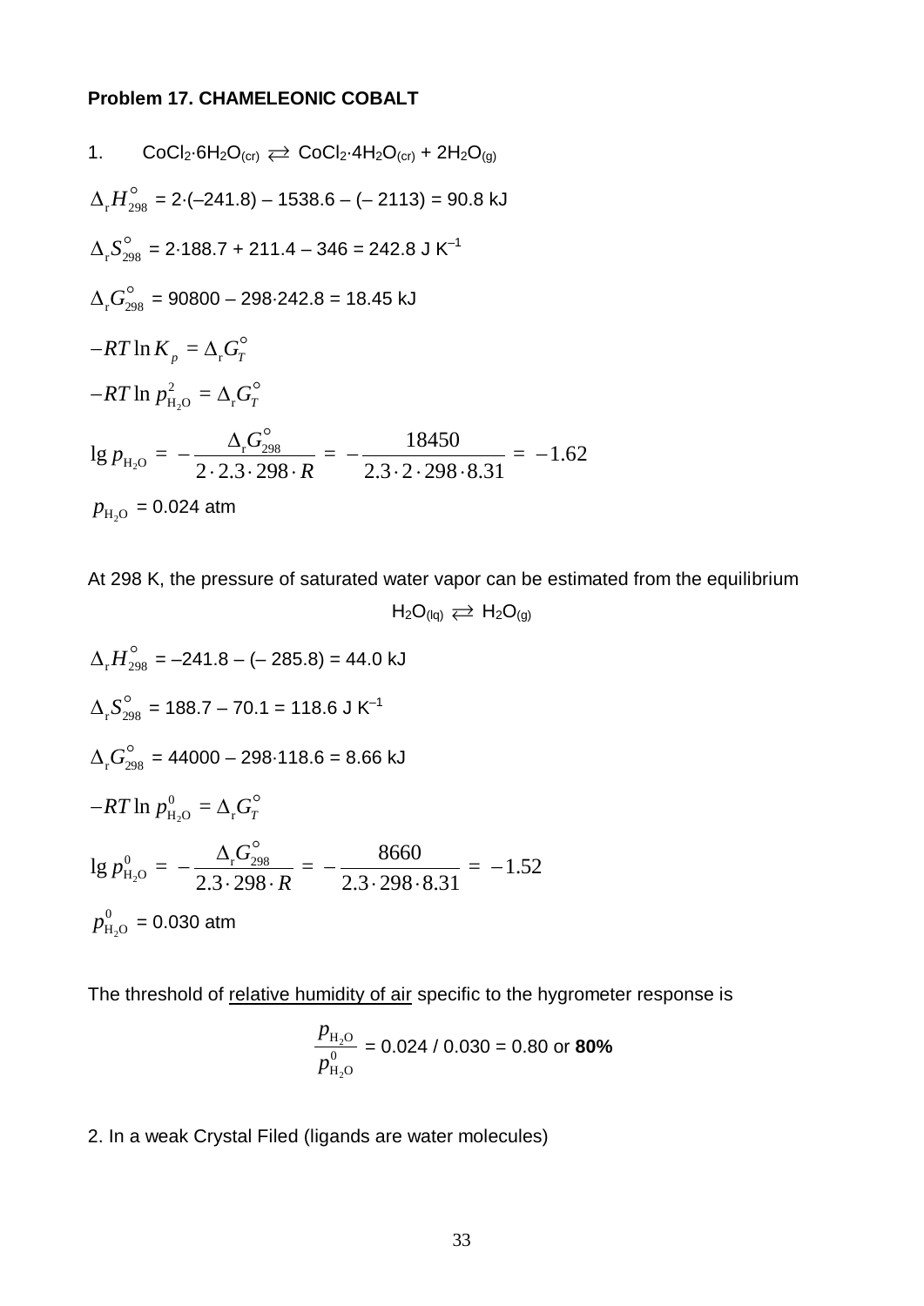**Problem 17. CHAMELEONIC COBALT**

1. $CoCl_2{\cdot}6H_2O_{(cr)} \rightleftarrows CoCl_2{\cdot}4H_2O_{(cr)} + 2H_2O_{(g)}$

$\Delta_r H^\circ_{298}$ = 2·(–241.8) – 1538.6 – (– 2113) = 90.8 kJ

$\Delta_r S^\circ_{298}$ = 2·188.7 + 211.4 – 346 = 242.8 J K$^{-1}$

$\Delta_r G^\circ_{298}$ = 90800 – 298·242.8 = 18.45 kJ

$$-RT\ln K_p = \Delta_r G^\circ_T$$

$$-RT\ln p^2_{H_2O} = \Delta_r G^\circ_T$$

$$\lg p_{H_2O} = -\frac{\Delta_r G^\circ_{298}}{2\cdot 2.3\cdot 298\cdot R} = -\frac{18450}{2.3\cdot 2\cdot 298\cdot 8.31} = -1.62$$

$p_{H_2O}$ = 0.024 atm

At 298 K, the pressure of saturated water vapor can be estimated from the equilibrium

$$H_2O_{(lq)} \rightleftarrows H_2O_{(g)}$$

$\Delta_r H^\circ_{298}$ = –241.8 – (– 285.8) = 44.0 kJ

$\Delta_r S^\circ_{298}$ = 188.7 – 70.1 = 118.6 J K$^{-1}$

$\Delta_r G^\circ_{298}$ = 44000 – 298·118.6 = 8.66 kJ

$$-RT\ln p^0_{H_2O} = \Delta_r G^\circ_T$$

$$\lg p^0_{H_2O} = -\frac{\Delta_r G^\circ_{298}}{2.3\cdot 298\cdot R} = -\frac{8660}{2.3\cdot 298\cdot 8.31} = -1.52$$

$p^0_{H_2O}$ = 0.030 atm

The threshold of relative humidity of air specific to the hygrometer response is

$$\frac{p_{H_2O}}{p^0_{H_2O}} = 0.024 / 0.030 = 0.80 \text{ or } \mathbf{80\%}$$

2. In a weak Crystal Filed (ligands are water molecules)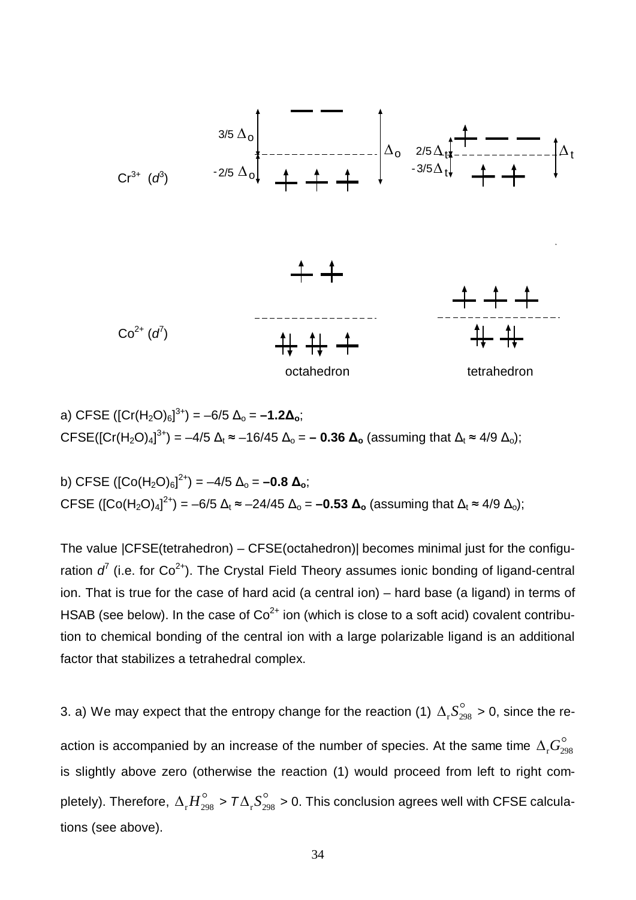$Cr^{3+}$ ($d^3$)

$Co^{2+}$ ($d^7$)

octahedron tetrahedron

a) CFSE ($[Cr(H_2O)_6]^{3+}$) = –6/5 $\Delta_o$ = **–1.2$\Delta_o$**;
CFSE($[Cr(H_2O)_4]^{3+}$) = –4/5 $\Delta_t$ ≈ –16/45 $\Delta_o$ = **– 0.36 $\Delta_o$** (assuming that $\Delta_t$ ≈ 4/9 $\Delta_o$);

b) CFSE ($[Co(H_2O)_6]^{2+}$) = –4/5 $\Delta_o$ = **–0.8 $\Delta_o$**;
CFSE ($[Co(H_2O)_4]^{2+}$) = –6/5 $\Delta_t$ ≈ –24/45 $\Delta_o$ = **–0.53 $\Delta_o$** (assuming that $\Delta_t$ ≈ 4/9 $\Delta_o$);

The value |CFSE(tetrahedron) – CFSE(octahedron)| becomes minimal just for the configuration $d^7$ (i.e. for $Co^{2+}$). The Crystal Field Theory assumes ionic bonding of ligand-central ion. That is true for the case of hard acid (a central ion) – hard base (a ligand) in terms of HSAB (see below). In the case of $Co^{2+}$ ion (which is close to a soft acid) covalent contribution to chemical bonding of the central ion with a large polarizable ligand is an additional factor that stabilizes a tetrahedral complex.

3. a) We may expect that the entropy change for the reaction (1) $\Delta_r S^\circ_{298} > 0$, since the reaction is accompanied by an increase of the number of species. At the same time $\Delta_r G^\circ_{298}$ is slightly above zero (otherwise the reaction (1) would proceed from left to right completely). Therefore, $\Delta_r H^\circ_{298} > T\Delta_r S^\circ_{298} > 0$. This conclusion agrees well with CFSE calculations (see above).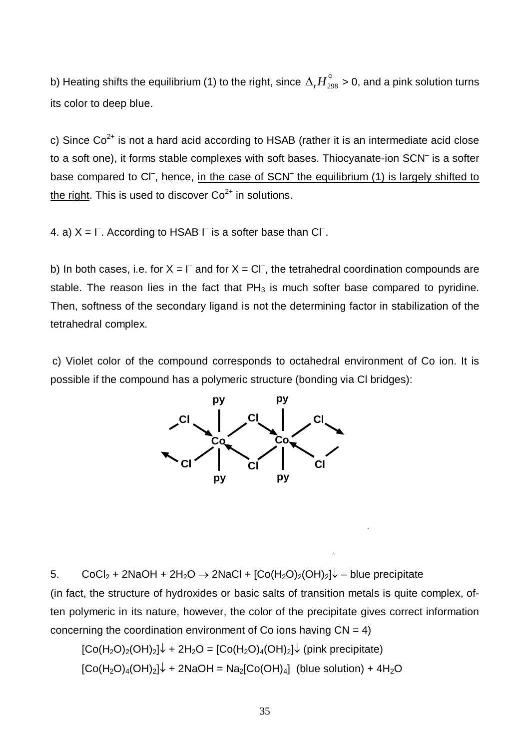b) Heating shifts the equilibrium (1) to the right, since $\Delta_r H^\circ_{298} > 0$, and a pink solution turns its color to deep blue.

c) Since $Co^{2+}$ is not a hard acid according to HSAB (rather it is an intermediate acid close to a soft one), it forms stable complexes with soft bases. Thiocyanate-ion $SCN^-$ is a softer base compared to $Cl^-$, hence, in the case of $SCN^-$ the equilibrium (1) is largely shifted to the right. This is used to discover $Co^{2+}$ in solutions.

4. a) X = $I^-$. According to HSAB $I^-$ is a softer base than $Cl^-$.

b) In both cases, i.e. for X = $I^-$ and for X = $Cl^-$, the tetrahedral coordination compounds are stable. The reason lies in the fact that $PH_3$ is much softer base compared to pyridine. Then, softness of the secondary ligand is not the determining factor in stabilization of the tetrahedral complex.

c) Violet color of the compound corresponds to octahedral environment of Co ion. It is possible if the compound has a polymeric structure (bonding via Cl bridges):

5. $CoCl_2 + 2NaOH + 2H_2O \rightarrow 2NaCl + [Co(H_2O)_2(OH)_2]\downarrow$ – blue precipitate

(in fact, the structure of hydroxides or basic salts of transition metals is quite complex, often polymeric in its nature, however, the color of the precipitate gives correct information concerning the coordination environment of Co ions having CN = 4)

$[Co(H_2O)_2(OH)_2]\downarrow + 2H_2O = [Co(H_2O)_4(OH)_2]\downarrow$ (pink precipitate)

$[Co(H_2O)_4(OH)_2]\downarrow + 2NaOH = Na_2[Co(OH)_4]$ (blue solution) $+ 4H_2O$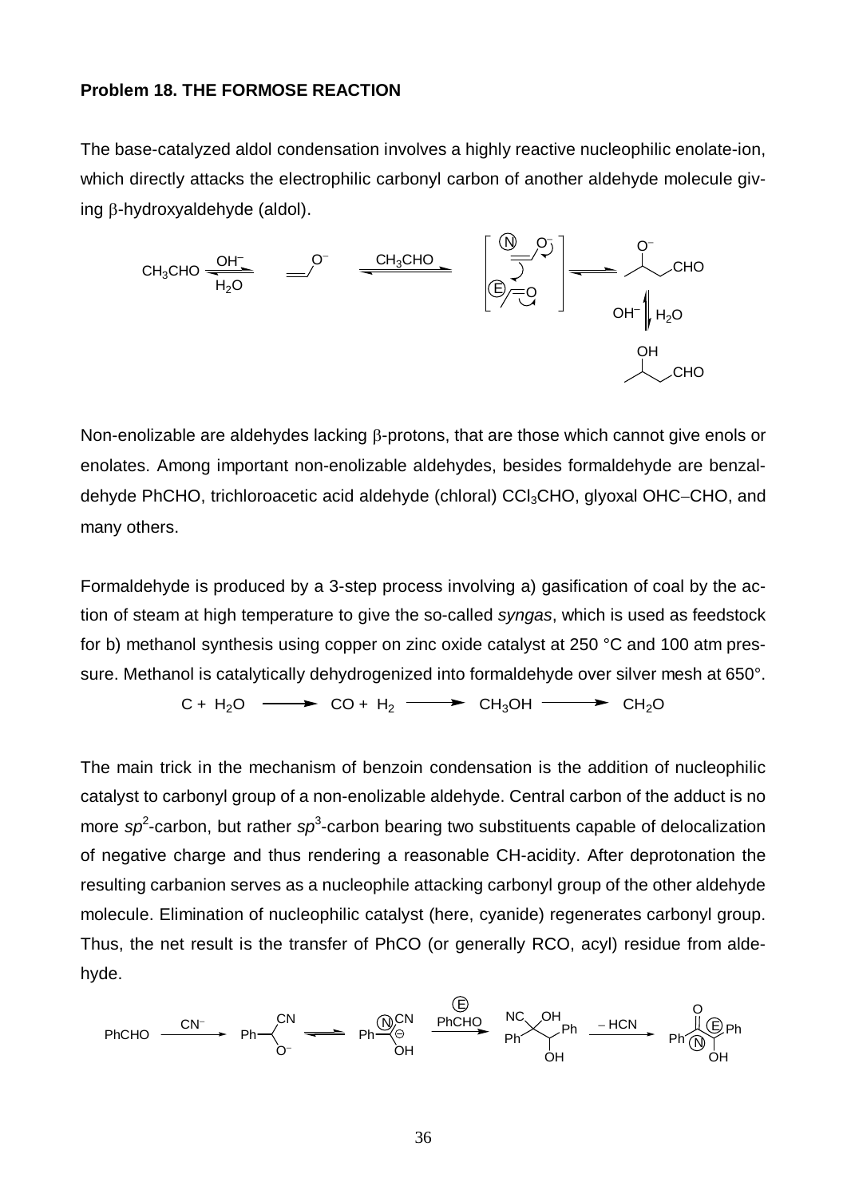**Problem 18. THE FORMOSE REACTION**

The base-catalyzed aldol condensation involves a highly reactive nucleophilic enolate-ion, which directly attacks the electrophilic carbonyl carbon of another aldehyde molecule giving β-hydroxyaldehyde (aldol).

Non-enolizable are aldehydes lacking β-protons, that are those which cannot give enols or enolates. Among important non-enolizable aldehydes, besides formaldehyde are benzaldehyde PhCHO, trichloroacetic acid aldehyde (chloral) $CCl_3CHO$, glyoxal OHC−CHO, and many others.

Formaldehyde is produced by a 3-step process involving a) gasification of coal by the action of steam at high temperature to give the so-called *syngas*, which is used as feedstock for b) methanol synthesis using copper on zinc oxide catalyst at 250 °C and 100 atm pressure. Methanol is catalytically dehydrogenized into formaldehyde over silver mesh at 650°.

$$C + H_2O \longrightarrow CO + H_2 \longrightarrow CH_3OH \longrightarrow CH_2O$$

The main trick in the mechanism of benzoin condensation is the addition of nucleophilic catalyst to carbonyl group of a non-enolizable aldehyde. Central carbon of the adduct is no more $sp^2$-carbon, but rather $sp^3$-carbon bearing two substituents capable of delocalization of negative charge and thus rendering a reasonable CH-acidity. After deprotonation the resulting carbanion serves as a nucleophile attacking carbonyl group of the other aldehyde molecule. Elimination of nucleophilic catalyst (here, cyanide) regenerates carbonyl group. Thus, the net result is the transfer of PhCO (or generally RCO, acyl) residue from aldehyde.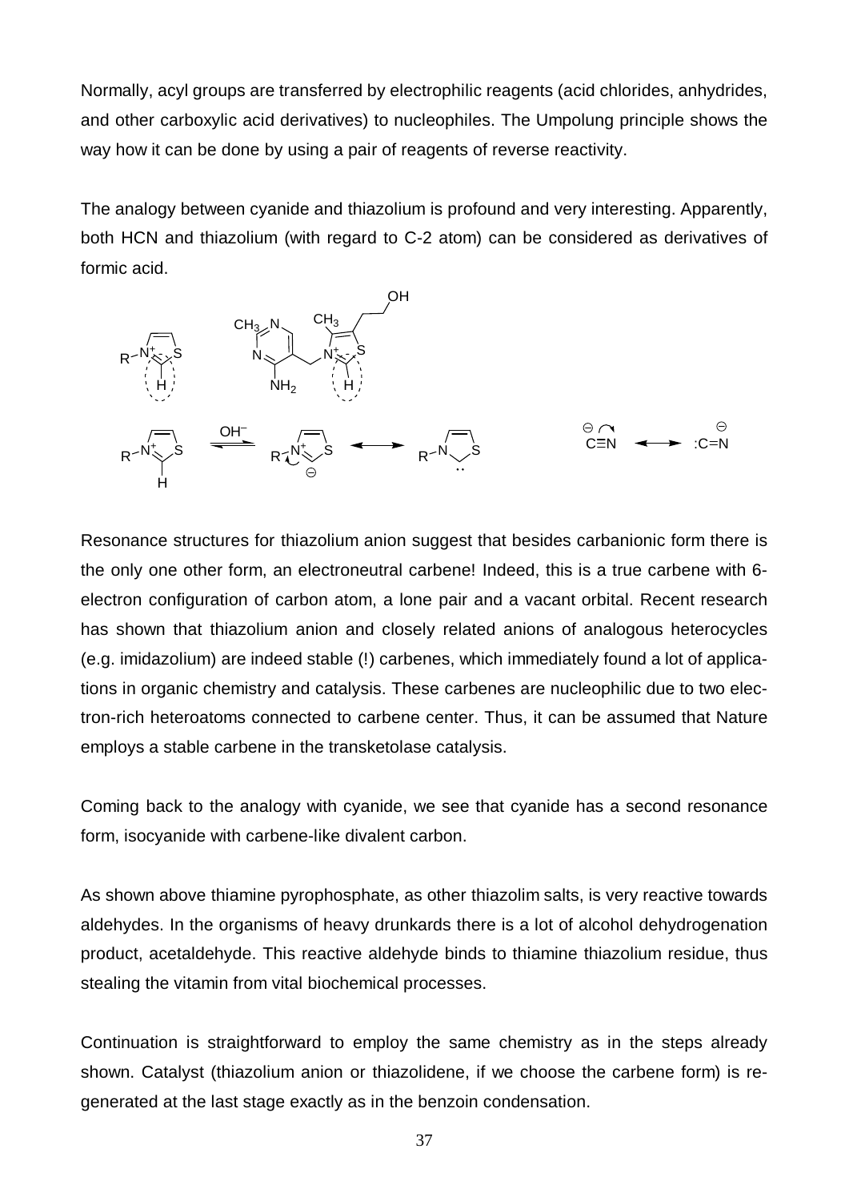Normally, acyl groups are transferred by electrophilic reagents (acid chlorides, anhydrides, and other carboxylic acid derivatives) to nucleophiles. The Umpolung principle shows the way how it can be done by using a pair of reagents of reverse reactivity.

The analogy between cyanide and thiazolium is profound and very interesting. Apparently, both HCN and thiazolium (with regard to C-2 atom) can be considered as derivatives of formic acid.

Resonance structures for thiazolium anion suggest that besides carbanionic form there is the only one other form, an electroneutral carbene! Indeed, this is a true carbene with 6-electron configuration of carbon atom, a lone pair and a vacant orbital. Recent research has shown that thiazolium anion and closely related anions of analogous heterocycles (e.g. imidazolium) are indeed stable (!) carbenes, which immediately found a lot of applications in organic chemistry and catalysis. These carbenes are nucleophilic due to two electron-rich heteroatoms connected to carbene center. Thus, it can be assumed that Nature employs a stable carbene in the transketolase catalysis.

Coming back to the analogy with cyanide, we see that cyanide has a second resonance form, isocyanide with carbene-like divalent carbon.

As shown above thiamine pyrophosphate, as other thiazolim salts, is very reactive towards aldehydes. In the organisms of heavy drunkards there is a lot of alcohol dehydrogenation product, acetaldehyde. This reactive aldehyde binds to thiamine thiazolium residue, thus stealing the vitamin from vital biochemical processes.

Continuation is straightforward to employ the same chemistry as in the steps already shown. Catalyst (thiazolium anion or thiazolidene, if we choose the carbene form) is regenerated at the last stage exactly as in the benzoin condensation.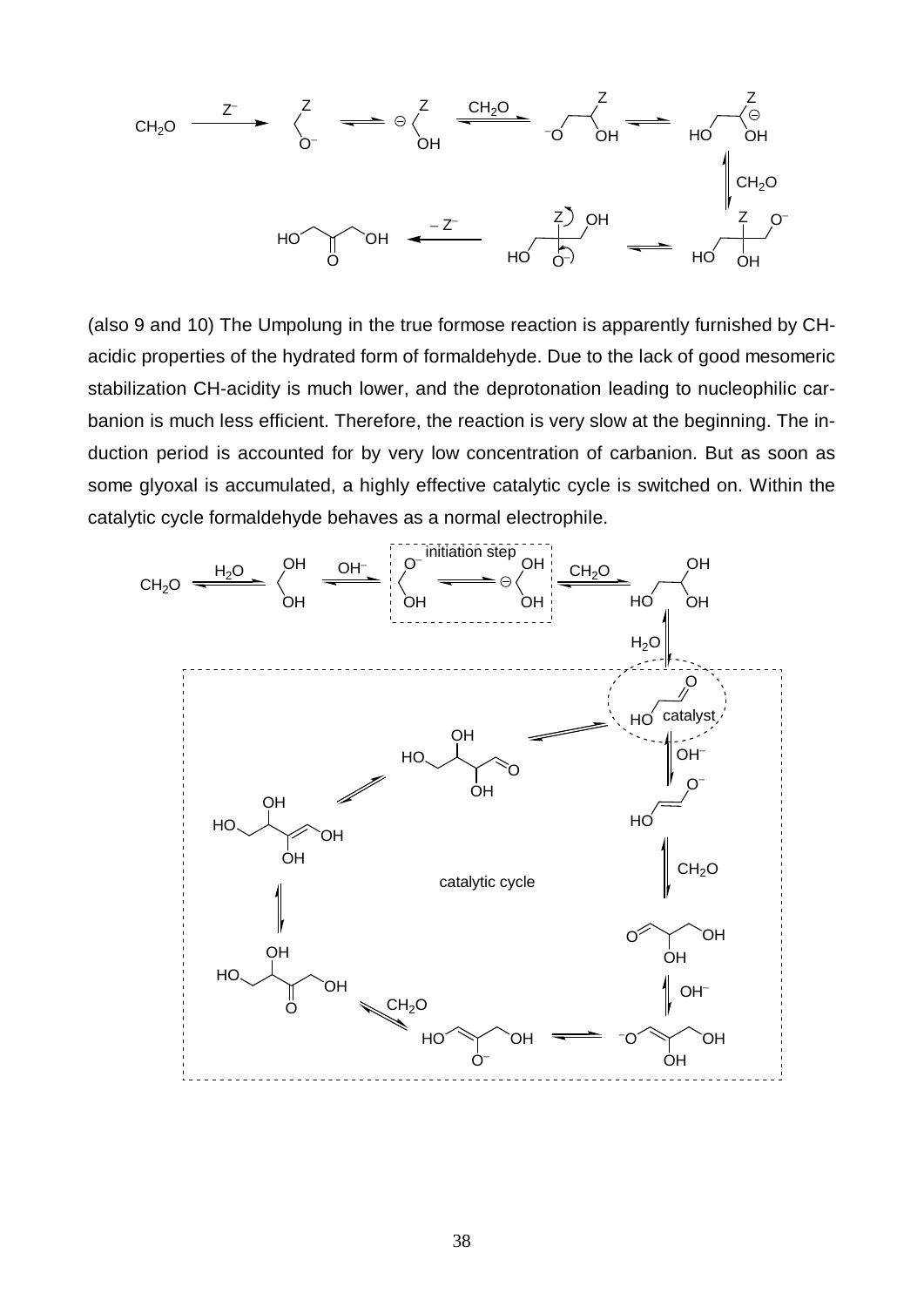(also 9 and 10) The Umpolung in the true formose reaction is apparently furnished by CH-acidic properties of the hydrated form of formaldehyde. Due to the lack of good mesomeric stabilization CH-acidity is much lower, and the deprotonation leading to nucleophilic carbanion is much less efficient. Therefore, the reaction is very slow at the beginning. The induction period is accounted for by very low concentration of carbanion. But as soon as some glyoxal is accumulated, a highly effective catalytic cycle is switched on. Within the catalytic cycle formaldehyde behaves as a normal electrophile.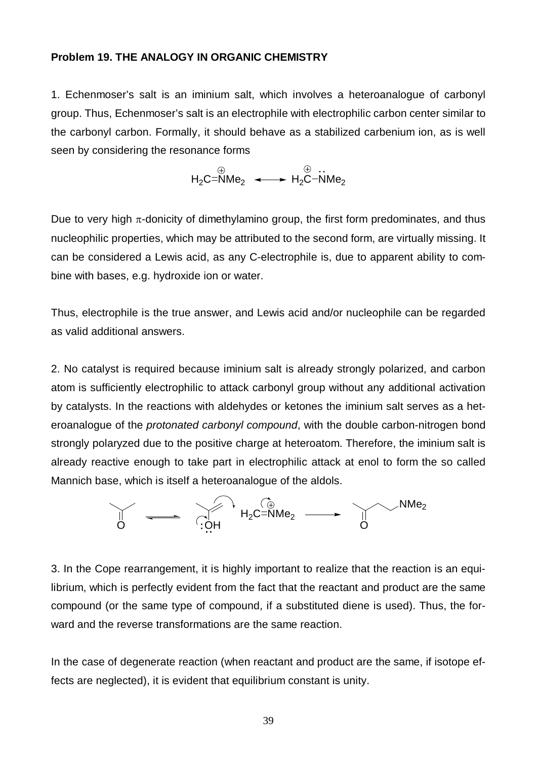**Problem 19. THE ANALOGY IN ORGANIC CHEMISTRY**

1. Echenmoser's salt is an iminium salt, which involves a heteroanalogue of carbonyl group. Thus, Echenmoser's salt is an electrophile with electrophilic carbon center similar to the carbonyl carbon. Formally, it should behave as a stabilized carbenium ion, as is well seen by considering the resonance forms

$$H_2C{=}\overset{\oplus}{N}Me_2 \longleftrightarrow H_2\overset{\oplus}{C}{-}\ddot{N}Me_2$$

Due to very high $\pi$-donicity of dimethylamino group, the first form predominates, and thus nucleophilic properties, which may be attributed to the second form, are virtually missing. It can be considered a Lewis acid, as any C-electrophile is, due to apparent ability to combine with bases, e.g. hydroxide ion or water.

Thus, electrophile is the true answer, and Lewis acid and/or nucleophile can be regarded as valid additional answers.

2. No catalyst is required because iminium salt is already strongly polarized, and carbon atom is sufficiently electrophilic to attack carbonyl group without any additional activation by catalysts. In the reactions with aldehydes or ketones the iminium salt serves as a heteroanalogue of the *protonated carbonyl compound*, with the double carbon-nitrogen bond strongly polaryzed due to the positive charge at heteroatom. Therefore, the iminium salt is already reactive enough to take part in electrophilic attack at enol to form the so called Mannich base, which is itself a heteroanalogue of the aldols.

$$CH_3COCH_3 \rightleftharpoons CH_2{=}C(OH)CH_3 \xrightarrow{H_2C{=}\overset{\oplus}{N}Me_2} CH_3COCH_2CH_2NMe_2$$

3. In the Cope rearrangement, it is highly important to realize that the reaction is an equilibrium, which is perfectly evident from the fact that the reactant and product are the same compound (or the same type of compound, if a substituted diene is used). Thus, the forward and the reverse transformations are the same reaction.

In the case of degenerate reaction (when reactant and product are the same, if isotope effects are neglected), it is evident that equilibrium constant is unity.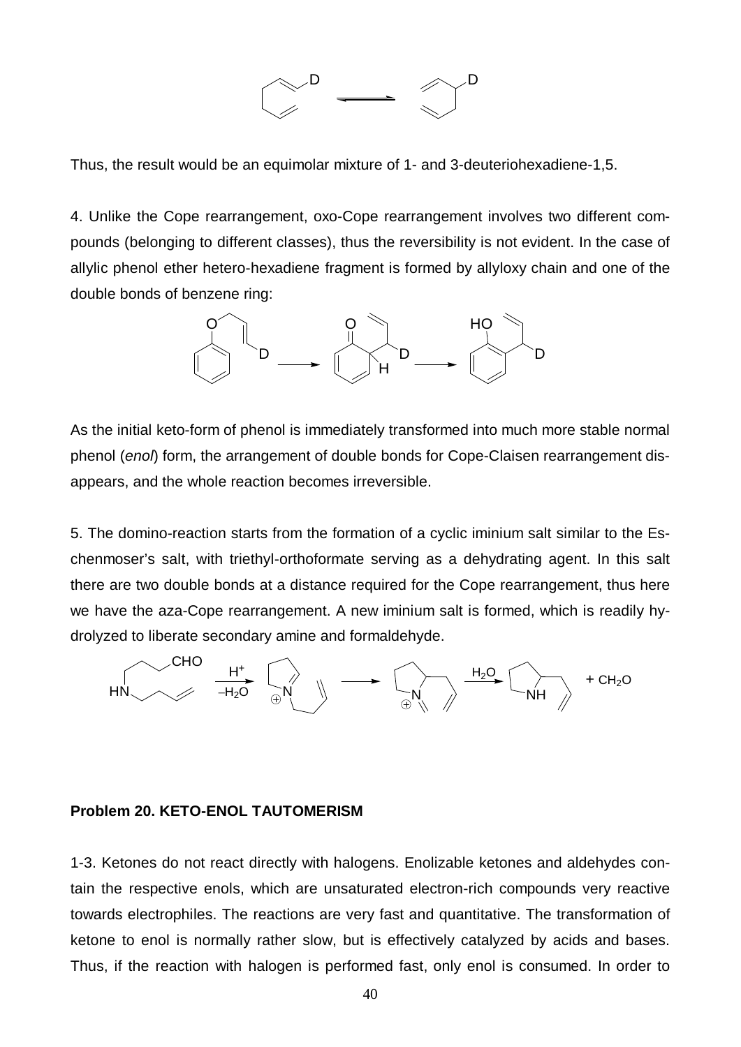Thus, the result would be an equimolar mixture of 1- and 3-deuteriohexadiene-1,5.

4. Unlike the Cope rearrangement, oxo-Cope rearrangement involves two different compounds (belonging to different classes), thus the reversibility is not evident. In the case of allylic phenol ether hetero-hexadiene fragment is formed by allyloxy chain and one of the double bonds of benzene ring:

As the initial keto-form of phenol is immediately transformed into much more stable normal phenol (*enol*) form, the arrangement of double bonds for Cope-Claisen rearrangement disappears, and the whole reaction becomes irreversible.

5. The domino-reaction starts from the formation of a cyclic iminium salt similar to the Eschenmoser's salt, with triethyl-orthoformate serving as a dehydrating agent. In this salt there are two double bonds at a distance required for the Cope rearrangement, thus here we have the aza-Cope rearrangement. A new iminium salt is formed, which is readily hydrolyzed to liberate secondary amine and formaldehyde.

$$\xrightarrow[-H_2O]{H^+} \qquad \longrightarrow \qquad \xrightarrow{H_2O} \qquad + CH_2O$$

**Problem 20. KETO-ENOL TAUTOMERISM**

1-3. Ketones do not react directly with halogens. Enolizable ketones and aldehydes contain the respective enols, which are unsaturated electron-rich compounds very reactive towards electrophiles. The reactions are very fast and quantitative. The transformation of ketone to enol is normally rather slow, but is effectively catalyzed by acids and bases. Thus, if the reaction with halogen is performed fast, only enol is consumed. In order to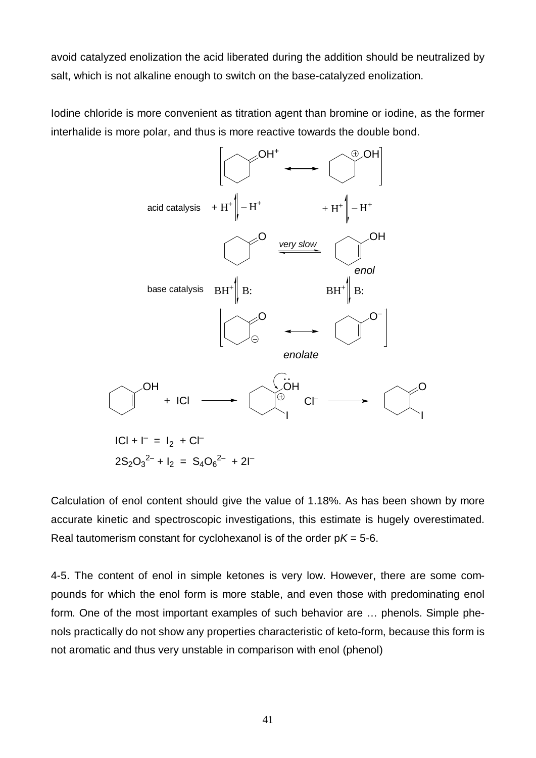avoid catalyzed enolization the acid liberated during the addition should be neutralized by salt, which is not alkaline enough to switch on the base-catalyzed enolization.

Iodine chloride is more convenient as titration agent than bromine or iodine, as the former interhalide is more polar, and thus is more reactive towards the double bond.

$$ICl + I^- = I_2 + Cl^-$$

$$2S_2O_3^{2-} + I_2 = S_4O_6^{2-} + 2I^-$$

Calculation of enol content should give the value of 1.18%. As has been shown by more accurate kinetic and spectroscopic investigations, this estimate is hugely overestimated. Real tautomerism constant for cyclohexanol is of the order p$K$ = 5-6.

4-5. The content of enol in simple ketones is very low. However, there are some compounds for which the enol form is more stable, and even those with predominating enol form. One of the most important examples of such behavior are … phenols. Simple phenols practically do not show any properties characteristic of keto-form, because this form is not aromatic and thus very unstable in comparison with enol (phenol)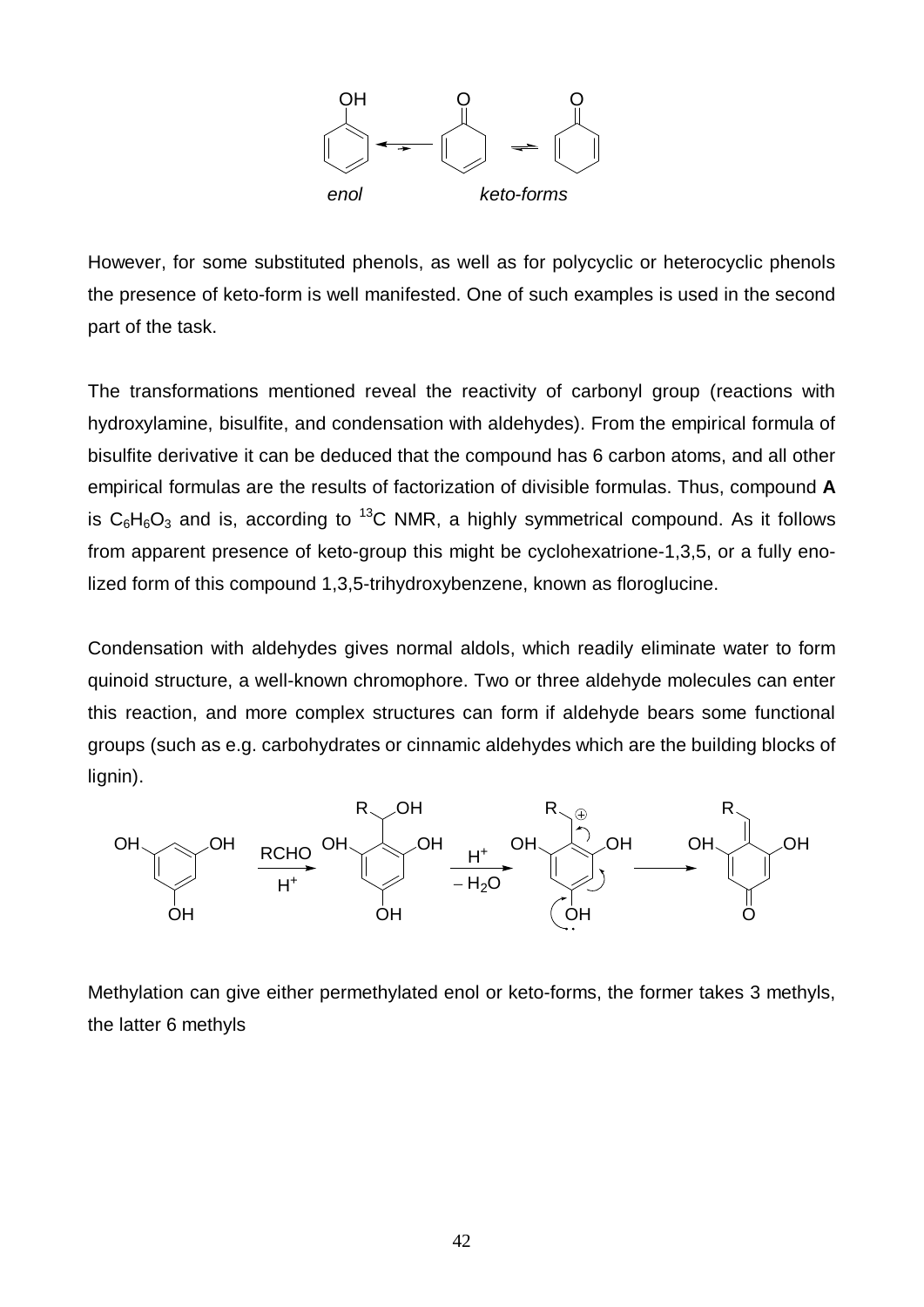However, for some substituted phenols, as well as for polycyclic or heterocyclic phenols the presence of keto-form is well manifested. One of such examples is used in the second part of the task.

The transformations mentioned reveal the reactivity of carbonyl group (reactions with hydroxylamine, bisulfite, and condensation with aldehydes). From the empirical formula of bisulfite derivative it can be deduced that the compound has 6 carbon atoms, and all other empirical formulas are the results of factorization of divisible formulas. Thus, compound **A** is $C_6H_6O_3$ and is, according to $^{13}C$ NMR, a highly symmetrical compound. As it follows from apparent presence of keto-group this might be cyclohexatrione-1,3,5, or a fully enolized form of this compound 1,3,5-trihydroxybenzene, known as floroglucine.

Condensation with aldehydes gives normal aldols, which readily eliminate water to form quinoid structure, a well-known chromophore. Two or three aldehyde molecules can enter this reaction, and more complex structures can form if aldehyde bears some functional groups (such as e.g. carbohydrates or cinnamic aldehydes which are the building blocks of lignin).

Methylation can give either permethylated enol or keto-forms, the former takes 3 methyls, the latter 6 methyls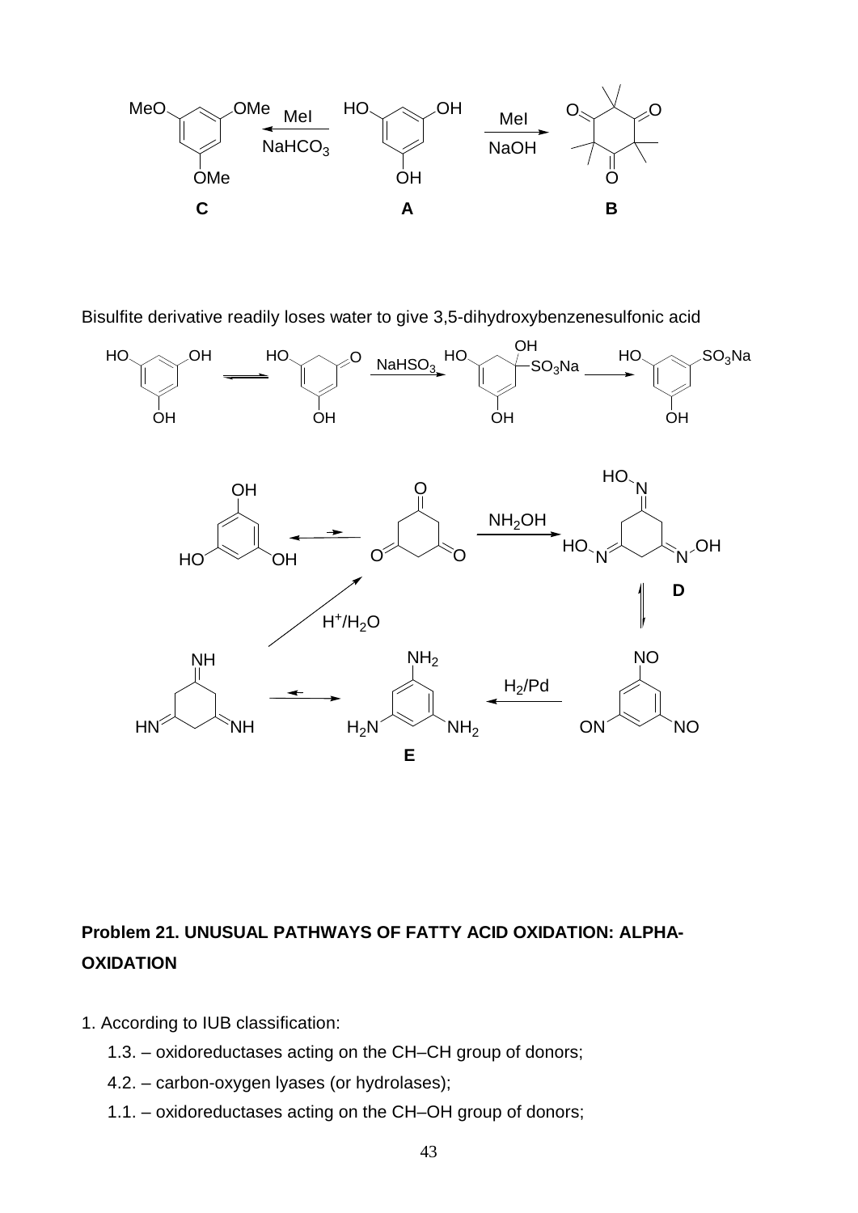Bisulfite derivative readily loses water to give 3,5-dihydroxybenzenesulfonic acid

**Problem 21. UNUSUAL PATHWAYS OF FATTY ACID OXIDATION: ALPHA-OXIDATION**

1. According to IUB classification:

   1.3. – oxidoreductases acting on the CH–CH group of donors;

   4.2. – carbon-oxygen lyases (or hydrolases);

   1.1. – oxidoreductases acting on the CH–OH group of donors;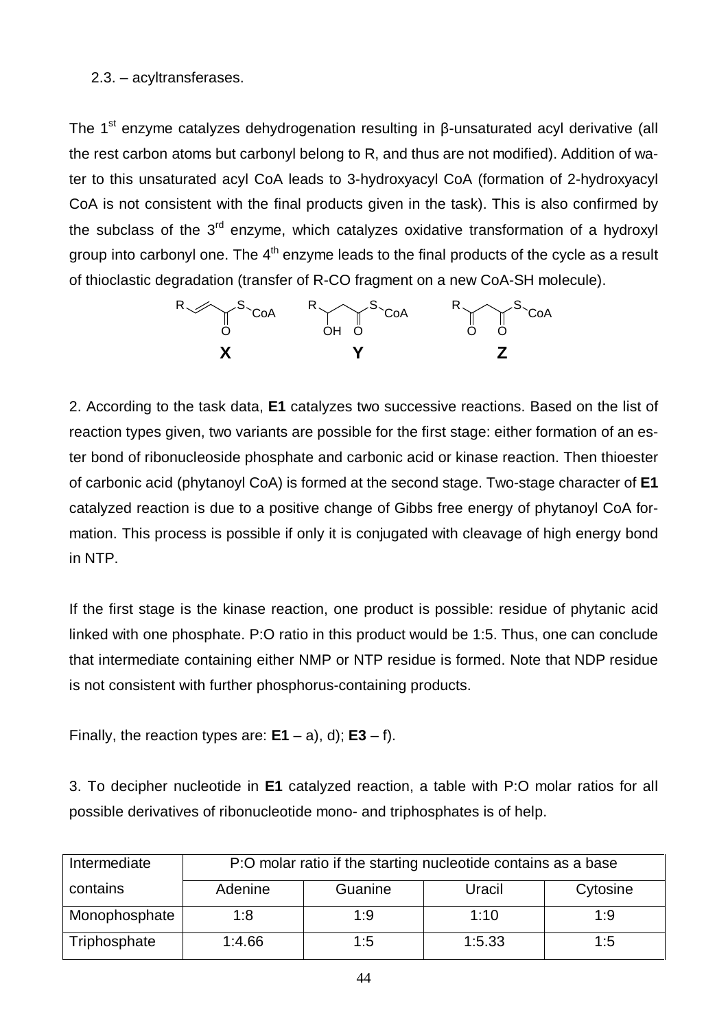2.3. – acyltransferases.

The 1st enzyme catalyzes dehydrogenation resulting in β-unsaturated acyl derivative (all the rest carbon atoms but carbonyl belong to R, and thus are not modified). Addition of water to this unsaturated acyl CoA leads to 3-hydroxyacyl CoA (formation of 2-hydroxyacyl CoA is not consistent with the final products given in the task). This is also confirmed by the subclass of the 3rd enzyme, which catalyzes oxidative transformation of a hydroxyl group into carbonyl one. The 4th enzyme leads to the final products of the cycle as a result of thioclastic degradation (transfer of R-CO fragment on a new CoA-SH molecule).

**X** **Y** **Z**

2. According to the task data, **E1** catalyzes two successive reactions. Based on the list of reaction types given, two variants are possible for the first stage: either formation of an ester bond of ribonucleoside phosphate and carbonic acid or kinase reaction. Then thioester of carbonic acid (phytanoyl CoA) is formed at the second stage. Two-stage character of **E1** catalyzed reaction is due to a positive change of Gibbs free energy of phytanoyl CoA formation. This process is possible if only it is conjugated with cleavage of high energy bond in NTP.

If the first stage is the kinase reaction, one product is possible: residue of phytanic acid linked with one phosphate. P:O ratio in this product would be 1:5. Thus, one can conclude that intermediate containing either NMP or NTP residue is formed. Note that NDP residue is not consistent with further phosphorus-containing products.

Finally, the reaction types are: **E1** – a), d); **E3** – f).

3. To decipher nucleotide in **E1** catalyzed reaction, a table with P:O molar ratios for all possible derivatives of ribonucleotide mono- and triphosphates is of help.

| Intermediate contains | P:O molar ratio if the starting nucleotide contains as a base | | | |
|---|---|---|---|---|
| | Adenine | Guanine | Uracil | Cytosine |
| Monophosphate | 1:8 | 1:9 | 1:10 | 1:9 |
| Triphosphate | 1:4.66 | 1:5 | 1:5.33 | 1:5 |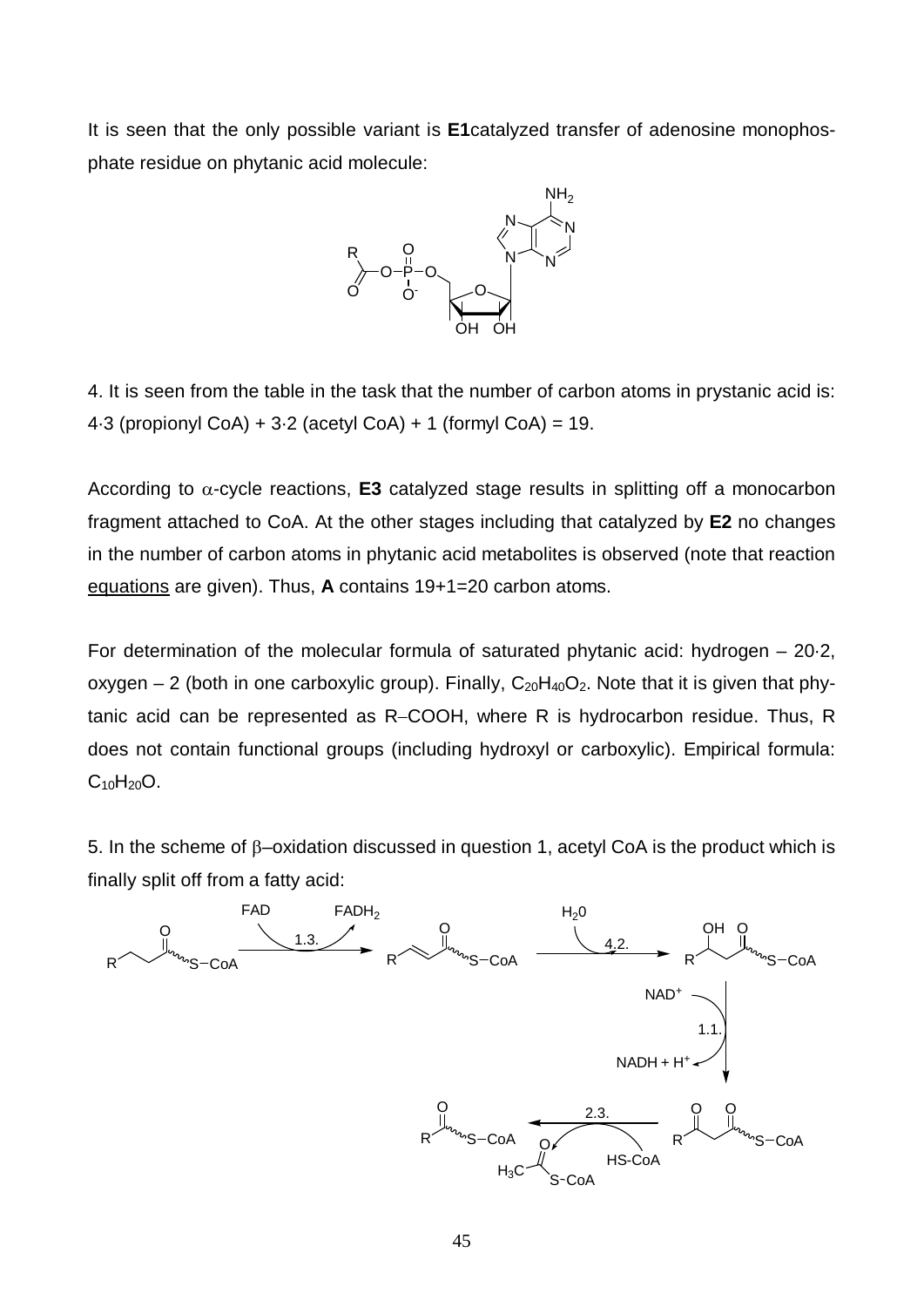It is seen that the only possible variant is **E1**catalyzed transfer of adenosine monophosphate residue on phytanic acid molecule:

4. It is seen from the table in the task that the number of carbon atoms in prystanic acid is: 4·3 (propionyl CoA) + 3·2 (acetyl CoA) + 1 (formyl CoA) = 19.

According to $\alpha$-cycle reactions, **E3** catalyzed stage results in splitting off a monocarbon fragment attached to CoA. At the other stages including that catalyzed by **E2** no changes in the number of carbon atoms in phytanic acid metabolites is observed (note that reaction equations are given). Thus, **A** contains 19+1=20 carbon atoms.

For determination of the molecular formula of saturated phytanic acid: hydrogen – 20·2, oxygen – 2 (both in one carboxylic group). Finally, $C_{20}H_{40}O_2$. Note that it is given that phytanic acid can be represented as R–COOH, where R is hydrocarbon residue. Thus, R does not contain functional groups (including hydroxyl or carboxylic). Empirical formula: $C_{10}H_{20}O$.

5. In the scheme of $\beta$–oxidation discussed in question 1, acetyl CoA is the product which is finally split off from a fatty acid: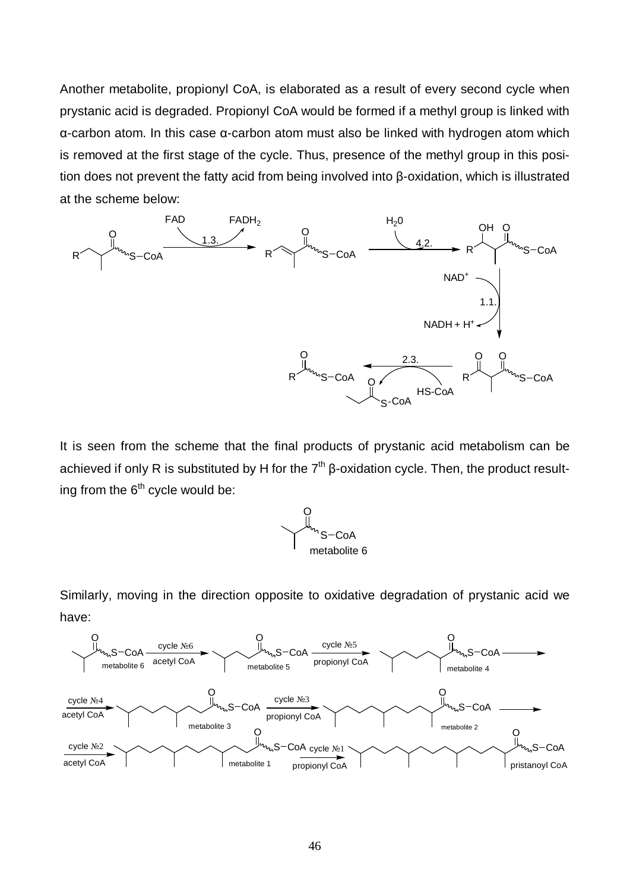Another metabolite, propionyl CoA, is elaborated as a result of every second cycle when prystanic acid is degraded. Propionyl CoA would be formed if a methyl group is linked with α-carbon atom. In this case α-carbon atom must also be linked with hydrogen atom which is removed at the first stage of the cycle. Thus, presence of the methyl group in this position does not prevent the fatty acid from being involved into β-oxidation, which is illustrated at the scheme below:

FAD → $FADH_2$ (1.3.); $H_2O$ (4.2.); $NAD^+$ → $NADH + H^+$ (1.1.); HS-CoA (2.3.)

It is seen from the scheme that the final products of prystanic acid metabolism can be achieved if only R is substituted by H for the 7th β-oxidation cycle. Then, the product resulting from the 6th cycle would be:

metabolite 6

Similarly, moving in the direction opposite to oxidative degradation of prystanic acid we have:

metabolite 6 —(cycle №6, acetyl CoA)→ metabolite 5 —(cycle №5, propionyl CoA)→ metabolite 4 —(cycle №4, acetyl CoA)→ metabolite 3 —(cycle №3, propionyl CoA)→ metabolite 2 —(cycle №2, acetyl CoA)→ metabolite 1 —(cycle №1, propionyl CoA)→ pristanoyl CoA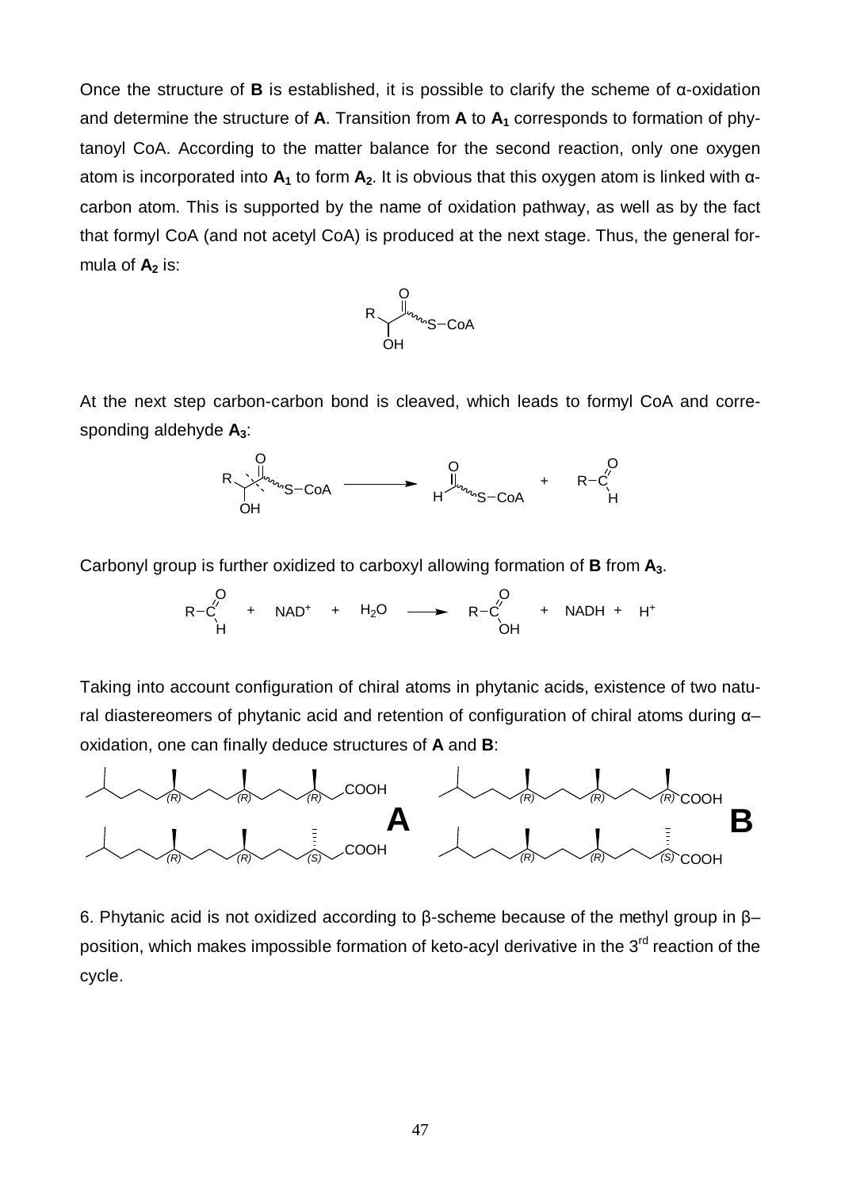Once the structure of **B** is established, it is possible to clarify the scheme of α-oxidation and determine the structure of **A**. Transition from **A** to $A_1$ corresponds to formation of phytanoyl CoA. According to the matter balance for the second reaction, only one oxygen atom is incorporated into $A_1$ to form $A_2$. It is obvious that this oxygen atom is linked with α-carbon atom. This is supported by the name of oxidation pathway, as well as by the fact that formyl CoA (and not acetyl CoA) is produced at the next stage. Thus, the general formula of $A_2$ is:

$$R-CH(OH)-C(=O)-S-CoA$$

At the next step carbon-carbon bond is cleaved, which leads to formyl CoA and corresponding aldehyde $A_3$:

$$R-CH(OH)-C(=O)-S-CoA \longrightarrow H-C(=O)-S-CoA + R-CHO$$

Carbonyl group is further oxidized to carboxyl allowing formation of **B** from $A_3$.

$$R-CHO + NAD^+ + H_2O \longrightarrow R-COOH + NADH + H^+$$

Taking into account configuration of chiral atoms in phytanic acids, existence of two natural diastereomers of phytanic acid and retention of configuration of chiral atoms during α–oxidation, one can finally deduce structures of **A** and **B**:

**A**: (R),(R),(R)-isomer and (R),(R),(S)-isomer (–COOH)

**B**: (R),(R),(R)-isomer and (R),(R),(S)-isomer (–COOH)

6. Phytanic acid is not oxidized according to β-scheme because of the methyl group in β–position, which makes impossible formation of keto-acyl derivative in the 3rd reaction of the cycle.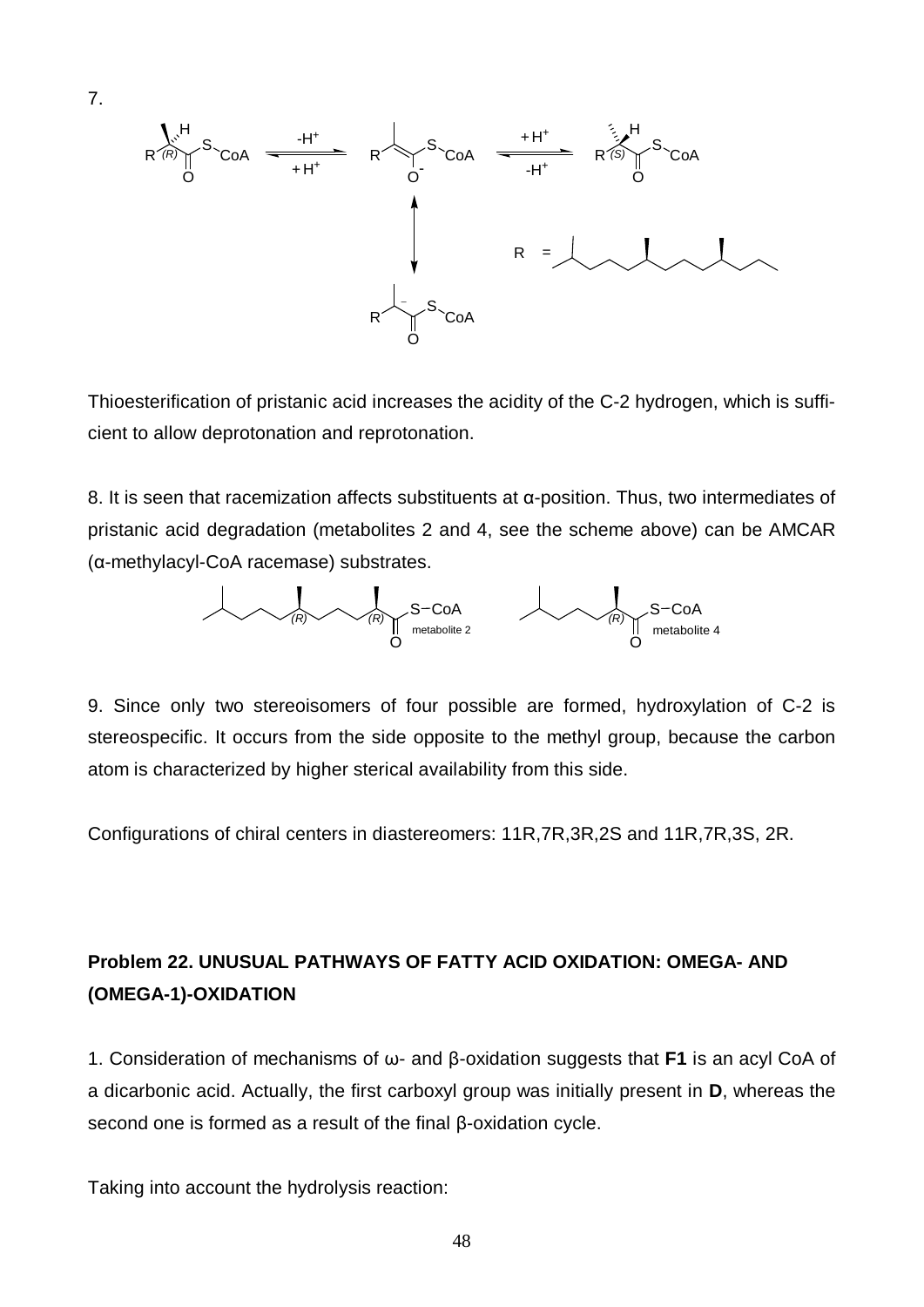7.

Thioesterification of pristanic acid increases the acidity of the C-2 hydrogen, which is sufficient to allow deprotonation and reprotonation.

8. It is seen that racemization affects substituents at α-position. Thus, two intermediates of pristanic acid degradation (metabolites 2 and 4, see the scheme above) can be AMCAR (α-methylacyl-CoA racemase) substrates.

9. Since only two stereoisomers of four possible are formed, hydroxylation of C-2 is stereospecific. It occurs from the side opposite to the methyl group, because the carbon atom is characterized by higher sterical availability from this side.

Configurations of chiral centers in diastereomers: 11R,7R,3R,2S and 11R,7R,3S, 2R.

## Problem 22. UNUSUAL PATHWAYS OF FATTY ACID OXIDATION: OMEGA- AND (OMEGA-1)-OXIDATION

1. Consideration of mechanisms of ω- and β-oxidation suggests that **F1** is an acyl CoA of a dicarbonic acid. Actually, the first carboxyl group was initially present in **D**, whereas the second one is formed as a result of the final β-oxidation cycle.

Taking into account the hydrolysis reaction: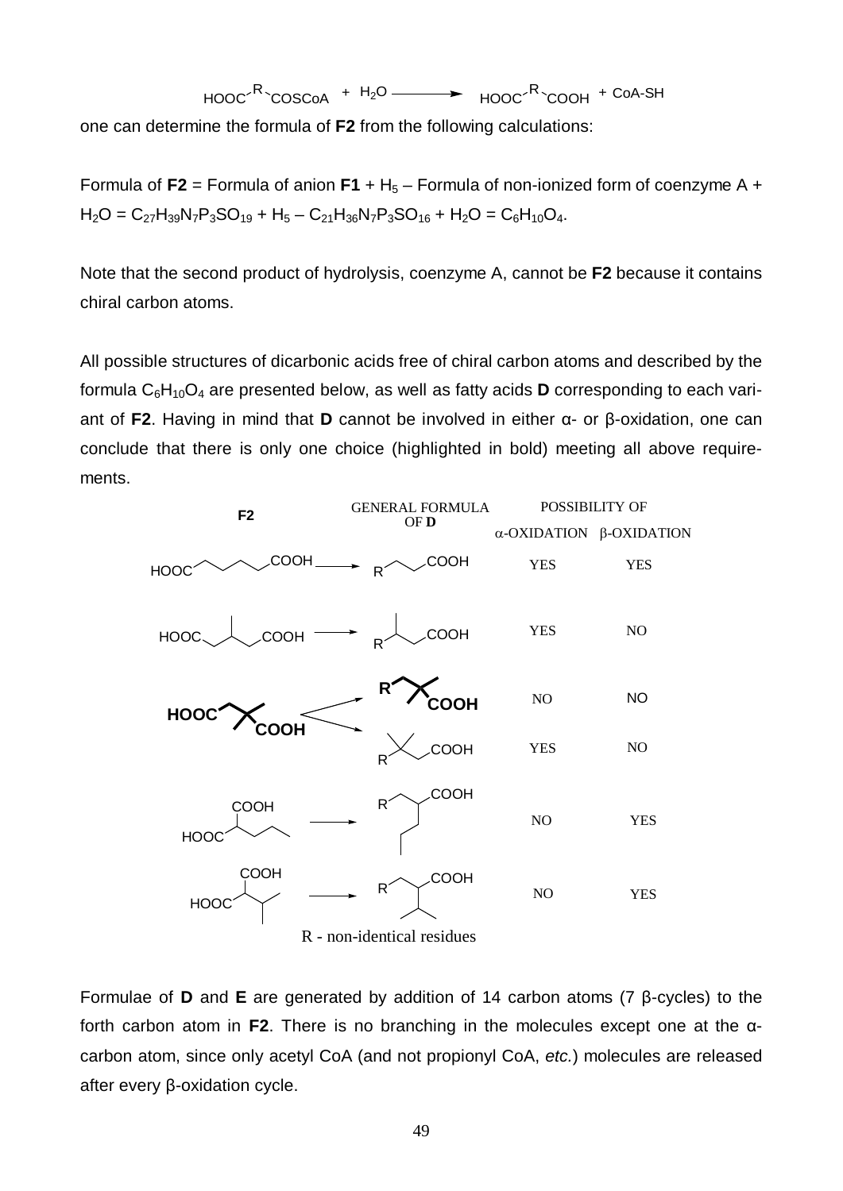$$HOOC{-}R{-}COSCoA + H_2O \longrightarrow HOOC{-}R{-}COOH + CoA\text{-}SH$$

one can determine the formula of **F2** from the following calculations:

Formula of **F2** = Formula of anion **F1** + $H_5$ – Formula of non-ionized form of coenzyme A + $H_2O$ = $C_{27}H_{39}N_7P_3SO_{19}$ + $H_5$ – $C_{21}H_{36}N_7P_3SO_{16}$ + $H_2O$ = $C_6H_{10}O_4$.

Note that the second product of hydrolysis, coenzyme A, cannot be **F2** because it contains chiral carbon atoms.

All possible structures of dicarbonic acids free of chiral carbon atoms and described by the formula $C_6H_{10}O_4$ are presented below, as well as fatty acids **D** corresponding to each variant of **F2**. Having in mind that **D** cannot be involved in either α- or β-oxidation, one can conclude that there is only one choice (highlighted in bold) meeting all above requirements.

| F2 | GENERAL FORMULA OF D | POSSIBILITY OF α-OXIDATION | POSSIBILITY OF β-OXIDATION |
|---|---|---|---|
| HOOC–(CH₂)₄–COOH | R–CH₂–CH₂–COOH | YES | YES |
| HOOC–CH₂–CH(CH₃)–CH₂–COOH | R–CH(CH₃)–CH₂–COOH | YES | NO |
| **HOOC–CH₂–C(CH₃)₂–COOH** | **R–CH₂–C(CH₃)₂–COOH** | NO | **NO** |
| | R–C(CH₃)₂–CH₂–COOH | YES | NO |
| HOOC–CH(COOH)–CH₂–CH₂–CH₃ | R–CH₂–CH(CH₂CH₂CH₃)–COOH | NO | YES |
| HOOC–CH(COOH)–CH(CH₃)₂ | R–CH₂–CH(CH(CH₃)₂)–COOH | NO | YES |

R - non-identical residues

Formulae of **D** and **E** are generated by addition of 14 carbon atoms (7 β-cycles) to the forth carbon atom in **F2**. There is no branching in the molecules except one at the α-carbon atom, since only acetyl CoA (and not propionyl CoA, *etc.*) molecules are released after every β-oxidation cycle.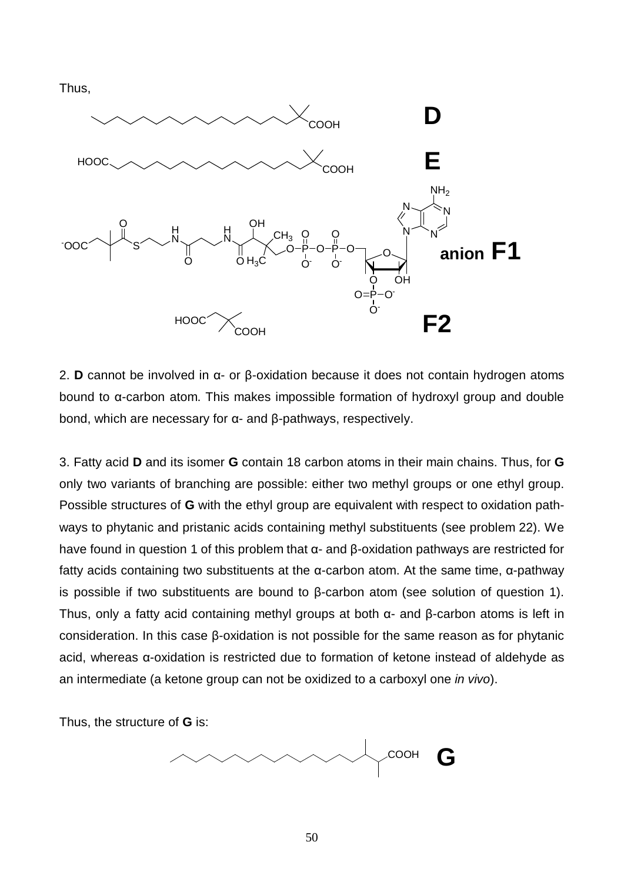Thus,

**D**

**E**

**anion F1**

**F2**

2. **D** cannot be involved in α- or β-oxidation because it does not contain hydrogen atoms bound to α-carbon atom. This makes impossible formation of hydroxyl group and double bond, which are necessary for α- and β-pathways, respectively.

3. Fatty acid **D** and its isomer **G** contain 18 carbon atoms in their main chains. Thus, for **G** only two variants of branching are possible: either two methyl groups or one ethyl group. Possible structures of **G** with the ethyl group are equivalent with respect to oxidation pathways to phytanic and pristanic acids containing methyl substituents (see problem 22). We have found in question 1 of this problem that α- and β-oxidation pathways are restricted for fatty acids containing two substituents at the α-carbon atom. At the same time, α-pathway is possible if two substituents are bound to β-carbon atom (see solution of question 1). Thus, only a fatty acid containing methyl groups at both α- and β-carbon atoms is left in consideration. In this case β-oxidation is not possible for the same reason as for phytanic acid, whereas α-oxidation is restricted due to formation of ketone instead of aldehyde as an intermediate (a ketone group can not be oxidized to a carboxyl one *in vivo*).

Thus, the structure of **G** is:

**G**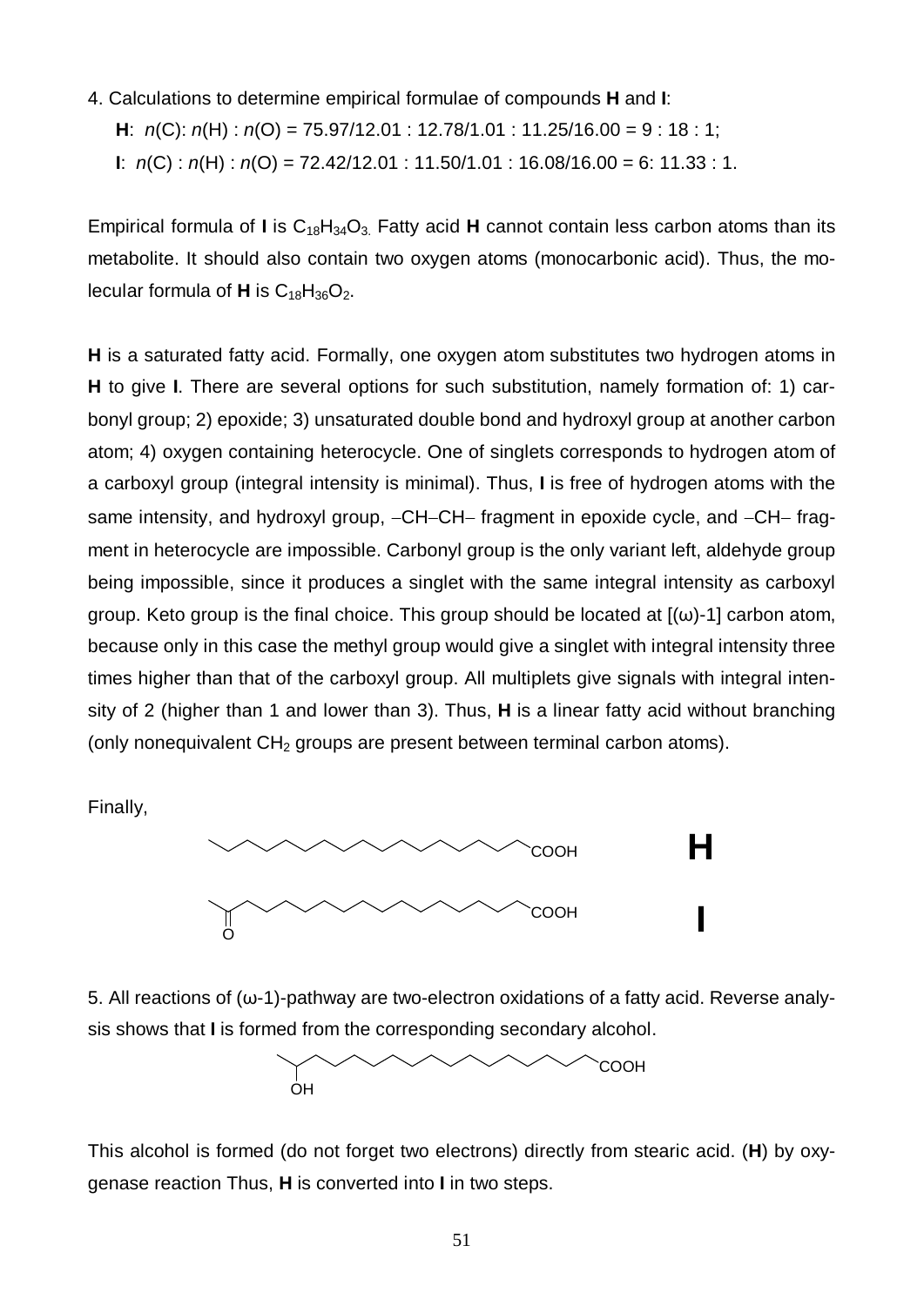4. Calculations to determine empirical formulae of compounds **H** and **I**:

**H**: $n$(C): $n$(H) : $n$(O) = 75.97/12.01 : 12.78/1.01 : 11.25/16.00 = 9 : 18 : 1;

**I**: $n$(C) : $n$(H) : $n$(O) = 72.42/12.01 : 11.50/1.01 : 16.08/16.00 = 6: 11.33 : 1.

Empirical formula of **I** is $C_{18}H_{34}O_3$. Fatty acid **H** cannot contain less carbon atoms than its metabolite. It should also contain two oxygen atoms (monocarbonic acid). Thus, the molecular formula of **H** is $C_{18}H_{36}O_2$.

**H** is a saturated fatty acid. Formally, one oxygen atom substitutes two hydrogen atoms in **H** to give **I**. There are several options for such substitution, namely formation of: 1) carbonyl group; 2) epoxide; 3) unsaturated double bond and hydroxyl group at another carbon atom; 4) oxygen containing heterocycle. One of singlets corresponds to hydrogen atom of a carboxyl group (integral intensity is minimal). Thus, **I** is free of hydrogen atoms with the same intensity, and hydroxyl group, –CH–CH– fragment in epoxide cycle, and –CH– fragment in heterocycle are impossible. Carbonyl group is the only variant left, aldehyde group being impossible, since it produces a singlet with the same integral intensity as carboxyl group. Keto group is the final choice. This group should be located at [(ω)-1] carbon atom, because only in this case the methyl group would give a singlet with integral intensity three times higher than that of the carboxyl group. All multiplets give signals with integral intensity of 2 (higher than 1 and lower than 3). Thus, **H** is a linear fatty acid without branching (only nonequivalent $CH_2$ groups are present between terminal carbon atoms).

Finally,

COOH **H**

COOH **I**

O

5. All reactions of (ω-1)-pathway are two-electron oxidations of a fatty acid. Reverse analysis shows that **I** is formed from the corresponding secondary alcohol.

COOH

OH

This alcohol is formed (do not forget two electrons) directly from stearic acid. (**H**) by oxygenase reaction Thus, **H** is converted into **I** in two steps.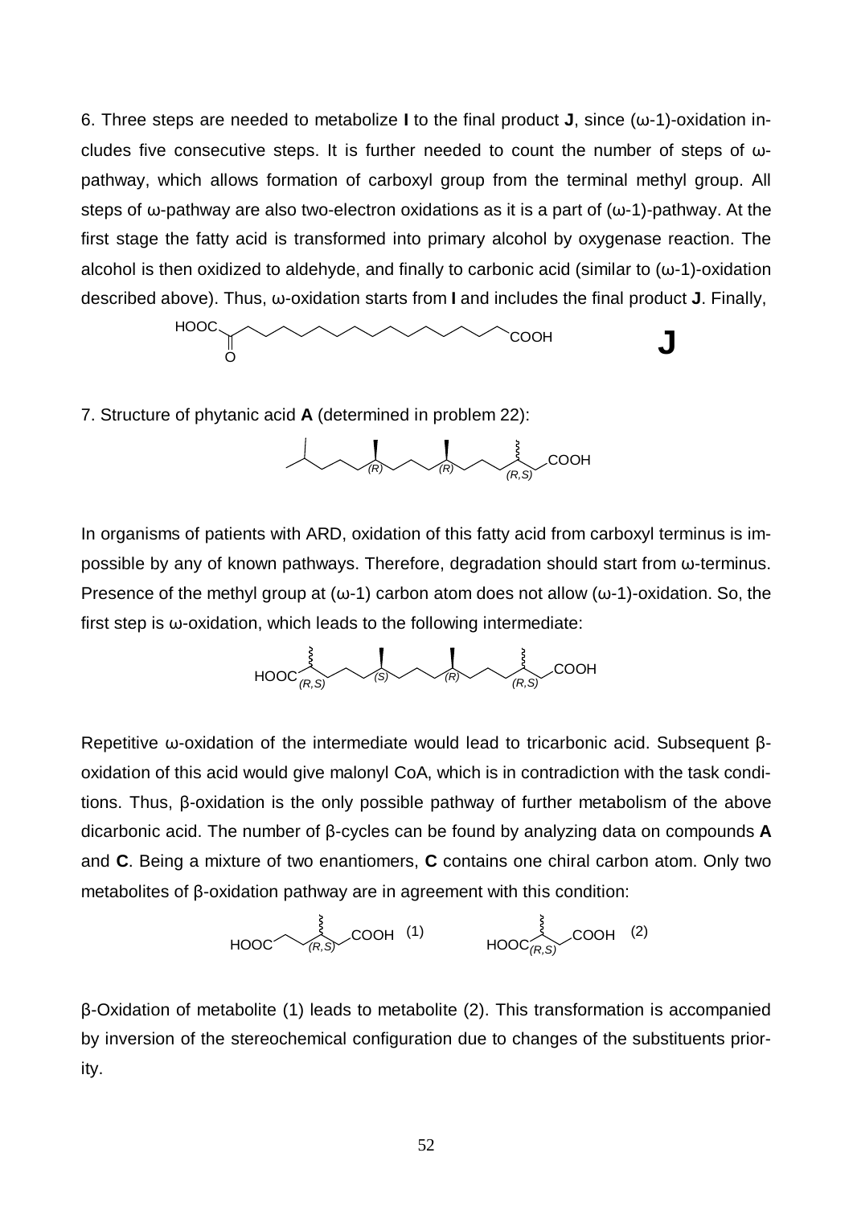6. Three steps are needed to metabolize **I** to the final product **J**, since (ω-1)-oxidation includes five consecutive steps. It is further needed to count the number of steps of ω-pathway, which allows formation of carboxyl group from the terminal methyl group. All steps of ω-pathway are also two-electron oxidations as it is a part of (ω-1)-pathway. At the first stage the fatty acid is transformed into primary alcohol by oxygenase reaction. The alcohol is then oxidized to aldehyde, and finally to carbonic acid (similar to (ω-1)-oxidation described above). Thus, ω-oxidation starts from **I** and includes the final product **J**. Finally,

HOOC–C(=O)–(chain)–COOH **J**

7. Structure of phytanic acid **A** (determined in problem 22):

(R) (R) (R,S) COOH

In organisms of patients with ARD, oxidation of this fatty acid from carboxyl terminus is impossible by any of known pathways. Therefore, degradation should start from ω-terminus. Presence of the methyl group at (ω-1) carbon atom does not allow (ω-1)-oxidation. So, the first step is ω-oxidation, which leads to the following intermediate:

HOOC (R,S) (S) (R) (R,S) COOH

Repetitive ω-oxidation of the intermediate would lead to tricarbonic acid. Subsequent β-oxidation of this acid would give malonyl CoA, which is in contradiction with the task conditions. Thus, β-oxidation is the only possible pathway of further metabolism of the above dicarbonic acid. The number of β-cycles can be found by analyzing data on compounds **A** and **C**. Being a mixture of two enantiomers, **C** contains one chiral carbon atom. Only two metabolites of β-oxidation pathway are in agreement with this condition:

HOOC (R,S) COOH (1) HOOC (R,S) COOH (2)

β-Oxidation of metabolite (1) leads to metabolite (2). This transformation is accompanied by inversion of the stereochemical configuration due to changes of the substituents priority.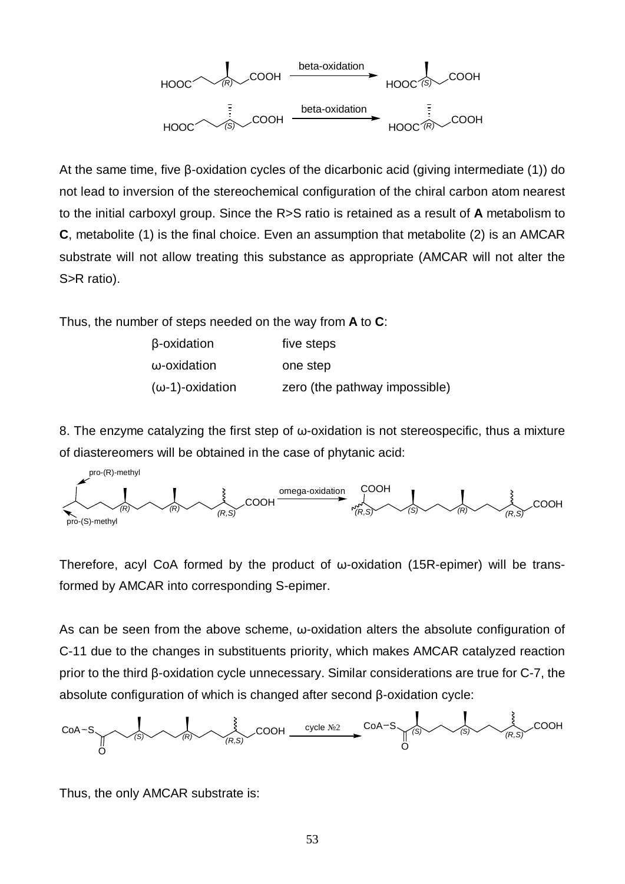At the same time, five β-oxidation cycles of the dicarbonic acid (giving intermediate (1)) do not lead to inversion of the stereochemical configuration of the chiral carbon atom nearest to the initial carboxyl group. Since the R>S ratio is retained as a result of **A** metabolism to **C**, metabolite (1) is the final choice. Even an assumption that metabolite (2) is an AMCAR substrate will not allow treating this substance as appropriate (AMCAR will not alter the S>R ratio).

Thus, the number of steps needed on the way from **A** to **C**:

| | |
|---|---|
| β-oxidation | five steps |
| ω-oxidation | one step |
| (ω-1)-oxidation | zero (the pathway impossible) |

8. The enzyme catalyzing the first step of ω-oxidation is not stereospecific, thus a mixture of diastereomers will be obtained in the case of phytanic acid:

Therefore, acyl CoA formed by the product of ω-oxidation (15R-epimer) will be transformed by AMCAR into corresponding S-epimer.

As can be seen from the above scheme, ω-oxidation alters the absolute configuration of C-11 due to the changes in substituents priority, which makes AMCAR catalyzed reaction prior to the third β-oxidation cycle unnecessary. Similar considerations are true for C-7, the absolute configuration of which is changed after second β-oxidation cycle:

Thus, the only AMCAR substrate is: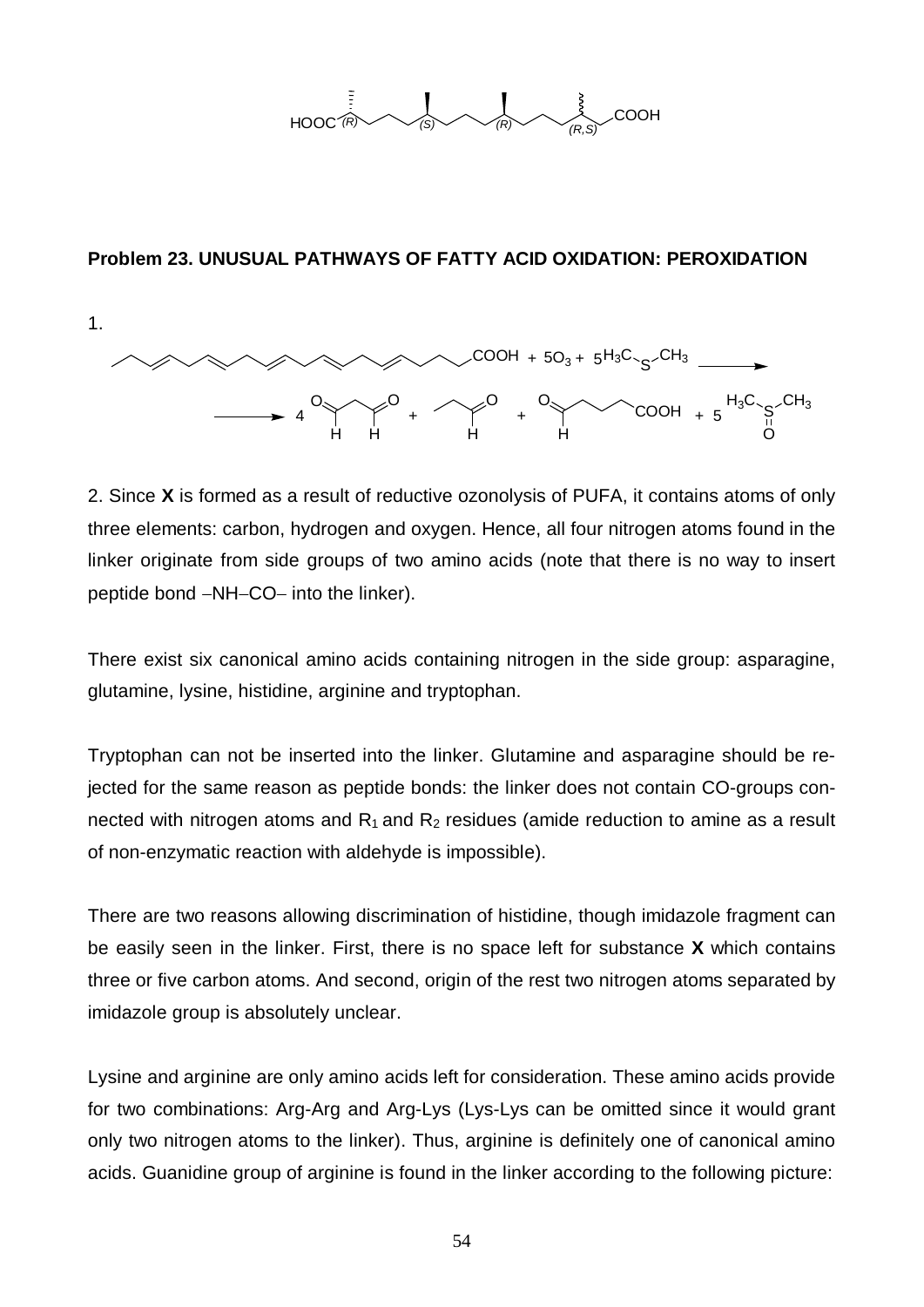## Problem 23. UNUSUAL PATHWAYS OF FATTY ACID OXIDATION: PEROXIDATION

1.

$$\text{PUFA-COOH} + 5O_3 + 5H_3C\text{-}S\text{-}CH_3 \longrightarrow 4\ OHC\text{-}CH_2\text{-}CHO + CH_3CH_2CHO + OHC\text{-}CH_2CH_2CH_2\text{-}COOH + 5\ H_3C\text{-}S(=O)\text{-}CH_3$$

2. Since **X** is formed as a result of reductive ozonolysis of PUFA, it contains atoms of only three elements: carbon, hydrogen and oxygen. Hence, all four nitrogen atoms found in the linker originate from side groups of two amino acids (note that there is no way to insert peptide bond –NH–CO– into the linker).

There exist six canonical amino acids containing nitrogen in the side group: asparagine, glutamine, lysine, histidine, arginine and tryptophan.

Tryptophan can not be inserted into the linker. Glutamine and asparagine should be rejected for the same reason as peptide bonds: the linker does not contain CO-groups connected with nitrogen atoms and $R_1$ and $R_2$ residues (amide reduction to amine as a result of non-enzymatic reaction with aldehyde is impossible).

There are two reasons allowing discrimination of histidine, though imidazole fragment can be easily seen in the linker. First, there is no space left for substance **X** which contains three or five carbon atoms. And second, origin of the rest two nitrogen atoms separated by imidazole group is absolutely unclear.

Lysine and arginine are only amino acids left for consideration. These amino acids provide for two combinations: Arg-Arg and Arg-Lys (Lys-Lys can be omitted since it would grant only two nitrogen atoms to the linker). Thus, arginine is definitely one of canonical amino acids. Guanidine group of arginine is found in the linker according to the following picture: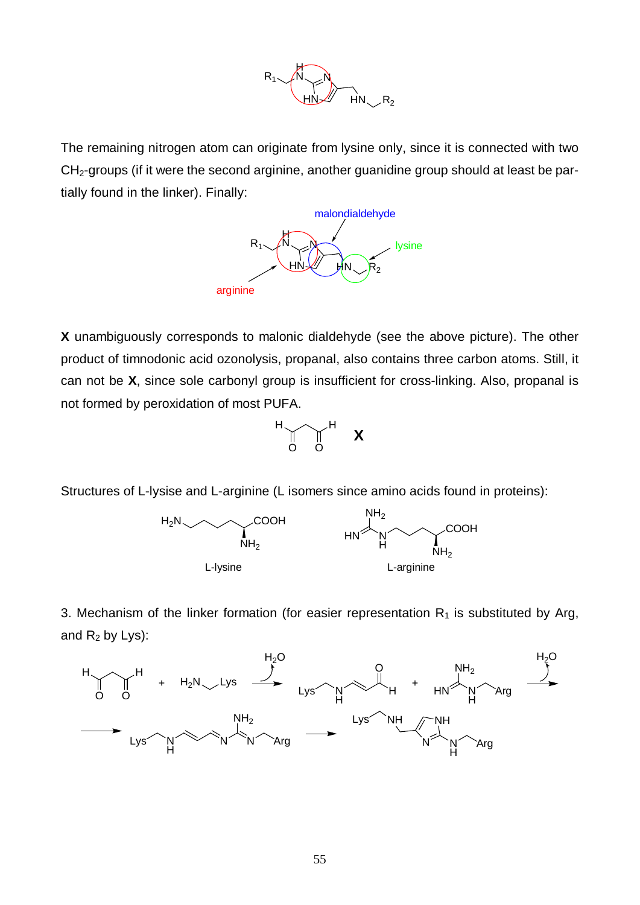The remaining nitrogen atom can originate from lysine only, since it is connected with two $CH_2$-groups (if it were the second arginine, another guanidine group should at least be partially found in the linker). Finally:

**X** unambiguously corresponds to malonic dialdehyde (see the above picture). The other product of timnodonic acid ozonolysis, propanal, also contains three carbon atoms. Still, it can not be **X**, since sole carbonyl group is insufficient for cross-linking. Also, propanal is not formed by peroxidation of most PUFA.

Structures of L-lysise and L-arginine (L isomers since amino acids found in proteins):

3. Mechanism of the linker formation (for easier representation $R_1$ is substituted by Arg, and $R_2$ by Lys):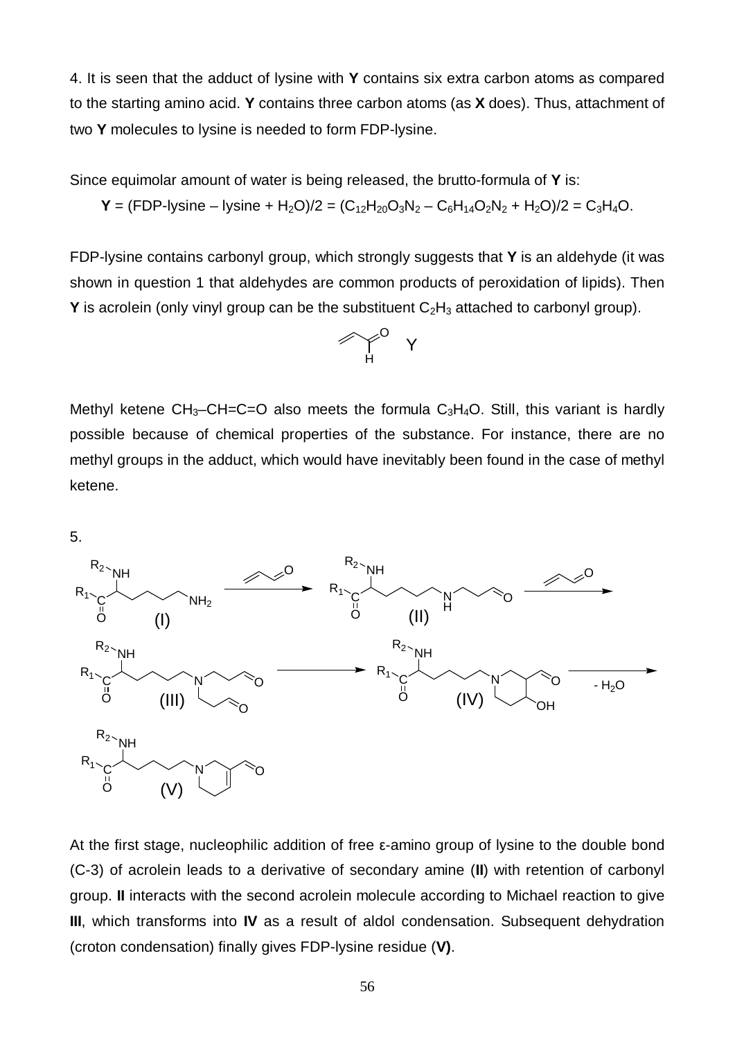4. It is seen that the adduct of lysine with **Y** contains six extra carbon atoms as compared to the starting amino acid. **Y** contains three carbon atoms (as **X** does). Thus, attachment of two **Y** molecules to lysine is needed to form FDP-lysine.

Since equimolar amount of water is being released, the brutto-formula of **Y** is:

**Y** = (FDP-lysine – lysine + $H_2O$)/2 = ($C_{12}H_{20}O_3N_2$ – $C_6H_{14}O_2N_2$ + $H_2O$)/2 = $C_3H_4O$.

FDP-lysine contains carbonyl group, which strongly suggests that **Y** is an aldehyde (it was shown in question 1 that aldehydes are common products of peroxidation of lipids). Then **Y** is acrolein (only vinyl group can be the substituent $C_2H_3$ attached to carbonyl group).

Methyl ketene $CH_3$–CH=C=O also meets the formula $C_3H_4O$. Still, this variant is hardly possible because of chemical properties of the substance. For instance, there are no methyl groups in the adduct, which would have inevitably been found in the case of methyl ketene.

5.

At the first stage, nucleophilic addition of free ε-amino group of lysine to the double bond (C-3) of acrolein leads to a derivative of secondary amine (**II**) with retention of carbonyl group. **II** interacts with the second acrolein molecule according to Michael reaction to give **III**, which transforms into **IV** as a result of aldol condensation. Subsequent dehydration (croton condensation) finally gives FDP-lysine residue (**V)**.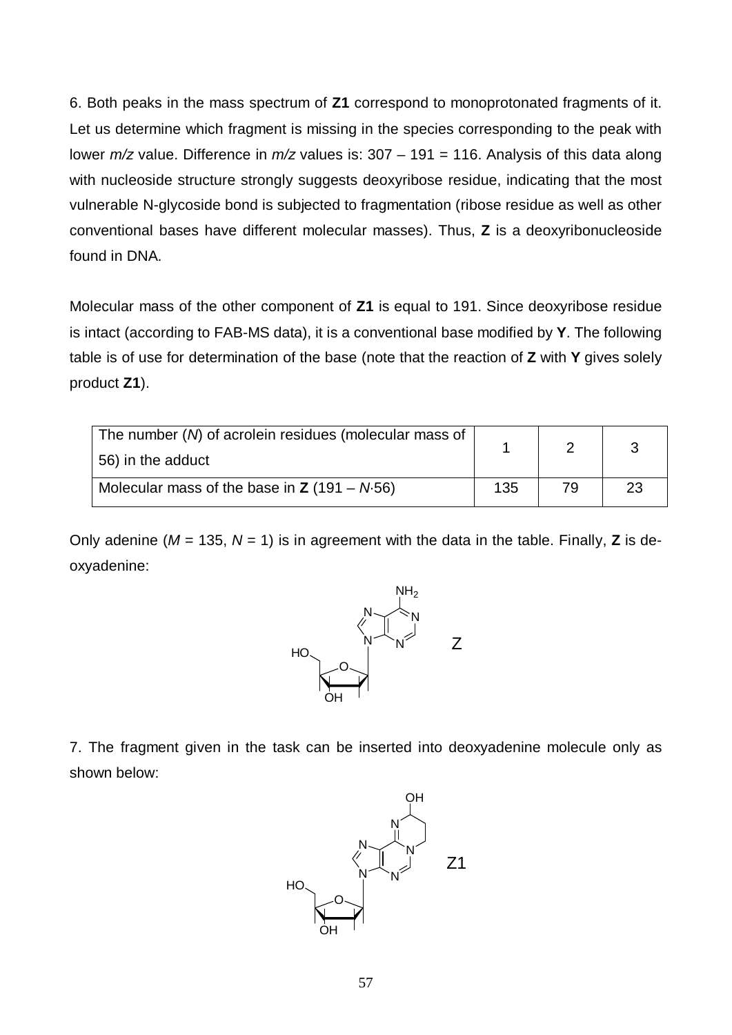6. Both peaks in the mass spectrum of **Z1** correspond to monoprotonated fragments of it. Let us determine which fragment is missing in the species corresponding to the peak with lower *m/z* value. Difference in *m/z* values is: 307 – 191 = 116. Analysis of this data along with nucleoside structure strongly suggests deoxyribose residue, indicating that the most vulnerable N-glycoside bond is subjected to fragmentation (ribose residue as well as other conventional bases have different molecular masses). Thus, **Z** is a deoxyribonucleoside found in DNA.

Molecular mass of the other component of **Z1** is equal to 191. Since deoxyribose residue is intact (according to FAB-MS data), it is a conventional base modified by **Y**. The following table is of use for determination of the base (note that the reaction of **Z** with **Y** gives solely product **Z1**).

| The number ($N$) of acrolein residues (molecular mass of 56) in the adduct | 1 | 2 | 3 |
|---|---|---|---|
| Molecular mass of the base in **Z** ($191 – N·56$) | 135 | 79 | 23 |

Only adenine ($M$ = 135, $N$ = 1) is in agreement with the data in the table. Finally, **Z** is deoxyadenine:

Z

7. The fragment given in the task can be inserted into deoxyadenine molecule only as shown below:

Z1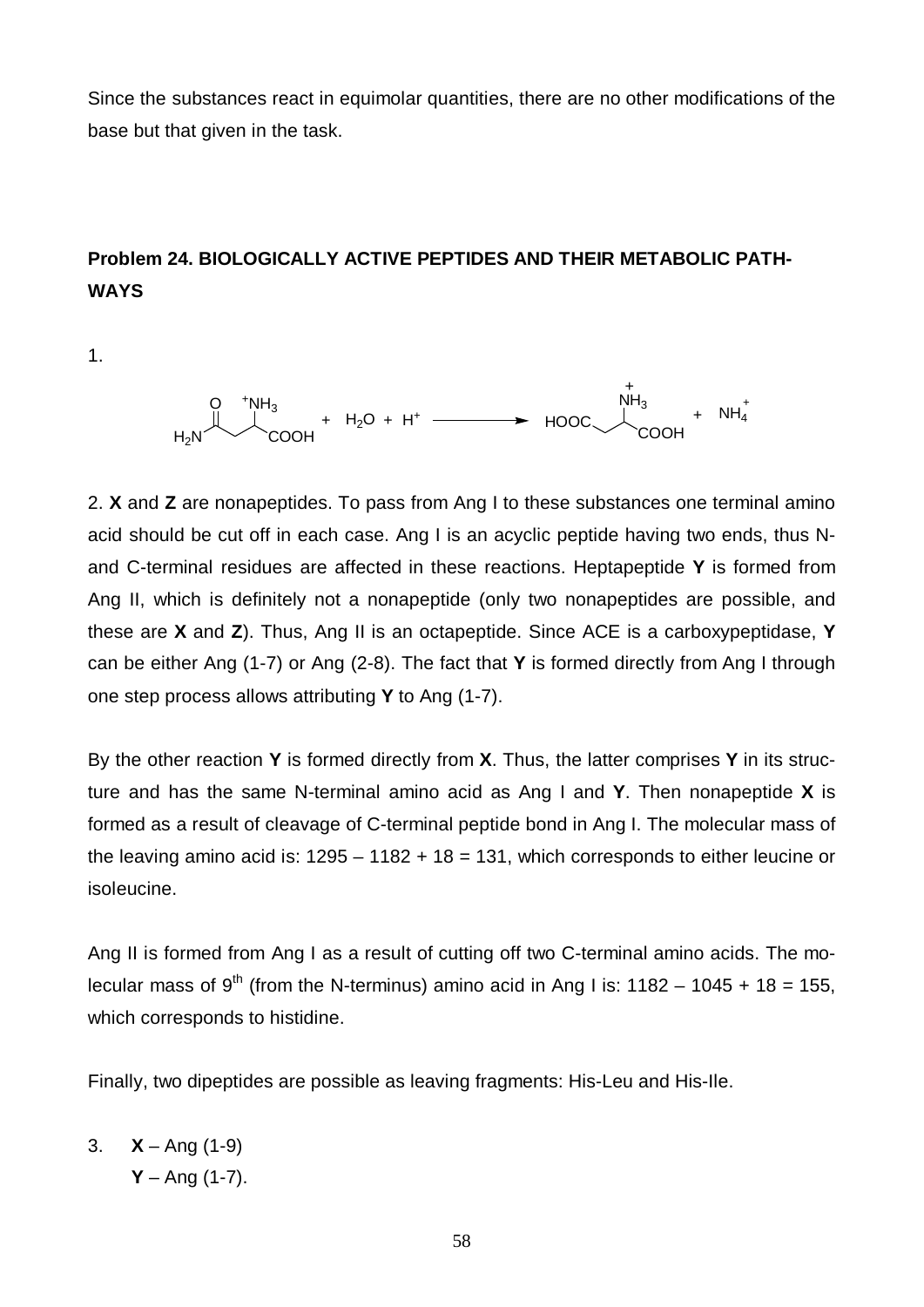Since the substances react in equimolar quantities, there are no other modifications of the base but that given in the task.

## Problem 24. BIOLOGICALLY ACTIVE PEPTIDES AND THEIR METABOLIC PATHWAYS

1.

$$H_2N\text{-}C(=O)\text{-}CH_2\text{-}CH(^{+}NH_3)\text{-}COOH + H_2O + H^+ \longrightarrow HOOC\text{-}CH_2\text{-}CH(\overset{+}{N}H_3)\text{-}COOH + NH_4^+$$

2. **X** and **Z** are nonapeptides. To pass from Ang I to these substances one terminal amino acid should be cut off in each case. Ang I is an acyclic peptide having two ends, thus N- and C-terminal residues are affected in these reactions. Heptapeptide **Y** is formed from Ang II, which is definitely not a nonapeptide (only two nonapeptides are possible, and these are **X** and **Z**). Thus, Ang II is an octapeptide. Since ACE is a carboxypeptidase, **Y** can be either Ang (1-7) or Ang (2-8). The fact that **Y** is formed directly from Ang I through one step process allows attributing **Y** to Ang (1-7).

By the other reaction **Y** is formed directly from **X**. Thus, the latter comprises **Y** in its structure and has the same N-terminal amino acid as Ang I and **Y**. Then nonapeptide **X** is formed as a result of cleavage of C-terminal peptide bond in Ang I. The molecular mass of the leaving amino acid is: 1295 – 1182 + 18 = 131, which corresponds to either leucine or isoleucine.

Ang II is formed from Ang I as a result of cutting off two C-terminal amino acids. The molecular mass of 9$^{th}$ (from the N-terminus) amino acid in Ang I is: 1182 – 1045 + 18 = 155, which corresponds to histidine.

Finally, two dipeptides are possible as leaving fragments: His-Leu and His-Ile.

3. **X** – Ang (1-9)
   **Y** – Ang (1-7).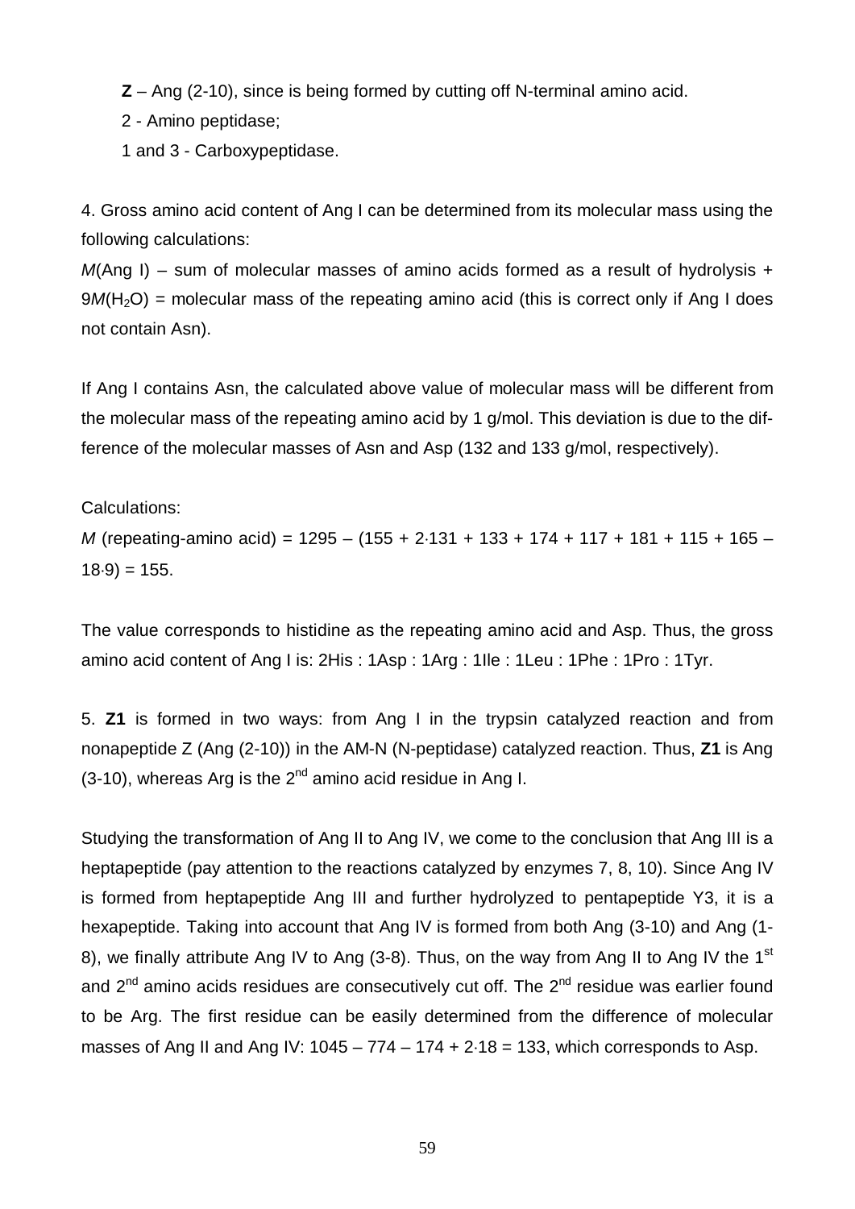**Z** – Ang (2-10), since is being formed by cutting off N-terminal amino acid.

2 - Amino peptidase;

1 and 3 - Carboxypeptidase.

4. Gross amino acid content of Ang I can be determined from its molecular mass using the following calculations:

$M$(Ang I) – sum of molecular masses of amino acids formed as a result of hydrolysis + $9M(H_2O)$ = molecular mass of the repeating amino acid (this is correct only if Ang I does not contain Asn).

If Ang I contains Asn, the calculated above value of molecular mass will be different from the molecular mass of the repeating amino acid by 1 g/mol. This deviation is due to the difference of the molecular masses of Asn and Asp (132 and 133 g/mol, respectively).

Calculations:

$M$ (repeating-amino acid) = $1295 - (155 + 2{\cdot}131 + 133 + 174 + 117 + 181 + 115 + 165 - 18{\cdot}9) = 155$.

The value corresponds to histidine as the repeating amino acid and Asp. Thus, the gross amino acid content of Ang I is: 2His : 1Asp : 1Arg : 1Ile : 1Leu : 1Phe : 1Pro : 1Tyr.

5. **Z1** is formed in two ways: from Ang I in the trypsin catalyzed reaction and from nonapeptide Z (Ang (2-10)) in the AM-N (N-peptidase) catalyzed reaction. Thus, **Z1** is Ang (3-10), whereas Arg is the 2nd amino acid residue in Ang I.

Studying the transformation of Ang II to Ang IV, we come to the conclusion that Ang III is a heptapeptide (pay attention to the reactions catalyzed by enzymes 7, 8, 10). Since Ang IV is formed from heptapeptide Ang III and further hydrolyzed to pentapeptide Y3, it is a hexapeptide. Taking into account that Ang IV is formed from both Ang (3-10) and Ang (1-8), we finally attribute Ang IV to Ang (3-8). Thus, on the way from Ang II to Ang IV the 1st and 2nd amino acids residues are consecutively cut off. The 2nd residue was earlier found to be Arg. The first residue can be easily determined from the difference of molecular masses of Ang II and Ang IV: $1045 - 774 - 174 + 2{\cdot}18 = 133$, which corresponds to Asp.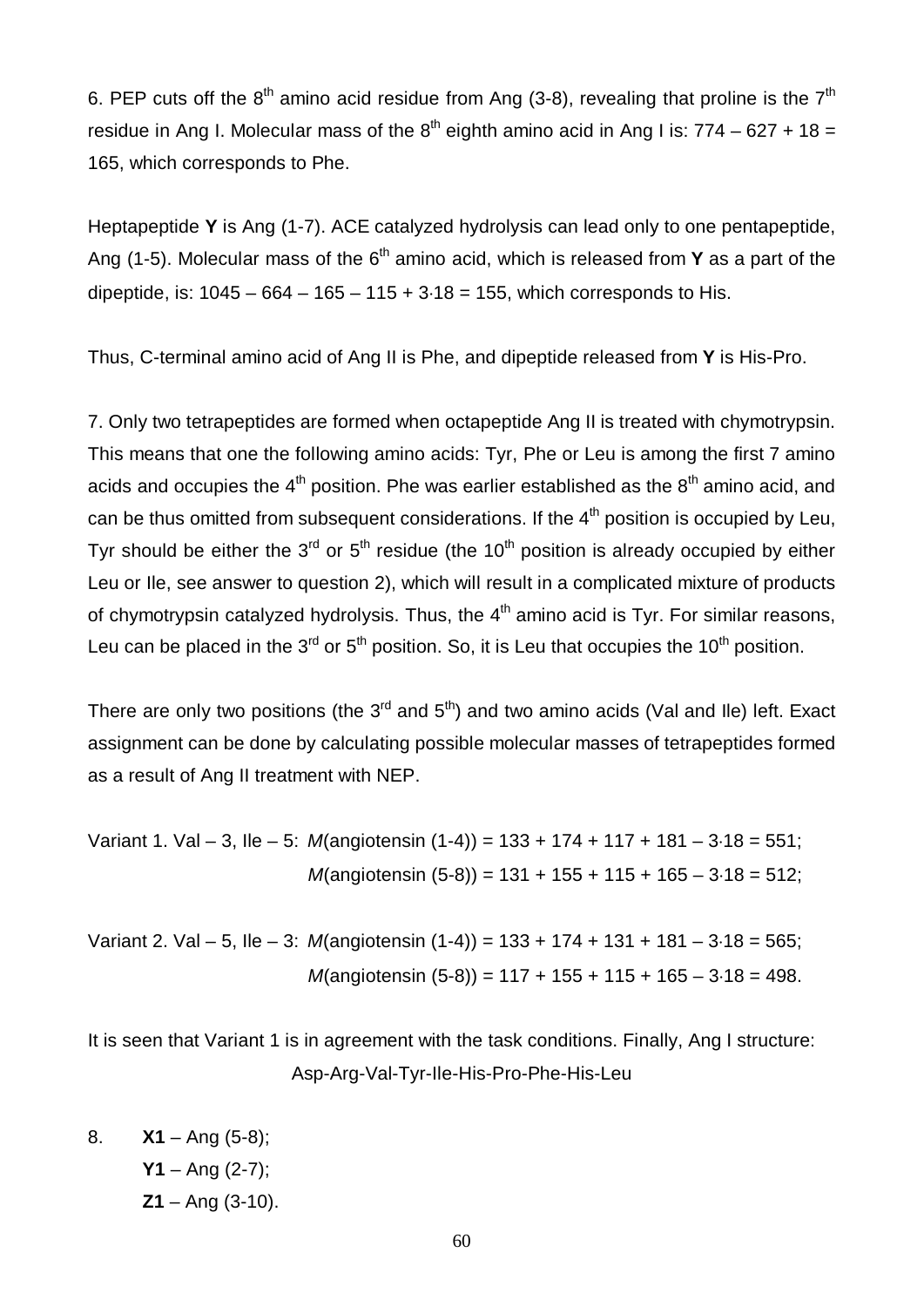6. PEP cuts off the 8th amino acid residue from Ang (3-8), revealing that proline is the 7th residue in Ang I. Molecular mass of the 8th eighth amino acid in Ang I is: $774 - 627 + 18 = 165$, which corresponds to Phe.

Heptapeptide **Y** is Ang (1-7). ACE catalyzed hydrolysis can lead only to one pentapeptide, Ang (1-5). Molecular mass of the 6th amino acid, which is released from **Y** as a part of the dipeptide, is: $1045 - 664 - 165 - 115 + 3{\cdot}18 = 155$, which corresponds to His.

Thus, C-terminal amino acid of Ang II is Phe, and dipeptide released from **Y** is His-Pro.

7. Only two tetrapeptides are formed when octapeptide Ang II is treated with chymotrypsin. This means that one the following amino acids: Tyr, Phe or Leu is among the first 7 amino acids and occupies the 4th position. Phe was earlier established as the 8th amino acid, and can be thus omitted from subsequent considerations. If the 4th position is occupied by Leu, Tyr should be either the 3rd or 5th residue (the 10th position is already occupied by either Leu or Ile, see answer to question 2), which will result in a complicated mixture of products of chymotrypsin catalyzed hydrolysis. Thus, the 4th amino acid is Tyr. For similar reasons, Leu can be placed in the 3rd or 5th position. So, it is Leu that occupies the 10th position.

There are only two positions (the 3rd and 5th) and two amino acids (Val and Ile) left. Exact assignment can be done by calculating possible molecular masses of tetrapeptides formed as a result of Ang II treatment with NEP.

Variant 1. Val – 3, Ile – 5: $M(\text{angiotensin (1-4)}) = 133 + 174 + 117 + 181 - 3{\cdot}18 = 551$;
$M(\text{angiotensin (5-8)}) = 131 + 155 + 115 + 165 - 3{\cdot}18 = 512$;

Variant 2. Val – 5, Ile – 3: $M(\text{angiotensin (1-4)}) = 133 + 174 + 131 + 181 - 3{\cdot}18 = 565$;
$M(\text{angiotensin (5-8)}) = 117 + 155 + 115 + 165 - 3{\cdot}18 = 498$.

It is seen that Variant 1 is in agreement with the task conditions. Finally, Ang I structure:

Asp-Arg-Val-Tyr-Ile-His-Pro-Phe-His-Leu

8. **X1** – Ang (5-8);
   **Y1** – Ang (2-7);
   **Z1** – Ang (3-10).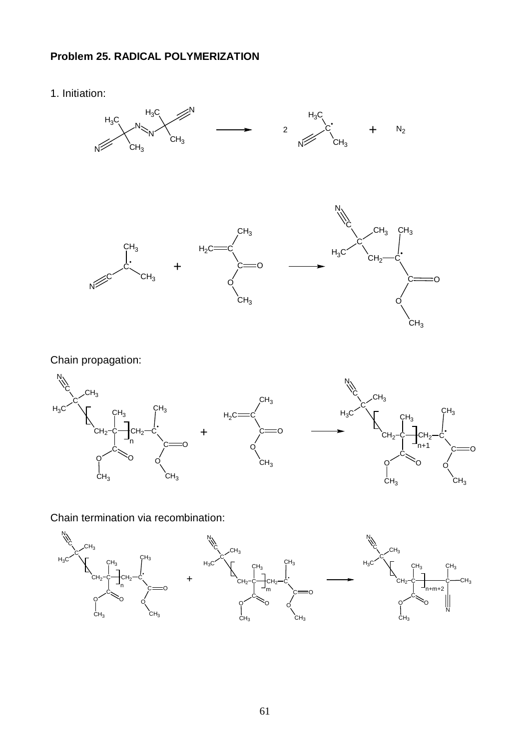**Problem 25. RADICAL POLYMERIZATION**

1. Initiation:

$$(CH_3)_2C(CN){-}N{=}N{-}C(CN)(CH_3)_2 \longrightarrow 2\ (CH_3)_2\dot{C}{-}CN + N_2$$

$$(CH_3)_2\dot{C}{-}CN + H_2C{=}C(CH_3){-}COOCH_3 \longrightarrow NC{-}C(CH_3)_2{-}CH_2{-}\dot{C}(CH_3){-}COOCH_3$$

Chain propagation:

$$NC{-}C(CH_3)_2{-}[CH_2{-}C(CH_3)(COOCH_3)]_n{-}CH_2{-}\dot{C}(CH_3){-}COOCH_3 + H_2C{=}C(CH_3){-}COOCH_3 \longrightarrow NC{-}C(CH_3)_2{-}[CH_2{-}C(CH_3)(COOCH_3)]_{n+1}{-}CH_2{-}\dot{C}(CH_3){-}COOCH_3$$

Chain termination via recombination:

$$NC{-}C(CH_3)_2{-}[CH_2{-}C(CH_3)(COOCH_3)]_n{-}CH_2{-}\dot{C}(CH_3){-}COOCH_3 + NC{-}C(CH_3)_2{-}[CH_2{-}C(CH_3)(COOCH_3)]_m{-}CH_2{-}\dot{C}(CH_3){-}COOCH_3 \longrightarrow NC{-}C(CH_3)_2{-}[CH_2{-}C(CH_3)(COOCH_3)]_{n+m+2}{-}C(CH_3)_2{-}CN$$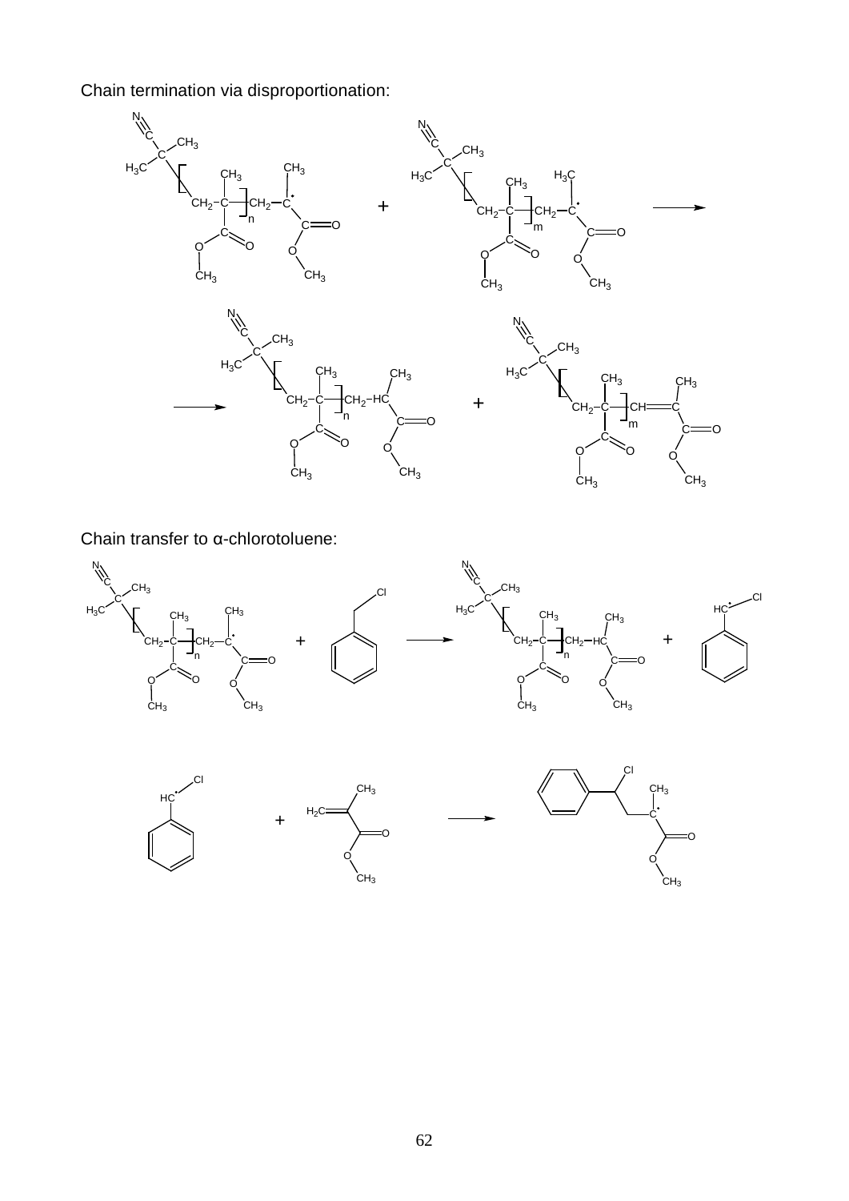Chain termination via disproportionation:

Chain transfer to α-chlorotoluene: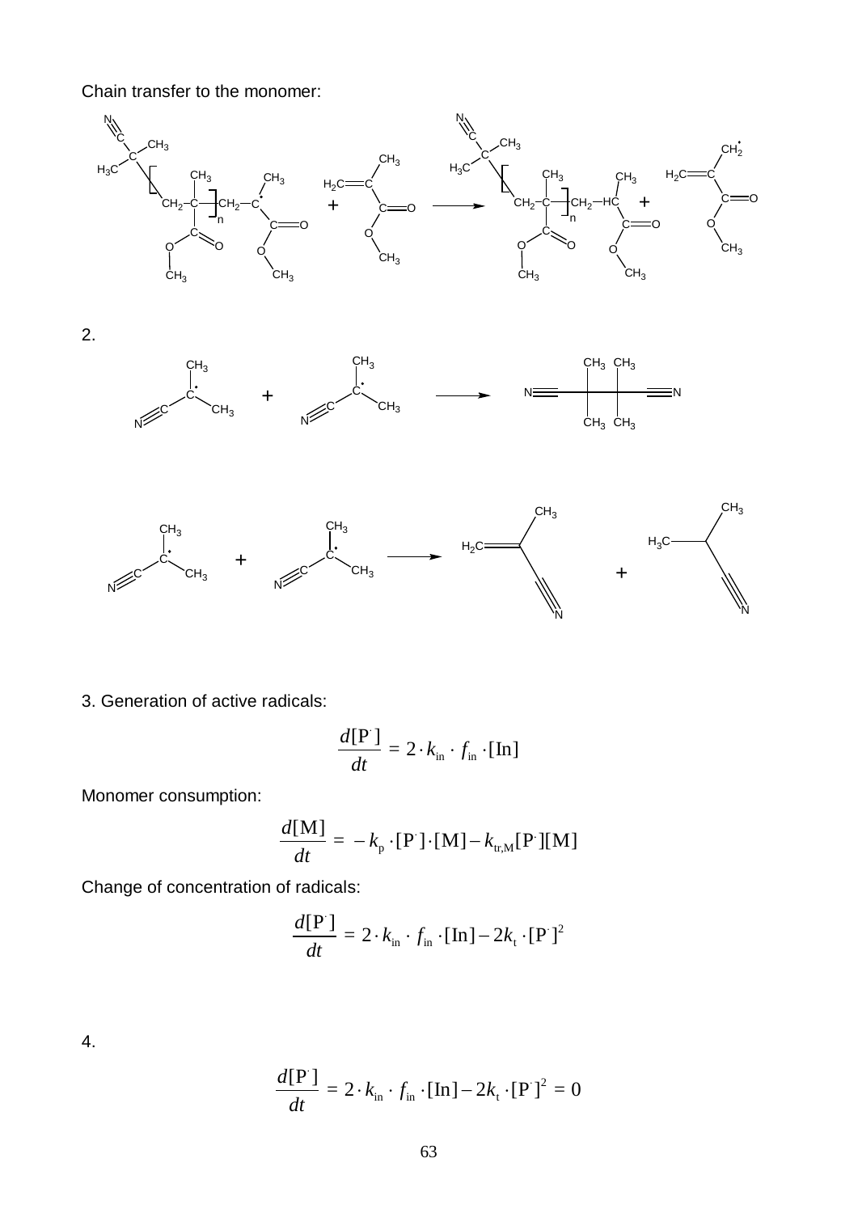Chain transfer to the monomer:

2.

3. Generation of active radicals:

$$\frac{d[\mathrm{P}^{\cdot}]}{dt} = 2 \cdot k_{\mathrm{in}} \cdot f_{\mathrm{in}} \cdot [\mathrm{In}]$$

Monomer consumption:

$$\frac{d[\mathrm{M}]}{dt} = -k_{\mathrm{p}} \cdot [\mathrm{P}^{\cdot}] \cdot [\mathrm{M}] - k_{\mathrm{tr,M}}[\mathrm{P}^{\cdot}][\mathrm{M}]$$

Change of concentration of radicals:

$$\frac{d[\mathrm{P}^{\cdot}]}{dt} = 2 \cdot k_{\mathrm{in}} \cdot f_{\mathrm{in}} \cdot [\mathrm{In}] - 2k_{\mathrm{t}} \cdot [\mathrm{P}^{\cdot}]^2$$

4.

$$\frac{d[\mathrm{P}^{\cdot}]}{dt} = 2 \cdot k_{\mathrm{in}} \cdot f_{\mathrm{in}} \cdot [\mathrm{In}] - 2k_{\mathrm{t}} \cdot [\mathrm{P}^{\cdot}]^2 = 0$$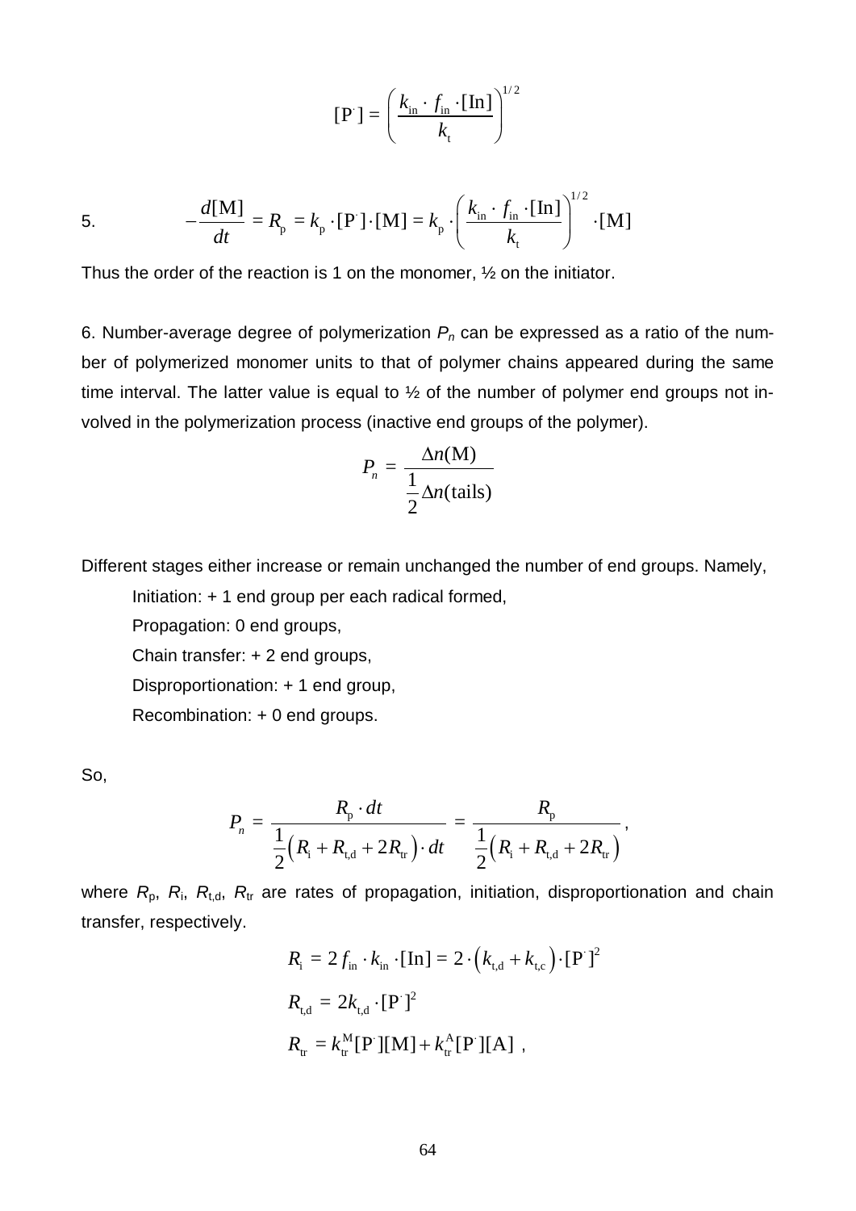$$[\mathrm{P}^{\cdot}] = \left( \frac{k_{\mathrm{in}} \cdot f_{\mathrm{in}} \cdot [\mathrm{In}]}{k_{\mathrm{t}}} \right)^{1/2}$$

5. $$-\frac{d[\mathrm{M}]}{dt} = R_{\mathrm{p}} = k_{\mathrm{p}} \cdot [\mathrm{P}^{\cdot}] \cdot [\mathrm{M}] = k_{\mathrm{p}} \cdot \left( \frac{k_{\mathrm{in}} \cdot f_{\mathrm{in}} \cdot [\mathrm{In}]}{k_{\mathrm{t}}} \right)^{1/2} \cdot [\mathrm{M}]$$

Thus the order of the reaction is 1 on the monomer, ½ on the initiator.

6. Number-average degree of polymerization $P_n$ can be expressed as a ratio of the number of polymerized monomer units to that of polymer chains appeared during the same time interval. The latter value is equal to ½ of the number of polymer end groups not involved in the polymerization process (inactive end groups of the polymer).

$$P_n = \frac{\Delta n(\mathrm{M})}{\frac{1}{2}\Delta n(\mathrm{tails})}$$

Different stages either increase or remain unchanged the number of end groups. Namely,

Initiation: + 1 end group per each radical formed,

Propagation: 0 end groups,

Chain transfer: + 2 end groups,

Disproportionation: + 1 end group,

Recombination: + 0 end groups.

So,

$$P_n = \frac{R_{\mathrm{p}} \cdot dt}{\frac{1}{2}\left(R_{\mathrm{i}} + R_{\mathrm{t,d}} + 2R_{\mathrm{tr}}\right) \cdot dt} = \frac{R_{\mathrm{p}}}{\frac{1}{2}\left(R_{\mathrm{i}} + R_{\mathrm{t,d}} + 2R_{\mathrm{tr}}\right)},$$

where $R_{\mathrm{p}}$, $R_{\mathrm{i}}$, $R_{\mathrm{t,d}}$, $R_{\mathrm{tr}}$ are rates of propagation, initiation, disproportionation and chain transfer, respectively.

$$R_{\mathrm{i}} = 2 f_{\mathrm{in}} \cdot k_{\mathrm{in}} \cdot [\mathrm{In}] = 2 \cdot \left(k_{\mathrm{t,d}} + k_{\mathrm{t,c}}\right) \cdot [\mathrm{P}^{\cdot}]^2$$

$$R_{\mathrm{t,d}} = 2k_{\mathrm{t,d}} \cdot [\mathrm{P}^{\cdot}]^2$$

$$R_{\mathrm{tr}} = k_{\mathrm{tr}}^{\mathrm{M}}[\mathrm{P}^{\cdot}][\mathrm{M}] + k_{\mathrm{tr}}^{\mathrm{A}}[\mathrm{P}^{\cdot}][\mathrm{A}] \ ,$$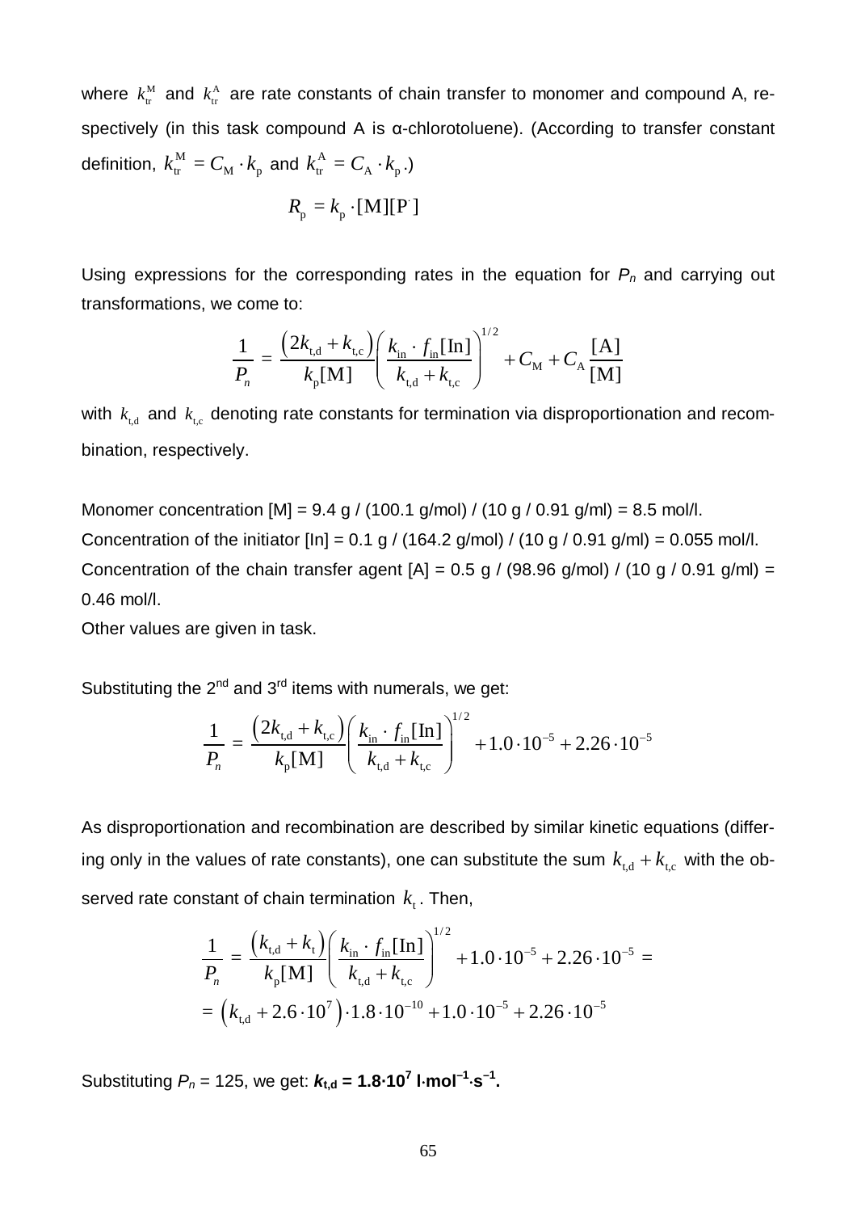where $k_{tr}^{M}$ and $k_{tr}^{A}$ are rate constants of chain transfer to monomer and compound A, respectively (in this task compound A is α-chlorotoluene). (According to transfer constant definition, $k_{tr}^{M} = C_{M} \cdot k_{p}$ and $k_{tr}^{A} = C_{A} \cdot k_{p}$.)

$$R_{p} = k_{p} \cdot [\mathrm{M}][\mathrm{P}^{\cdot}]$$

Using expressions for the corresponding rates in the equation for $P_n$ and carrying out transformations, we come to:

$$\frac{1}{P_n} = \frac{\left(2k_{t,d} + k_{t,c}\right)}{k_{p}[\mathrm{M}]}\left(\frac{k_{in} \cdot f_{in}[\mathrm{In}]}{k_{t,d} + k_{t,c}}\right)^{1/2} + C_{M} + C_{A}\frac{[\mathrm{A}]}{[\mathrm{M}]}$$

with $k_{t,d}$ and $k_{t,c}$ denoting rate constants for termination via disproportionation and recombination, respectively.

Monomer concentration [M] = 9.4 g / (100.1 g/mol) / (10 g / 0.91 g/ml) = 8.5 mol/l.
Concentration of the initiator [In] = 0.1 g / (164.2 g/mol) / (10 g / 0.91 g/ml) = 0.055 mol/l.
Concentration of the chain transfer agent [A] = 0.5 g / (98.96 g/mol) / (10 g / 0.91 g/ml) = 0.46 mol/l.
Other values are given in task.

Substituting the 2nd and 3rd items with numerals, we get:

$$\frac{1}{P_n} = \frac{\left(2k_{t,d} + k_{t,c}\right)}{k_{p}[\mathrm{M}]}\left(\frac{k_{in} \cdot f_{in}[\mathrm{In}]}{k_{t,d} + k_{t,c}}\right)^{1/2} + 1.0 \cdot 10^{-5} + 2.26 \cdot 10^{-5}$$

As disproportionation and recombination are described by similar kinetic equations (differing only in the values of rate constants), one can substitute the sum $k_{t,d} + k_{t,c}$ with the observed rate constant of chain termination $k_{t}$. Then,

$$\frac{1}{P_n} = \frac{\left(k_{t,d} + k_{t}\right)}{k_{p}[\mathrm{M}]}\left(\frac{k_{in} \cdot f_{in}[\mathrm{In}]}{k_{t,d} + k_{t,c}}\right)^{1/2} + 1.0 \cdot 10^{-5} + 2.26 \cdot 10^{-5} =$$
$$= \left(k_{t,d} + 2.6 \cdot 10^{7}\right) \cdot 1.8 \cdot 10^{-10} + 1.0 \cdot 10^{-5} + 2.26 \cdot 10^{-5}$$

Substituting $P_n$ = 125, we get: $\mathbf{k_{t,d} = 1.8 \cdot 10^{7}}$ **l·mol$^{-1}$·s$^{-1}$.**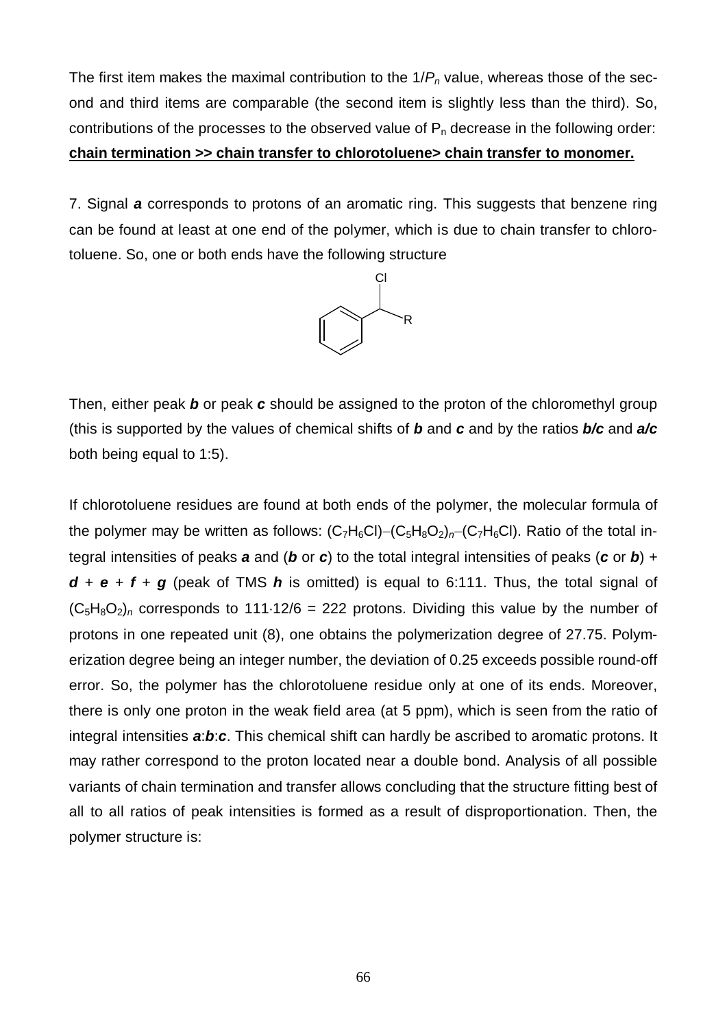The first item makes the maximal contribution to the $1/P_n$ value, whereas those of the second and third items are comparable (the second item is slightly less than the third). So, contributions of the processes to the observed value of $P_n$ decrease in the following order: **chain termination >> chain transfer to chlorotoluene> chain transfer to monomer.**

7. Signal ***a*** corresponds to protons of an aromatic ring. This suggests that benzene ring can be found at least at one end of the polymer, which is due to chain transfer to chlorotoluene. So, one or both ends have the following structure

Then, either peak ***b*** or peak ***c*** should be assigned to the proton of the chloromethyl group (this is supported by the values of chemical shifts of ***b*** and ***c*** and by the ratios ***b/c*** and ***a/c*** both being equal to 1:5).

If chlorotoluene residues are found at both ends of the polymer, the molecular formula of the polymer may be written as follows: $(C_7H_6Cl)$–$(C_5H_8O_2)_n$–$(C_7H_6Cl)$. Ratio of the total integral intensities of peaks ***a*** and (***b*** or ***c***) to the total integral intensities of peaks (***c*** or ***b***) + ***d*** + ***e*** + ***f*** + ***g*** (peak of TMS ***h*** is omitted) is equal to 6:111. Thus, the total signal of $(C_5H_8O_2)_n$ corresponds to $111 \cdot 12/6 = 222$ protons. Dividing this value by the number of protons in one repeated unit (8), one obtains the polymerization degree of 27.75. Polymerization degree being an integer number, the deviation of 0.25 exceeds possible round-off error. So, the polymer has the chlorotoluene residue only at one of its ends. Moreover, there is only one proton in the weak field area (at 5 ppm), which is seen from the ratio of integral intensities ***a***:***b***:***c***. This chemical shift can hardly be ascribed to aromatic protons. It may rather correspond to the proton located near a double bond. Analysis of all possible variants of chain termination and transfer allows concluding that the structure fitting best of all to all ratios of peak intensities is formed as a result of disproportionation. Then, the polymer structure is: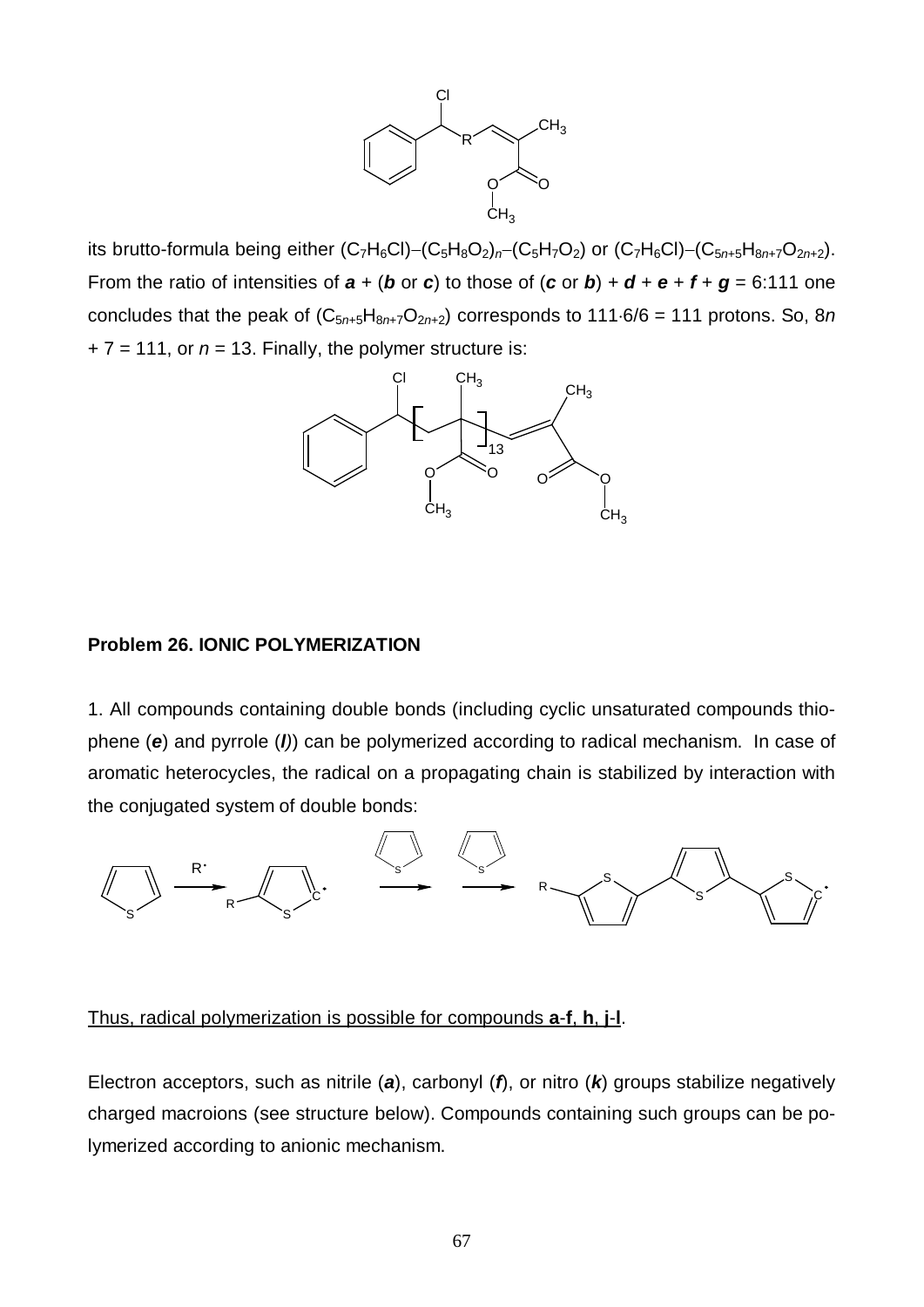its brutto-formula being either $(C_7H_6Cl)–(C_5H_8O_2)_n–(C_5H_7O_2)$ or $(C_7H_6Cl)–(C_{5n+5}H_{8n+7}O_{2n+2})$. From the ratio of intensities of ***a*** + (***b*** or ***c***) to those of (***c*** or ***b***) + ***d*** + ***e*** + ***f*** + ***g*** = 6:111 one concludes that the peak of $(C_{5n+5}H_{8n+7}O_{2n+2})$ corresponds to 111·6/6 = 111 protons. So, $8n + 7 = 111$, or $n = 13$. Finally, the polymer structure is:

## Problem 26. IONIC POLYMERIZATION

1. All compounds containing double bonds (including cyclic unsaturated compounds thiophene (***e***) and pyrrole (***l***)) can be polymerized according to radical mechanism. In case of aromatic heterocycles, the radical on a propagating chain is stabilized by interaction with the conjugated system of double bonds:

Thus, radical polymerization is possible for compounds **a**-**f**, **h**, **j**-**l**.

Electron acceptors, such as nitrile (***a***), carbonyl (***f***), or nitro (***k***) groups stabilize negatively charged macroions (see structure below). Compounds containing such groups can be polymerized according to anionic mechanism.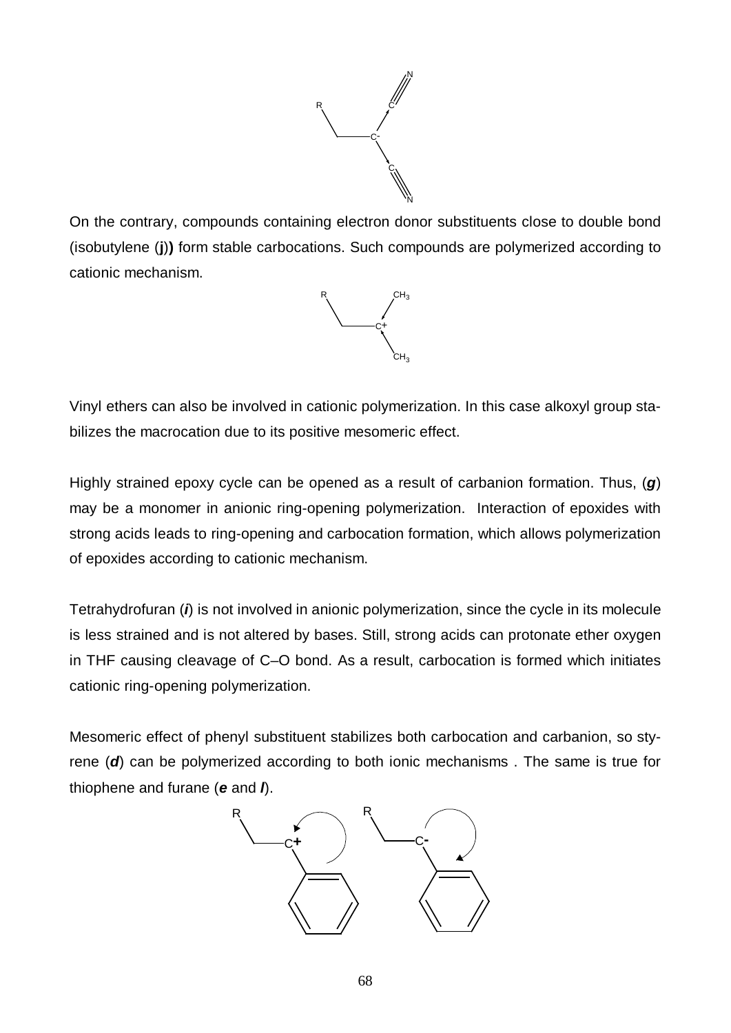On the contrary, compounds containing electron donor substituents close to double bond (isobutylene (**j**)) form stable carbocations. Such compounds are polymerized according to cationic mechanism.

Vinyl ethers can also be involved in cationic polymerization. In this case alkoxyl group stabilizes the macrocation due to its positive mesomeric effect.

Highly strained epoxy cycle can be opened as a result of carbanion formation. Thus, (***g***) may be a monomer in anionic ring-opening polymerization. Interaction of epoxides with strong acids leads to ring-opening and carbocation formation, which allows polymerization of epoxides according to cationic mechanism.

Tetrahydrofuran (***i***) is not involved in anionic polymerization, since the cycle in its molecule is less strained and is not altered by bases. Still, strong acids can protonate ether oxygen in THF causing cleavage of C–O bond. As a result, carbocation is formed which initiates cationic ring-opening polymerization.

Mesomeric effect of phenyl substituent stabilizes both carbocation and carbanion, so styrene (***d***) can be polymerized according to both ionic mechanisms . The same is true for thiophene and furane (***e*** and ***l***).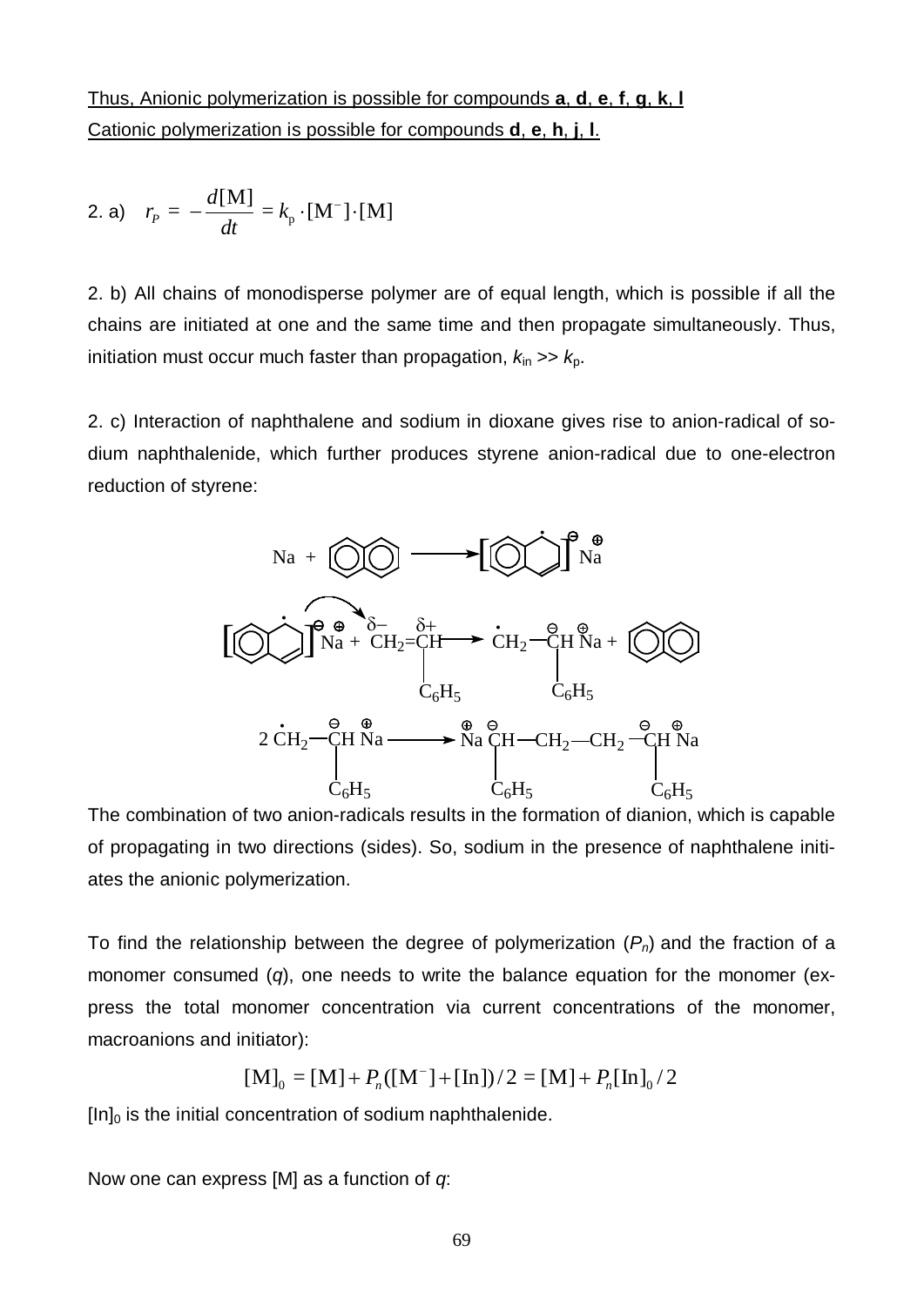<u>Thus, Anionic polymerization is possible for compounds **a**, **d**, **e**, **f**, **g**, **k**, **l**</u>
<u>Cationic polymerization is possible for compounds **d**, **e**, **h**, **j**, **l**.</u>

2. a) $r_P = -\dfrac{d[\mathrm{M}]}{dt} = k_\mathrm{p} \cdot [\mathrm{M}^-] \cdot [\mathrm{M}]$

2. b) All chains of monodisperse polymer are of equal length, which is possible if all the chains are initiated at one and the same time and then propagate simultaneously. Thus, initiation must occur much faster than propagation, $k_{in} >> k_p$.

2. c) Interaction of naphthalene and sodium in dioxane gives rise to anion-radical of sodium naphthalenide, which further produces styrene anion-radical due to one-electron reduction of styrene:

$$\mathrm{Na} + \text{C}_{10}\text{H}_8 \longrightarrow [\text{C}_{10}\text{H}_8]^{\bullet\ominus}\,\mathrm{Na}^{\oplus}$$

$$[\text{C}_{10}\text{H}_8]^{\bullet\ominus}\,\mathrm{Na}^{\oplus} + \overset{\delta-}{\mathrm{CH_2}}{=}\overset{\delta+}{\mathrm{CH}}(\mathrm{C_6H_5}) \longrightarrow \overset{\bullet}{\mathrm{C}}\mathrm{H_2}{-}\overset{\ominus}{\mathrm{C}}\mathrm{H}(\mathrm{C_6H_5})\,\overset{\oplus}{\mathrm{Na}} + \text{C}_{10}\text{H}_8$$

$$2\,\overset{\bullet}{\mathrm{C}}\mathrm{H_2}{-}\overset{\ominus}{\mathrm{C}}\mathrm{H}(\mathrm{C_6H_5})\,\overset{\oplus}{\mathrm{Na}} \longrightarrow \overset{\oplus}{\mathrm{Na}}\,\overset{\ominus}{\mathrm{C}}\mathrm{H}(\mathrm{C_6H_5}){-}\mathrm{CH_2}{-}\mathrm{CH_2}{-}\overset{\ominus}{\mathrm{C}}\mathrm{H}(\mathrm{C_6H_5})\,\overset{\oplus}{\mathrm{Na}}$$

The combination of two anion-radicals results in the formation of dianion, which is capable of propagating in two directions (sides). So, sodium in the presence of naphthalene initiates the anionic polymerization.

To find the relationship between the degree of polymerization ($P_n$) and the fraction of a monomer consumed ($q$), one needs to write the balance equation for the monomer (express the total monomer concentration via current concentrations of the monomer, macroanions and initiator):

$$[\mathrm{M}]_0 = [\mathrm{M}] + P_n([\mathrm{M}^-] + [\mathrm{In}])/2 = [\mathrm{M}] + P_n[\mathrm{In}]_0/2$$

$[\mathrm{In}]_0$ is the initial concentration of sodium naphthalenide.

Now one can express [M] as a function of $q$: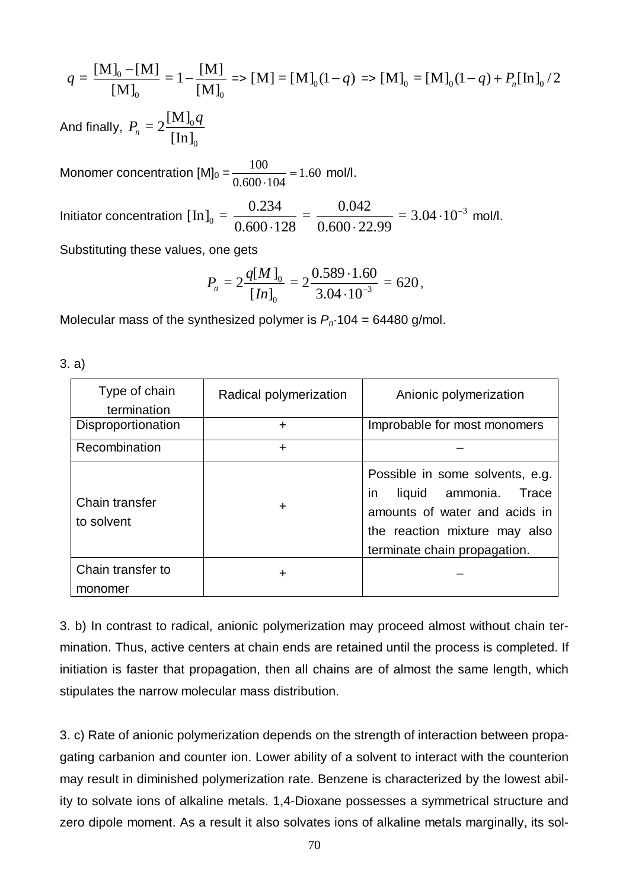$$q = \frac{[\mathrm{M}]_0 - [\mathrm{M}]}{[\mathrm{M}]_0} = 1 - \frac{[\mathrm{M}]}{[\mathrm{M}]_0} \Rightarrow [\mathrm{M}] = [\mathrm{M}]_0(1-q) \Rightarrow [\mathrm{M}]_0 = [\mathrm{M}]_0(1-q) + P_n[\mathrm{In}]_0/2$$

And finally, $P_n = 2\dfrac{[\mathrm{M}]_0 q}{[\mathrm{In}]_0}$

Monomer concentration $[\mathrm{M}]_0 = \dfrac{100}{0.600 \cdot 104} = 1.60$ mol/l.

Initiator concentration $[\mathrm{In}]_0 = \dfrac{0.234}{0.600 \cdot 128} = \dfrac{0.042}{0.600 \cdot 22.99} = 3.04 \cdot 10^{-3}$ mol/l.

Substituting these values, one gets

$$P_n = 2\frac{q[M]_0}{[In]_0} = 2\frac{0.589 \cdot 1.60}{3.04 \cdot 10^{-3}} = 620,$$

Molecular mass of the synthesized polymer is $P_n \cdot 104$ = 64480 g/mol.

3. a)

| Type of chain termination | Radical polymerization | Anionic polymerization |
|---|---|---|
| Disproportionation | + | Improbable for most monomers |
| Recombination | + | – |
| Chain transfer to solvent | + | Possible in some solvents, e.g. in liquid ammonia. Trace amounts of water and acids in the reaction mixture may also terminate chain propagation. |
| Chain transfer to monomer | + | – |

3. b) In contrast to radical, anionic polymerization may proceed almost without chain termination. Thus, active centers at chain ends are retained until the process is completed. If initiation is faster that propagation, then all chains are of almost the same length, which stipulates the narrow molecular mass distribution.

3. c) Rate of anionic polymerization depends on the strength of interaction between propagating carbanion and counter ion. Lower ability of a solvent to interact with the counterion may result in diminished polymerization rate. Benzene is characterized by the lowest ability to solvate ions of alkaline metals. 1,4-Dioxane possesses a symmetrical structure and zero dipole moment. As a result it also solvates ions of alkaline metals marginally, its sol-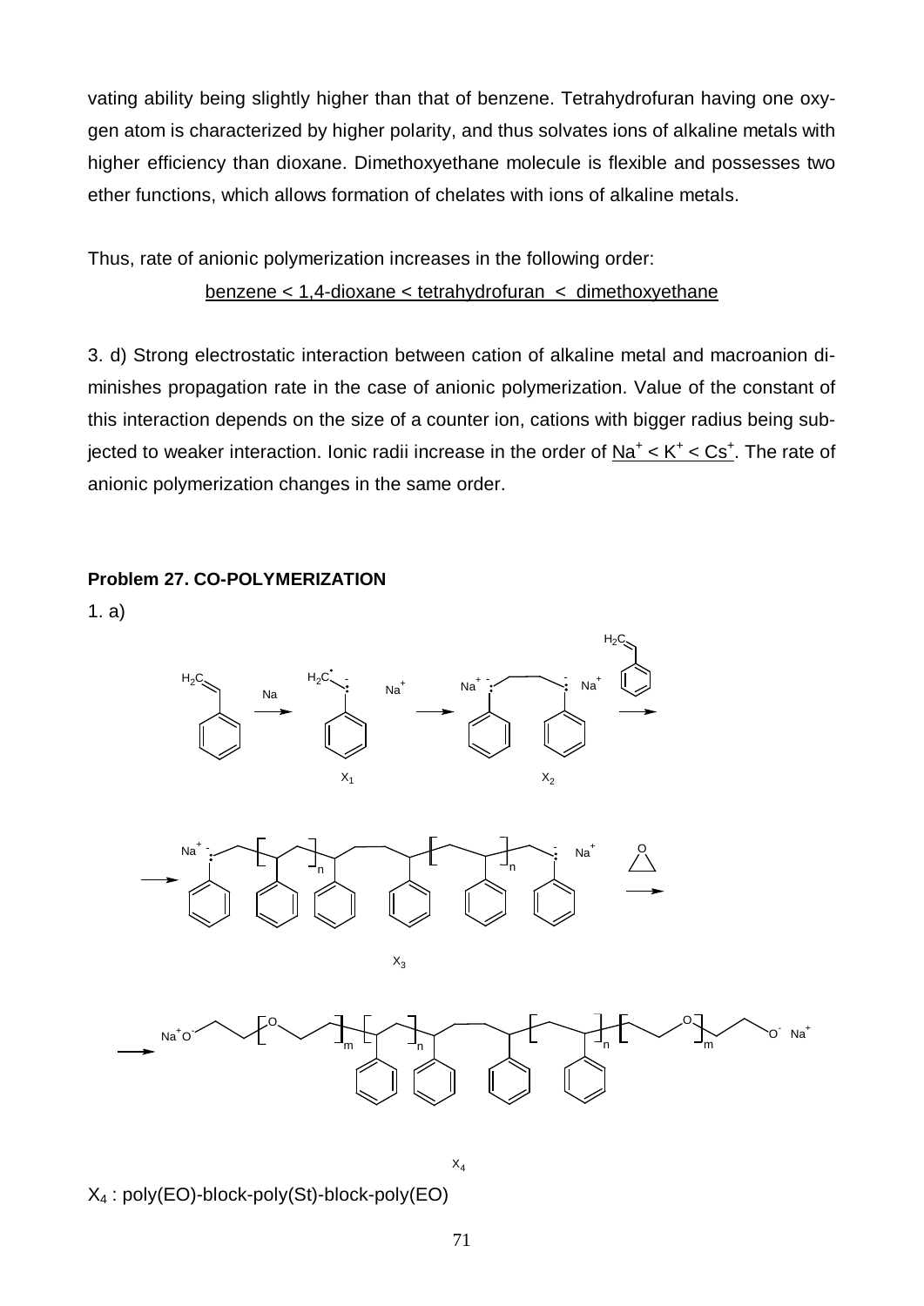vating ability being slightly higher than that of benzene. Tetrahydrofuran having one oxygen atom is characterized by higher polarity, and thus solvates ions of alkaline metals with higher efficiency than dioxane. Dimethoxyethane molecule is flexible and possesses two ether functions, which allows formation of chelates with ions of alkaline metals.

Thus, rate of anionic polymerization increases in the following order:

benzene < 1,4-dioxane < tetrahydrofuran < dimethoxyethane

3. d) Strong electrostatic interaction between cation of alkaline metal and macroanion diminishes propagation rate in the case of anionic polymerization. Value of the constant of this interaction depends on the size of a counter ion, cations with bigger radius being subjected to weaker interaction. Ionic radii increase in the order of $Na^+ < K^+ < Cs^+$. The rate of anionic polymerization changes in the same order.

**Problem 27. CO-POLYMERIZATION**

1. a)

$X_1$ $X_2$

$X_3$

$X_4$

$X_4$ : poly(EO)-block-poly(St)-block-poly(EO)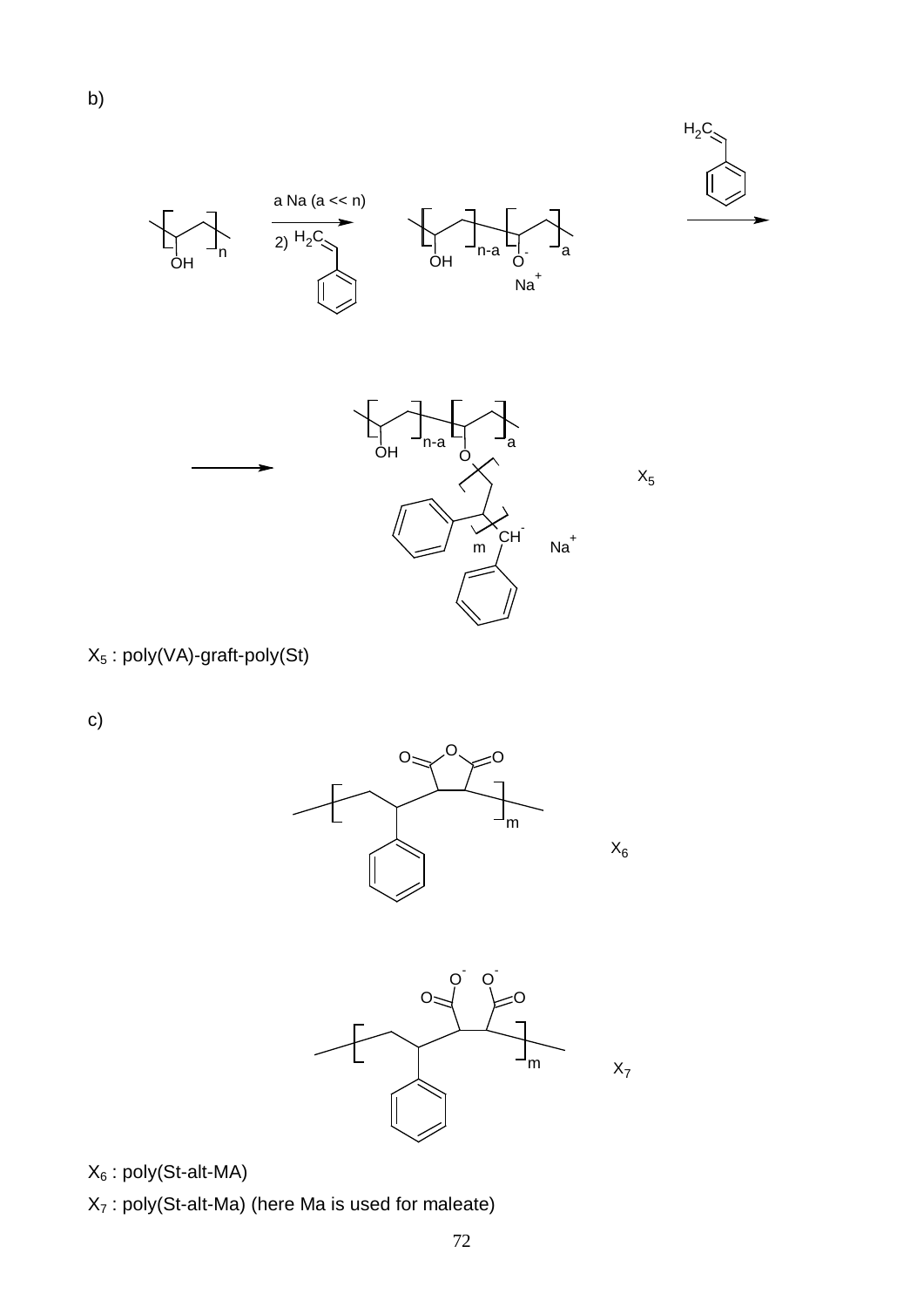b)

a Na (a << n)

2) $H_2C$=CH–Ph

$X_5$

$X_5$ : poly(VA)-graft-poly(St)

c)

$X_6$

$X_7$

$X_6$ : poly(St-alt-MA)

$X_7$ : poly(St-alt-Ma) (here Ma is used for maleate)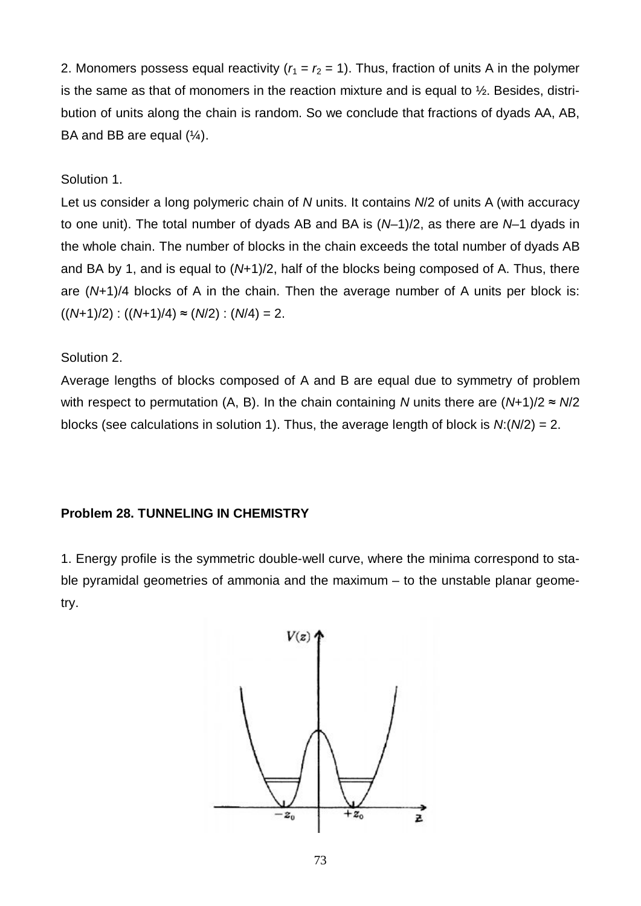2. Monomers possess equal reactivity ($r_1 = r_2 = 1$). Thus, fraction of units A in the polymer is the same as that of monomers in the reaction mixture and is equal to ½. Besides, distribution of units along the chain is random. So we conclude that fractions of dyads AA, AB, BA and BB are equal (¼).

Solution 1.

Let us consider a long polymeric chain of $N$ units. It contains $N/2$ of units A (with accuracy to one unit). The total number of dyads AB and BA is $(N–1)/2$, as there are $N–1$ dyads in the whole chain. The number of blocks in the chain exceeds the total number of dyads AB and BA by 1, and is equal to $(N+1)/2$, half of the blocks being composed of A. Thus, there are $(N+1)/4$ blocks of A in the chain. Then the average number of A units per block is: $((N+1)/2) : ((N+1)/4) \approx (N/2) : (N/4) = 2$.

Solution 2.

Average lengths of blocks composed of A and B are equal due to symmetry of problem with respect to permutation (A, B). In the chain containing $N$ units there are $(N+1)/2 \approx N/2$ blocks (see calculations in solution 1). Thus, the average length of block is $N:(N/2) = 2$.

**Problem 28. TUNNELING IN CHEMISTRY**

1. Energy profile is the symmetric double-well curve, where the minima correspond to stable pyramidal geometries of ammonia and the maximum – to the unstable planar geometry.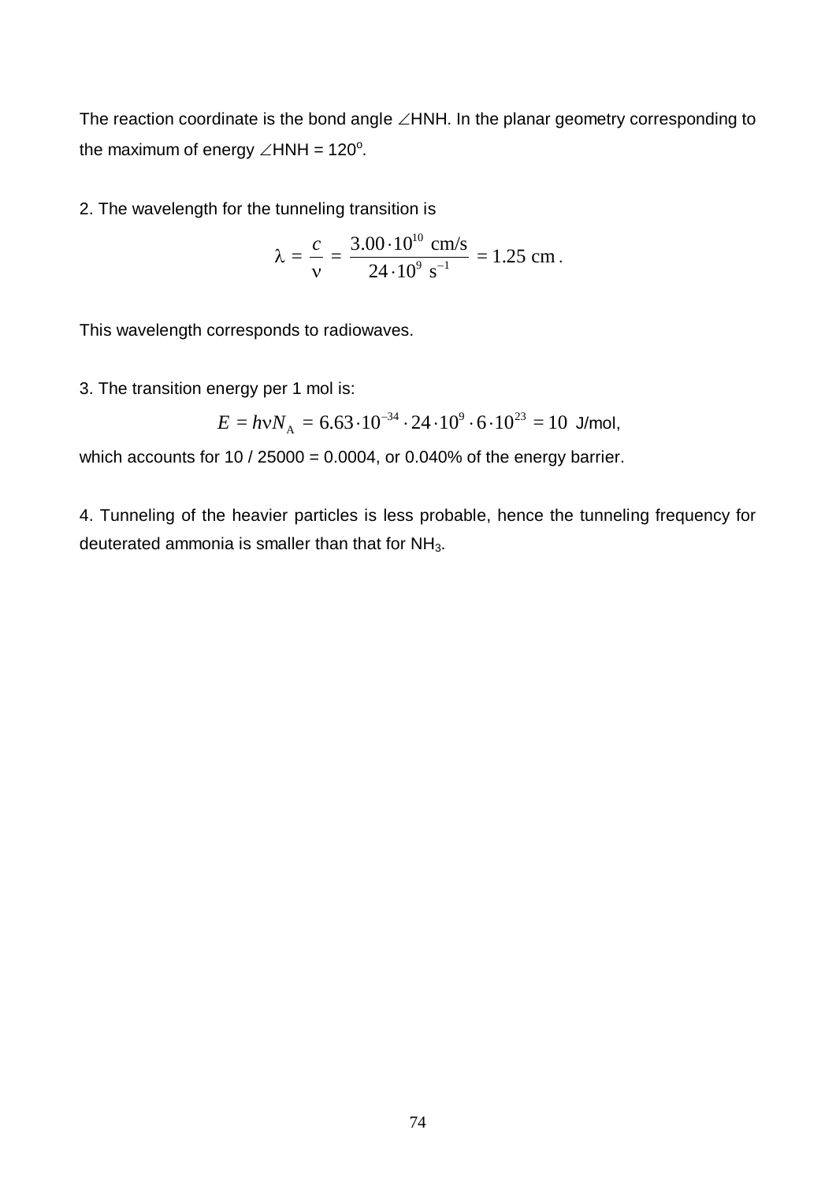The reaction coordinate is the bond angle $\angle$HNH. In the planar geometry corresponding to the maximum of energy $\angle$HNH = 120$^o$.

2. The wavelength for the tunneling transition is

$$\lambda = \frac{c}{\nu} = \frac{3.00 \cdot 10^{10}\ \text{cm/s}}{24 \cdot 10^{9}\ \text{s}^{-1}} = 1.25\ \text{cm}.$$

This wavelength corresponds to radiowaves.

3. The transition energy per 1 mol is:

$$E = h\nu N_A = 6.63 \cdot 10^{-34} \cdot 24 \cdot 10^{9} \cdot 6 \cdot 10^{23} = 10\ \text{J/mol},$$

which accounts for 10 / 25000 = 0.0004, or 0.040% of the energy barrier.

4. Tunneling of the heavier particles is less probable, hence the tunneling frequency for deuterated ammonia is smaller than that for $NH_3$.